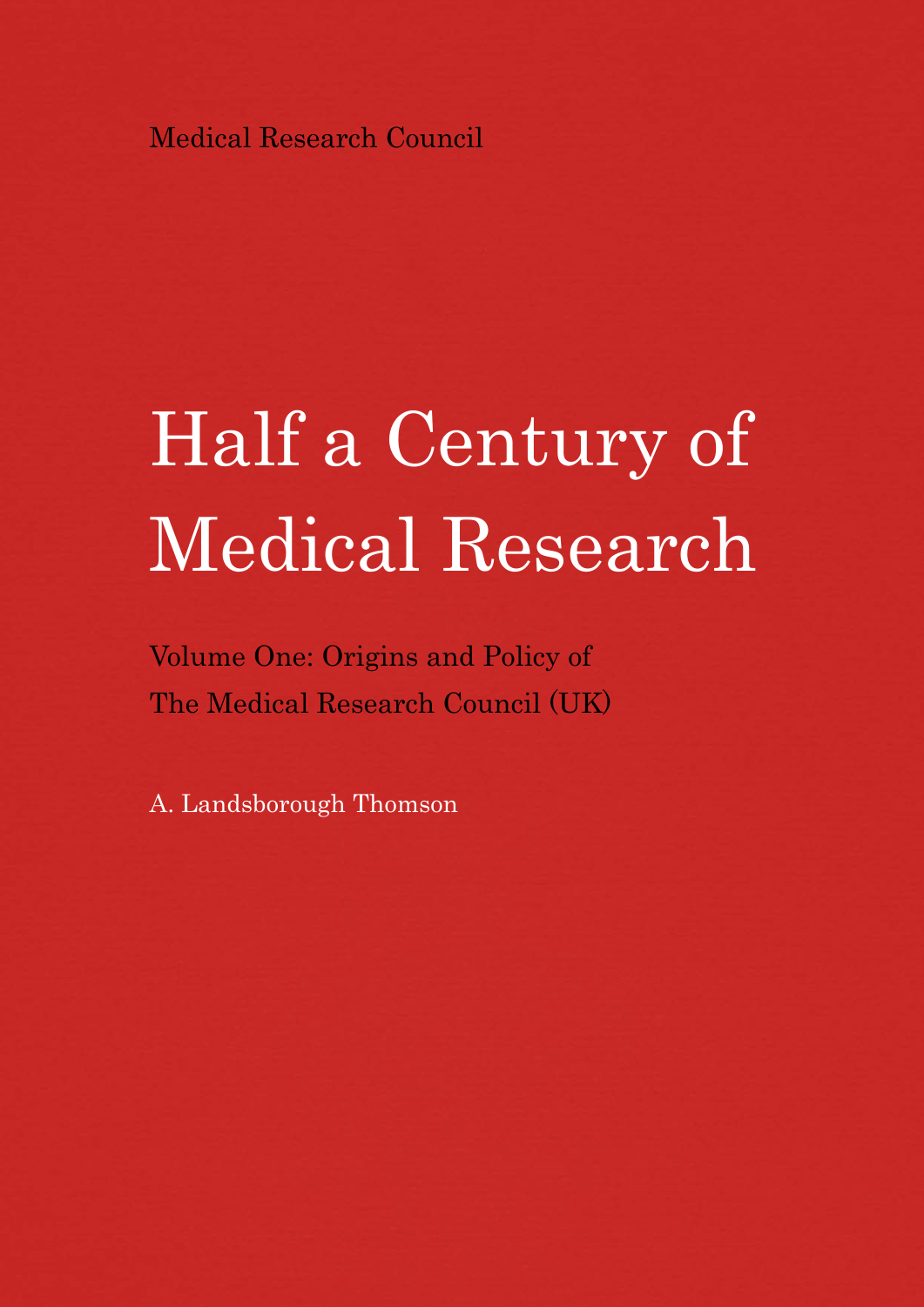Medical Research Council

# Half a Century of Medical Research

## Volume One: Origins and Policy of The Medical Research Council (UK)

A. Landsborough Thomson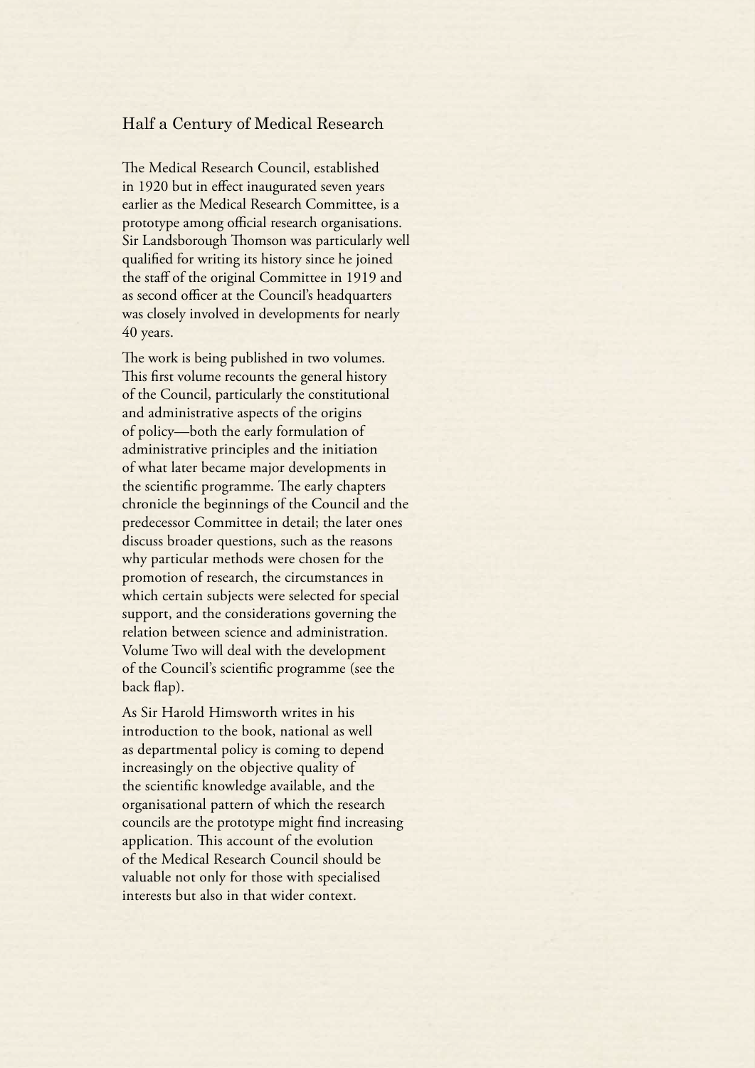# Half a Century of Medical Research

The Medical Research Council, established in 1920 but in effect inaugurated seven years earlier as the Medical Research Committee, is a prototype among official research organisations. Sir Landsborough Thomson was particularly well qualified for writing its history since he joined the staff of the original Committee in 1919 and as second officer at the Council's headquarters was closely involved in developments for nearly 40 years.

The work is being published in two volumes. This first volume recounts the general history of the Council, particularly the constitutional and administrative aspects of the origins of policy—both the early formulation of administrative principles and the initiation of what later became major developments in the scientific programme. The early chapters chronicle the beginnings of the Council and the predecessor Committee in detail; the later ones discuss broader questions, such as the reasons why particular methods were chosen for the promotion of research, the circumstances in which certain subjects were selected for special support, and the considerations governing the relation between science and administration. Volume Two will deal with the development of the Council's scientific programme (see the back flap).

As Sir Harold Himsworth writes in his introduction to the book, national as well as departmental policy is coming to depend increasingly on the objective quality of the scientific knowledge available, and the organisational pattern of which the research councils are the prototype might find increasing application. This account of the evolution of the Medical Research Council should be valuable not only for those with specialised interests but also in that wider context.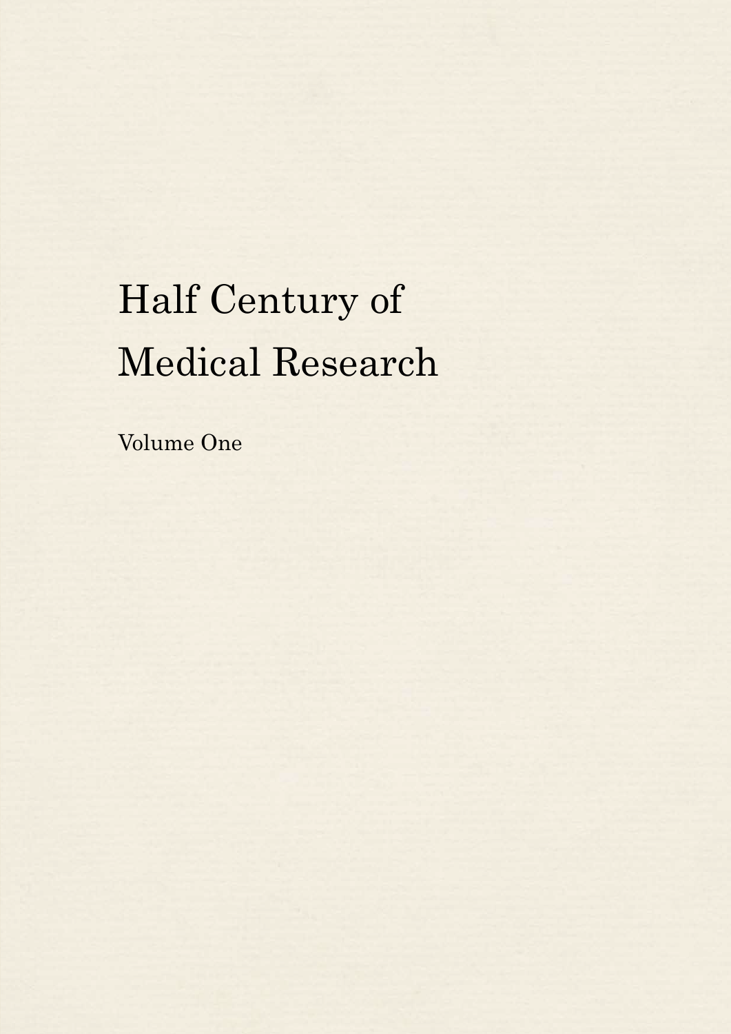# Half Century of Medical Research

Volume One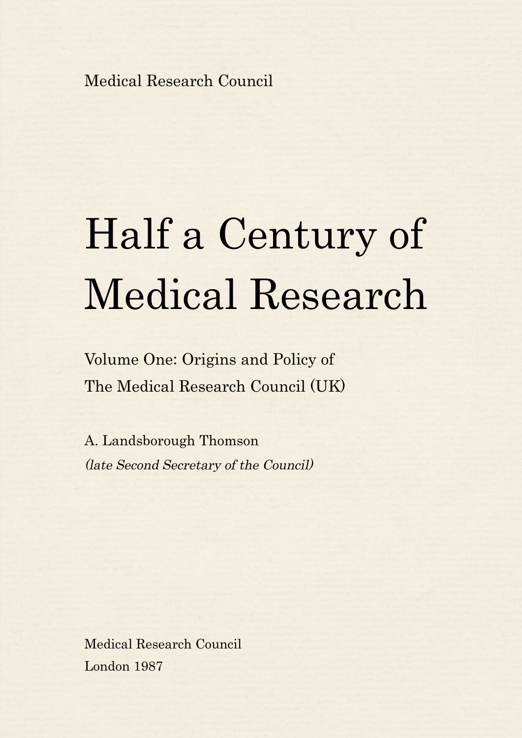Medical Research Council

# Half a Century of Medical Research

## Volume One: Origins and Policy of The Medical Research Council (UK)

A. Landsborough Thomson

*(late Second Secretary of the Council)*

Medical Research Council

London 1987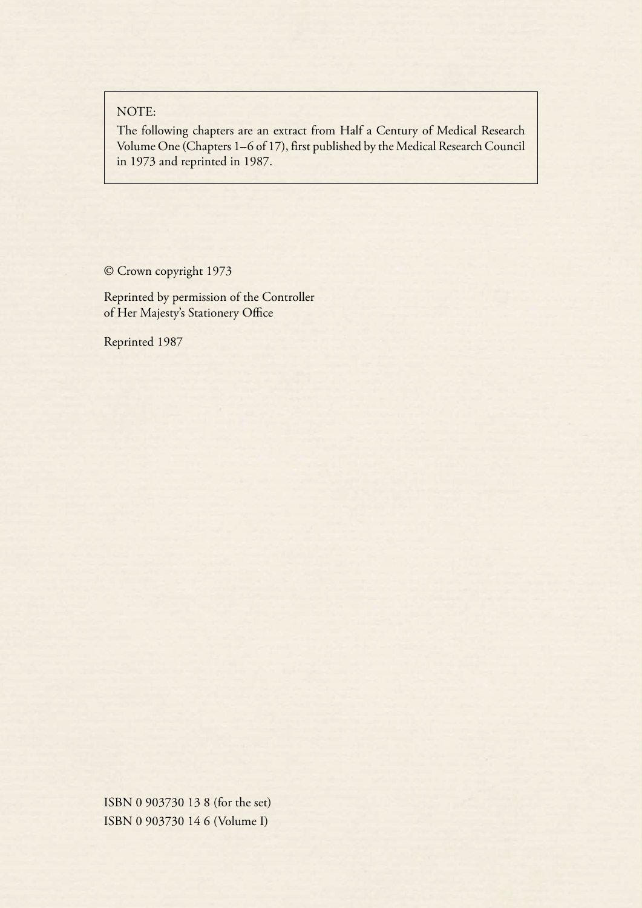NOTE:

The following chapters are an extract from Half a Century of Medical Research Volume One (Chapters 1–6 of 17), first published by the Medical Research Council in 1973 and reprinted in 1987.

© Crown copyright 1973

Reprinted by permission of the Controller
of Her Majesty's Stationery Office

Reprinted 1987

ISBN 0 903730 13 8 (for the set)
ISBN 0 903730 14 6 (Volume I)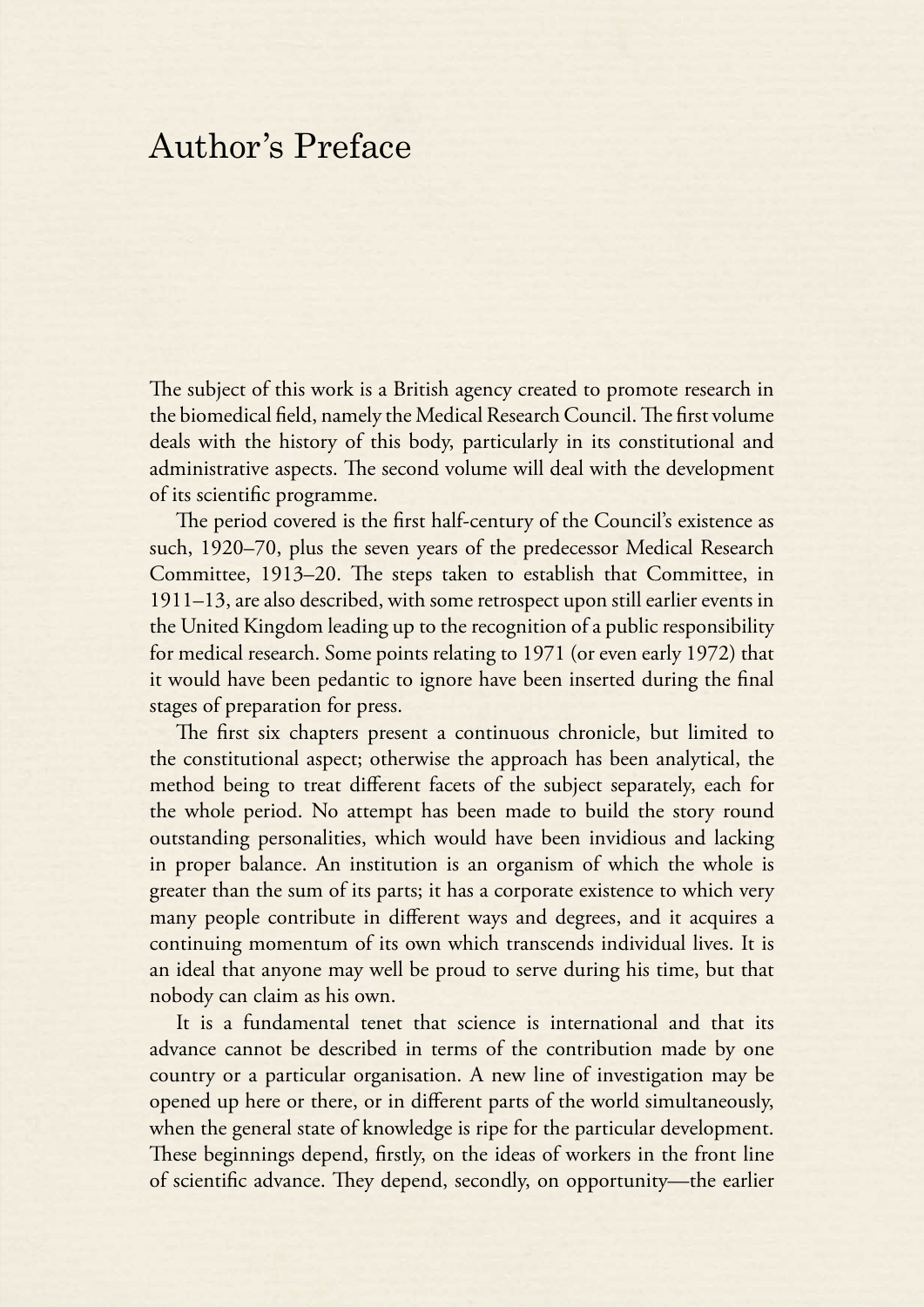# Author's Preface

The subject of this work is a British agency created to promote research in the biomedical field, namely the Medical Research Council. The first volume deals with the history of this body, particularly in its constitutional and administrative aspects. The second volume will deal with the development of its scientific programme.

The period covered is the first half-century of the Council's existence as such, 1920–70, plus the seven years of the predecessor Medical Research Committee, 1913–20. The steps taken to establish that Committee, in 1911–13, are also described, with some retrospect upon still earlier events in the United Kingdom leading up to the recognition of a public responsibility for medical research. Some points relating to 1971 (or even early 1972) that it would have been pedantic to ignore have been inserted during the final stages of preparation for press.

The first six chapters present a continuous chronicle, but limited to the constitutional aspect; otherwise the approach has been analytical, the method being to treat different facets of the subject separately, each for the whole period. No attempt has been made to build the story round outstanding personalities, which would have been invidious and lacking in proper balance. An institution is an organism of which the whole is greater than the sum of its parts; it has a corporate existence to which very many people contribute in different ways and degrees, and it acquires a continuing momentum of its own which transcends individual lives. It is an ideal that anyone may well be proud to serve during his time, but that nobody can claim as his own.

It is a fundamental tenet that science is international and that its advance cannot be described in terms of the contribution made by one country or a particular organisation. A new line of investigation may be opened up here or there, or in different parts of the world simultaneously, when the general state of knowledge is ripe for the particular development. These beginnings depend, firstly, on the ideas of workers in the front line of scientific advance. They depend, secondly, on opportunity—the earlier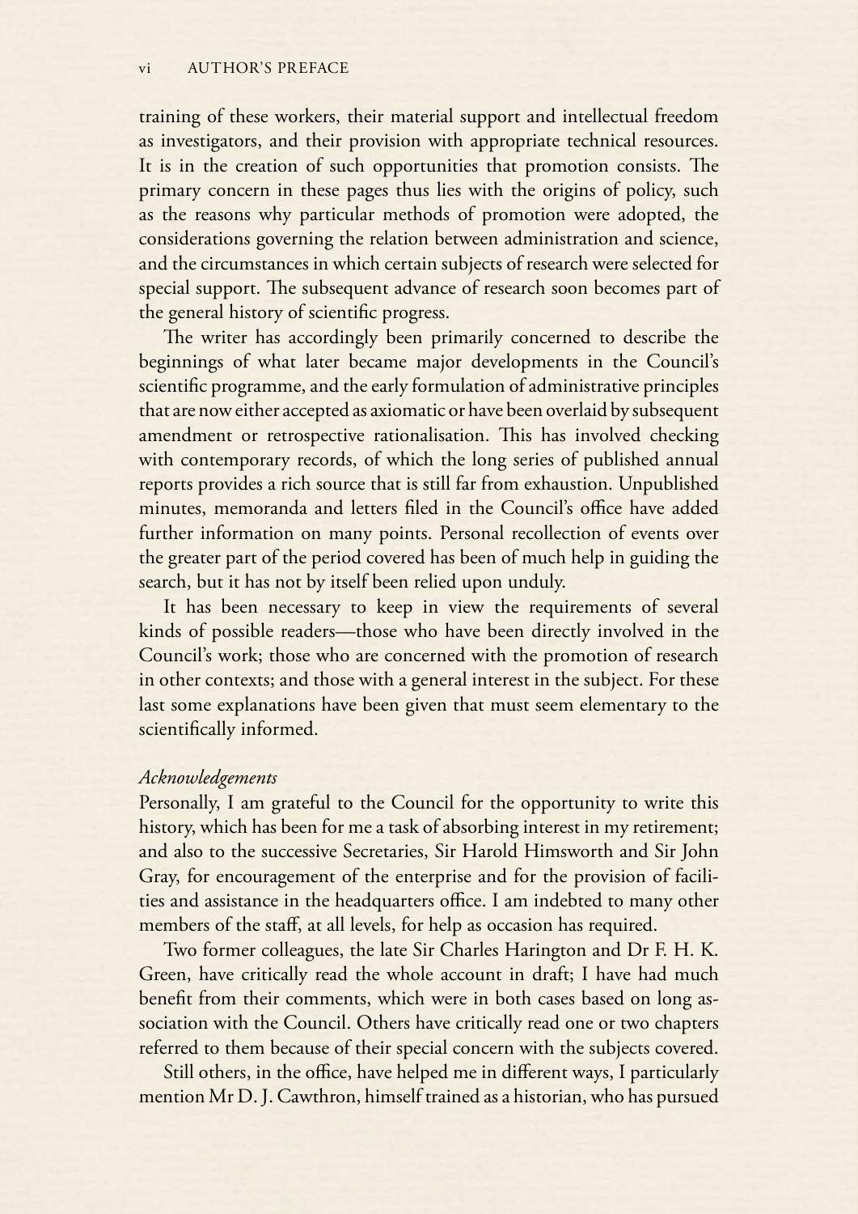training of these workers, their material support and intellectual freedom as investigators, and their provision with appropriate technical resources. It is in the creation of such opportunities that promotion consists. The primary concern in these pages thus lies with the origins of policy, such as the reasons why particular methods of promotion were adopted, the considerations governing the relation between administration and science, and the circumstances in which certain subjects of research were selected for special support. The subsequent advance of research soon becomes part of the general history of scientific progress.

The writer has accordingly been primarily concerned to describe the beginnings of what later became major developments in the Council's scientific programme, and the early formulation of administrative principles that are now either accepted as axiomatic or have been overlaid by subsequent amendment or retrospective rationalisation. This has involved checking with contemporary records, of which the long series of published annual reports provides a rich source that is still far from exhaustion. Unpublished minutes, memoranda and letters filed in the Council's office have added further information on many points. Personal recollection of events over the greater part of the period covered has been of much help in guiding the search, but it has not by itself been relied upon unduly.

It has been necessary to keep in view the requirements of several kinds of possible readers—those who have been directly involved in the Council's work; those who are concerned with the promotion of research in other contexts; and those with a general interest in the subject. For these last some explanations have been given that must seem elementary to the scientifically informed.

*Acknowledgements*

Personally, I am grateful to the Council for the opportunity to write this history, which has been for me a task of absorbing interest in my retirement; and also to the successive Secretaries, Sir Harold Himsworth and Sir John Gray, for encouragement of the enterprise and for the provision of facilities and assistance in the headquarters office. I am indebted to many other members of the staff, at all levels, for help as occasion has required.

Two former colleagues, the late Sir Charles Harington and Dr F. H. K. Green, have critically read the whole account in draft; I have had much benefit from their comments, which were in both cases based on long association with the Council. Others have critically read one or two chapters referred to them because of their special concern with the subjects covered.

Still others, in the office, have helped me in different ways, I particularly mention Mr D. J. Cawthron, himself trained as a historian, who has pursued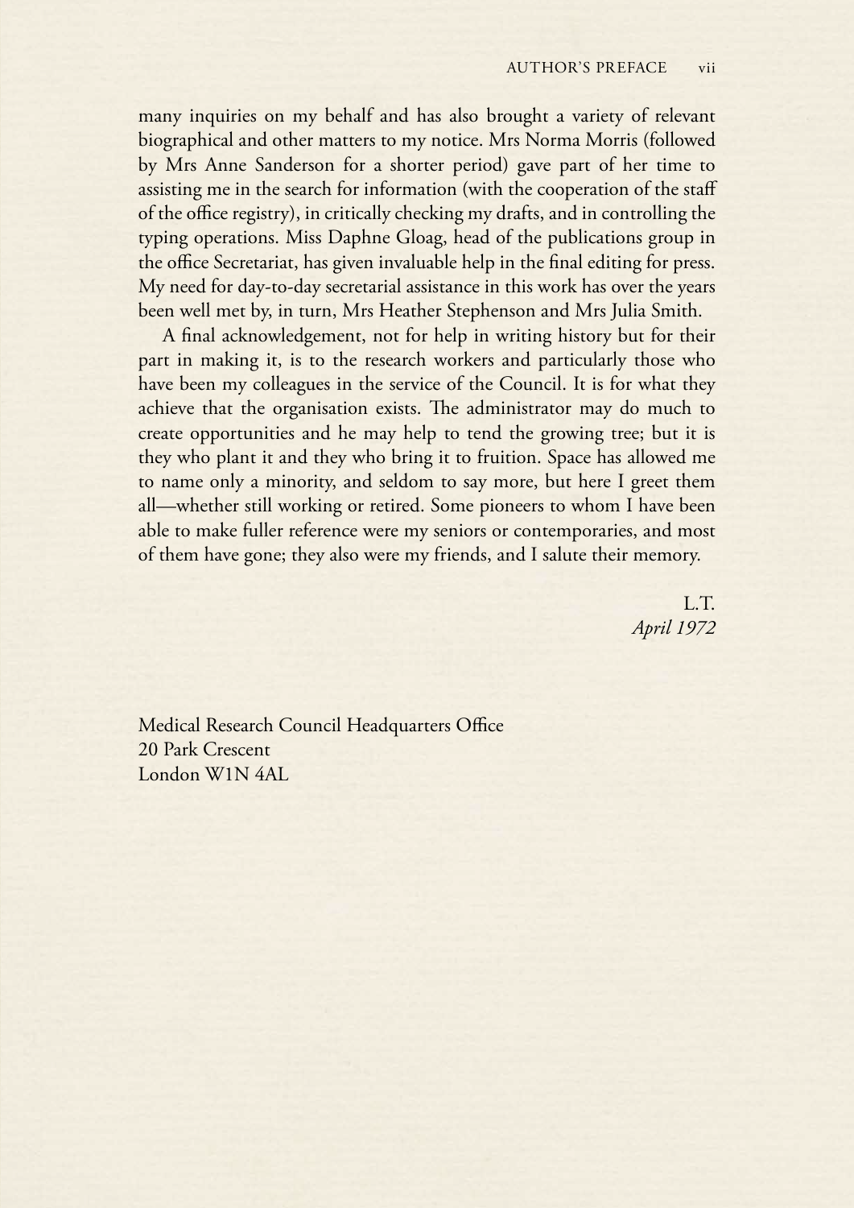many inquiries on my behalf and has also brought a variety of relevant biographical and other matters to my notice. Mrs Norma Morris (followed by Mrs Anne Sanderson for a shorter period) gave part of her time to assisting me in the search for information (with the cooperation of the staff of the office registry), in critically checking my drafts, and in controlling the typing operations. Miss Daphne Gloag, head of the publications group in the office Secretariat, has given invaluable help in the final editing for press. My need for day-to-day secretarial assistance in this work has over the years been well met by, in turn, Mrs Heather Stephenson and Mrs Julia Smith.

A final acknowledgement, not for help in writing history but for their part in making it, is to the research workers and particularly those who have been my colleagues in the service of the Council. It is for what they achieve that the organisation exists. The administrator may do much to create opportunities and he may help to tend the growing tree; but it is they who plant it and they who bring it to fruition. Space has allowed me to name only a minority, and seldom to say more, but here I greet them all—whether still working or retired. Some pioneers to whom I have been able to make fuller reference were my seniors or contemporaries, and most of them have gone; they also were my friends, and I salute their memory.

L.T.
*April 1972*

Medical Research Council Headquarters Office
20 Park Crescent
London W1N 4AL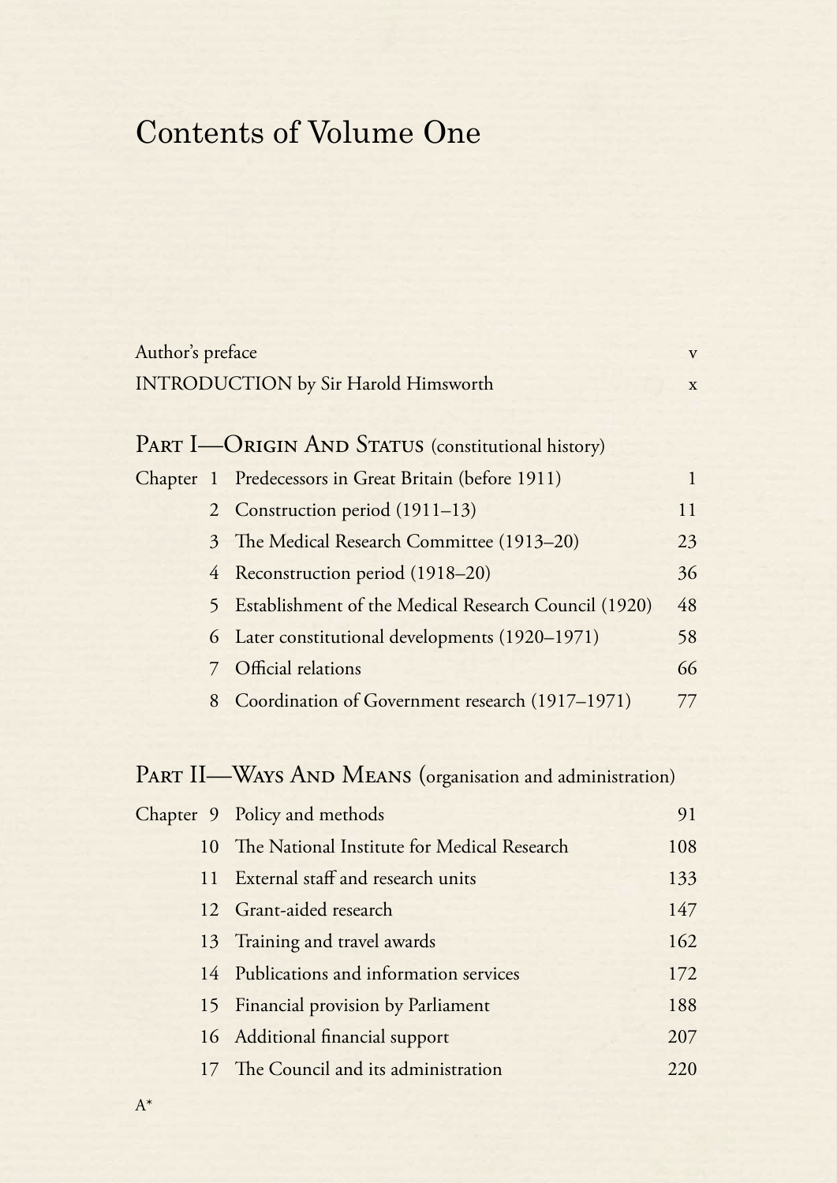# Contents of Volume One

| | | |
|---|---|---|
| Author's preface | | v |
| INTRODUCTION by Sir Harold Himsworth | | x |

## PART I—ORIGIN AND STATUS (constitutional history)

| | | |
|---|---|---|
| Chapter 1 | Predecessors in Great Britain (before 1911) | 1 |
| 2 | Construction period (1911–13) | 11 |
| 3 | The Medical Research Committee (1913–20) | 23 |
| 4 | Reconstruction period (1918–20) | 36 |
| 5 | Establishment of the Medical Research Council (1920) | 48 |
| 6 | Later constitutional developments (1920–1971) | 58 |
| 7 | Official relations | 66 |
| 8 | Coordination of Government research (1917–1971) | 77 |

## PART II—WAYS AND MEANS (organisation and administration)

| | | |
|---|---|---|
| Chapter 9 | Policy and methods | 91 |
| 10 | The National Institute for Medical Research | 108 |
| 11 | External staff and research units | 133 |
| 12 | Grant-aided research | 147 |
| 13 | Training and travel awards | 162 |
| 14 | Publications and information services | 172 |
| 15 | Financial provision by Parliament | 188 |
| 16 | Additional financial support | 207 |
| 17 | The Council and its administration | 220 |

A*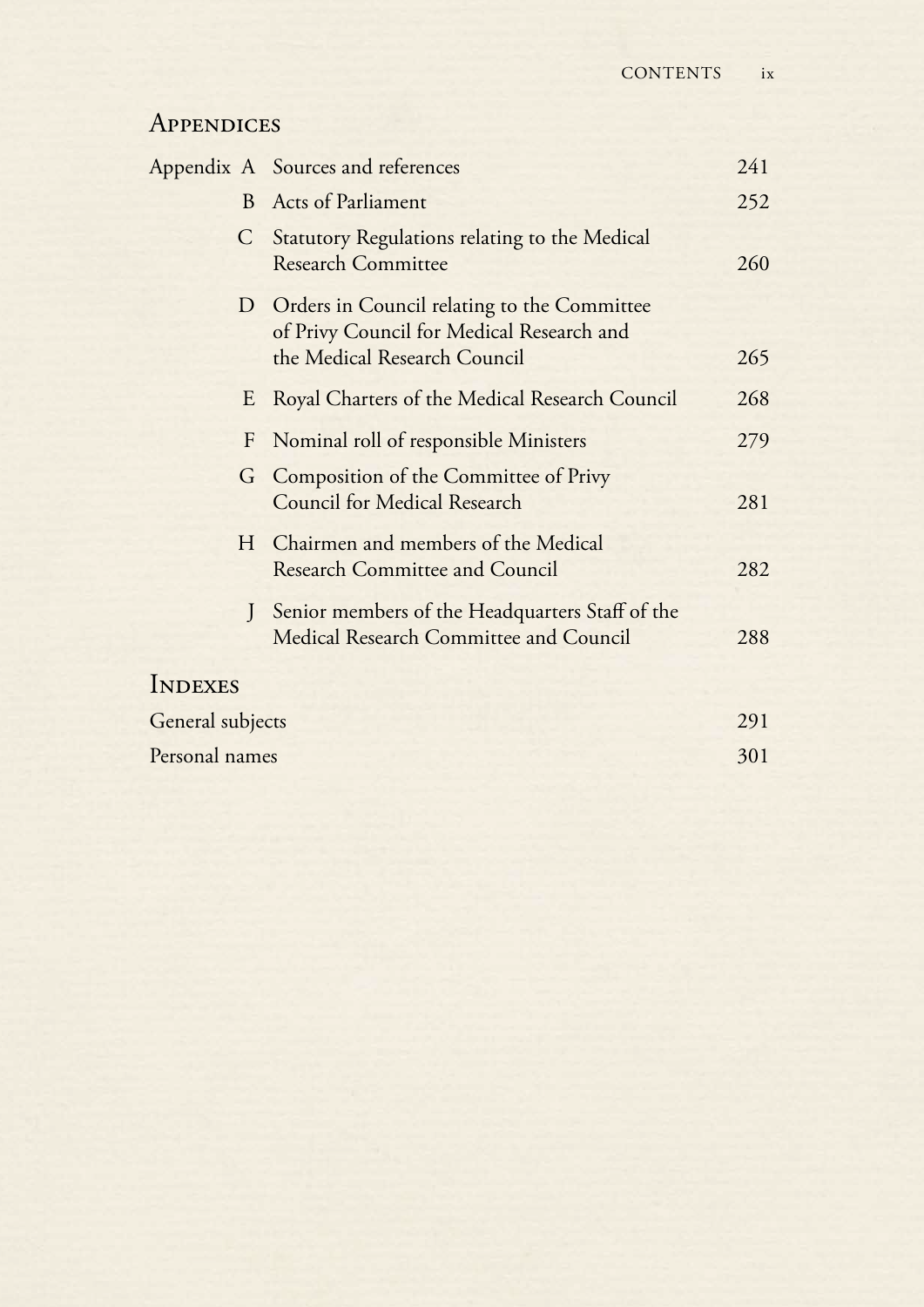## Appendices

| | | |
|---|---|---|
| Appendix A | Sources and references | 241 |
| B | Acts of Parliament | 252 |
| C | Statutory Regulations relating to the Medical Research Committee | 260 |
| D | Orders in Council relating to the Committee of Privy Council for Medical Research and the Medical Research Council | 265 |
| E | Royal Charters of the Medical Research Council | 268 |
| F | Nominal roll of responsible Ministers | 279 |
| G | Composition of the Committee of Privy Council for Medical Research | 281 |
| H | Chairmen and members of the Medical Research Committee and Council | 282 |
| J | Senior members of the Headquarters Staff of the Medical Research Committee and Council | 288 |

## Indexes

| | |
|---|---|
| General subjects | 291 |
| Personal names | 301 |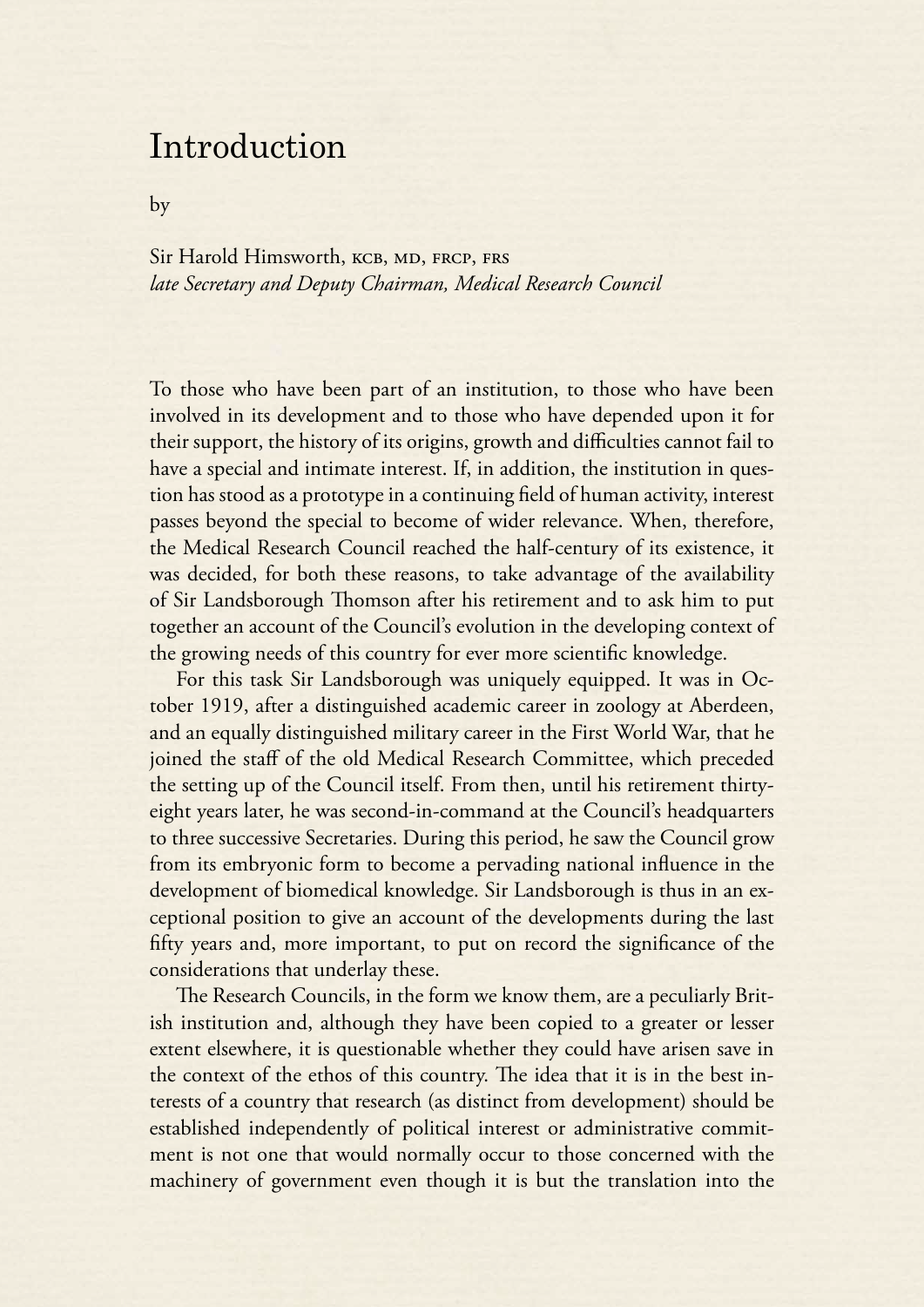# Introduction

by

Sir Harold Himsworth, KCB, MD, FRCP, FRS
*late Secretary and Deputy Chairman, Medical Research Council*

To those who have been part of an institution, to those who have been involved in its development and to those who have depended upon it for their support, the history of its origins, growth and difficulties cannot fail to have a special and intimate interest. If, in addition, the institution in question has stood as a prototype in a continuing field of human activity, interest passes beyond the special to become of wider relevance. When, therefore, the Medical Research Council reached the half-century of its existence, it was decided, for both these reasons, to take advantage of the availability of Sir Landsborough Thomson after his retirement and to ask him to put together an account of the Council's evolution in the developing context of the growing needs of this country for ever more scientific knowledge.

For this task Sir Landsborough was uniquely equipped. It was in October 1919, after a distinguished academic career in zoology at Aberdeen, and an equally distinguished military career in the First World War, that he joined the staff of the old Medical Research Committee, which preceded the setting up of the Council itself. From then, until his retirement thirty-eight years later, he was second-in-command at the Council's headquarters to three successive Secretaries. During this period, he saw the Council grow from its embryonic form to become a pervading national influence in the development of biomedical knowledge. Sir Landsborough is thus in an exceptional position to give an account of the developments during the last fifty years and, more important, to put on record the significance of the considerations that underlay these.

The Research Councils, in the form we know them, are a peculiarly British institution and, although they have been copied to a greater or lesser extent elsewhere, it is questionable whether they could have arisen save in the context of the ethos of this country. The idea that it is in the best interests of a country that research (as distinct from development) should be established independently of political interest or administrative commitment is not one that would normally occur to those concerned with the machinery of government even though it is but the translation into the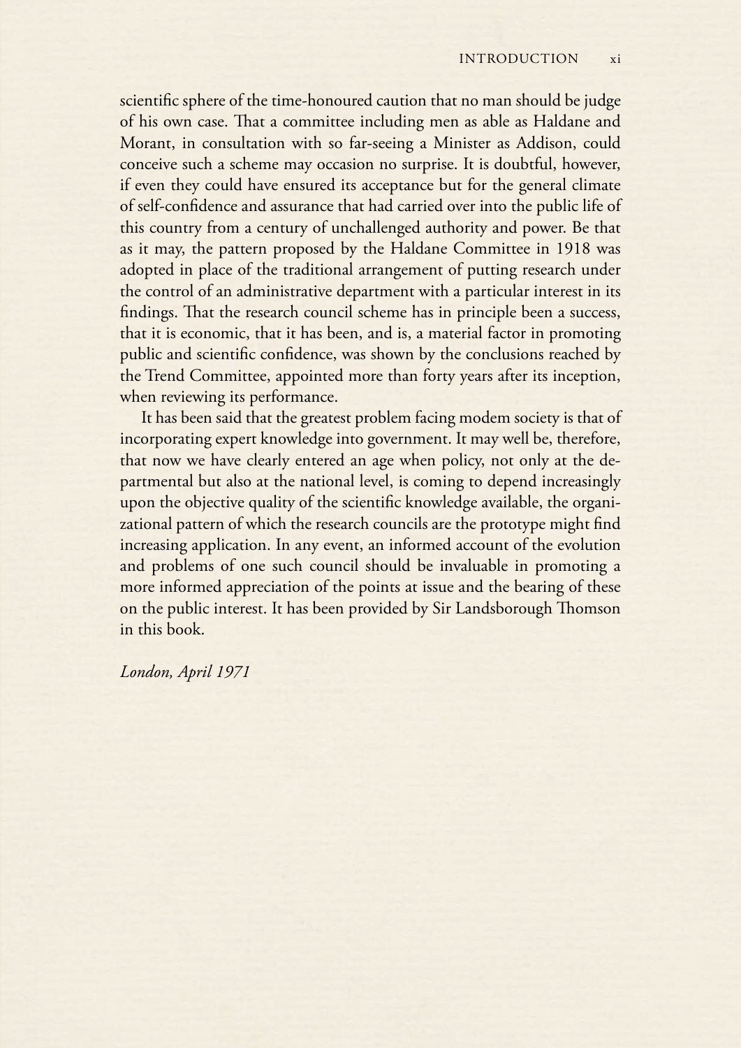scientific sphere of the time-honoured caution that no man should be judge of his own case. That a committee including men as able as Haldane and Morant, in consultation with so far-seeing a Minister as Addison, could conceive such a scheme may occasion no surprise. It is doubtful, however, if even they could have ensured its acceptance but for the general climate of self-confidence and assurance that had carried over into the public life of this country from a century of unchallenged authority and power. Be that as it may, the pattern proposed by the Haldane Committee in 1918 was adopted in place of the traditional arrangement of putting research under the control of an administrative department with a particular interest in its findings. That the research council scheme has in principle been a success, that it is economic, that it has been, and is, a material factor in promoting public and scientific confidence, was shown by the conclusions reached by the Trend Committee, appointed more than forty years after its inception, when reviewing its performance.

It has been said that the greatest problem facing modem society is that of incorporating expert knowledge into government. It may well be, therefore, that now we have clearly entered an age when policy, not only at the departmental but also at the national level, is coming to depend increasingly upon the objective quality of the scientific knowledge available, the organizational pattern of which the research councils are the prototype might find increasing application. In any event, an informed account of the evolution and problems of one such council should be invaluable in promoting a more informed appreciation of the points at issue and the bearing of these on the public interest. It has been provided by Sir Landsborough Thomson in this book.

*London, April 1971*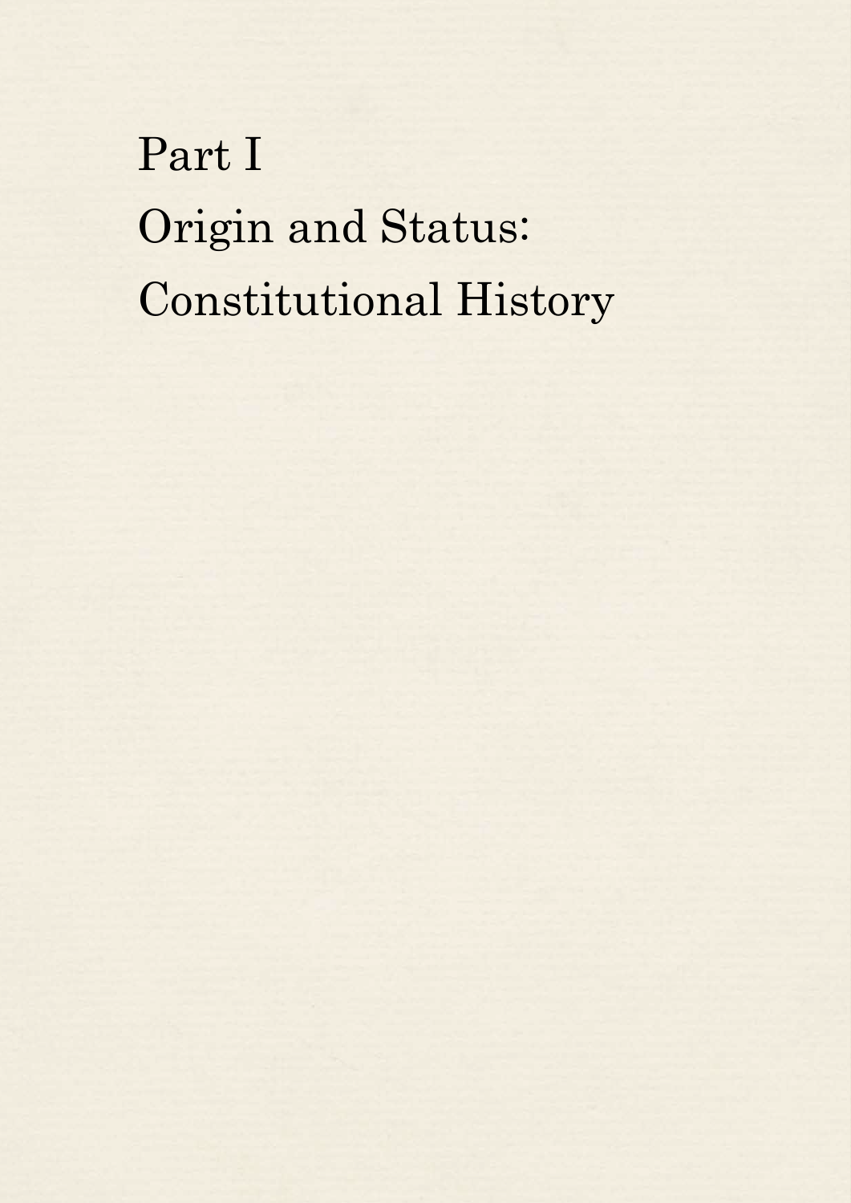# Part I

# Origin and Status: Constitutional History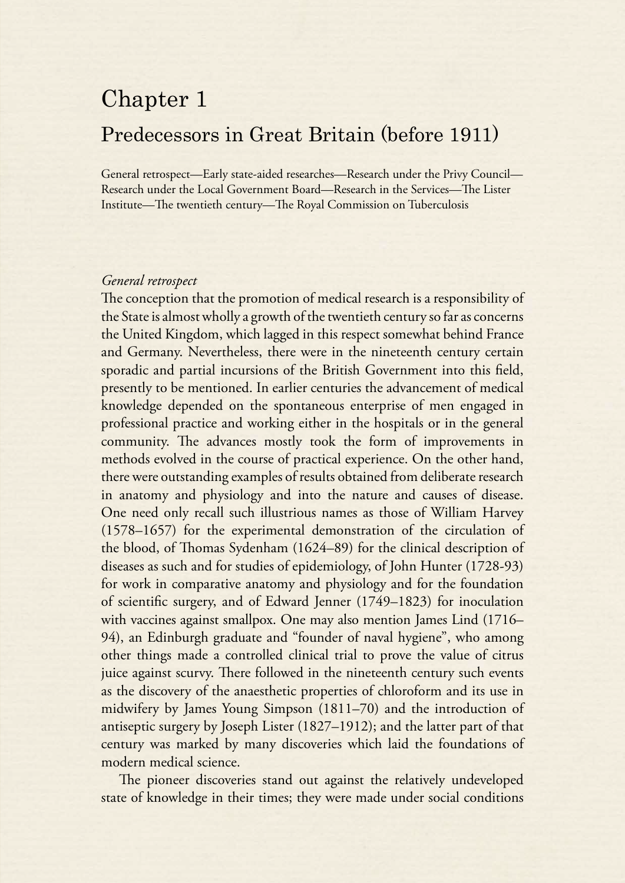# Chapter 1

## Predecessors in Great Britain (before 1911)

General retrospect—Early state-aided researches—Research under the Privy Council—Research under the Local Government Board—Research in the Services—The Lister Institute—The twentieth century—The Royal Commission on Tuberculosis

*General retrospect*

The conception that the promotion of medical research is a responsibility of the State is almost wholly a growth of the twentieth century so far as concerns the United Kingdom, which lagged in this respect somewhat behind France and Germany. Nevertheless, there were in the nineteenth century certain sporadic and partial incursions of the British Government into this field, presently to be mentioned. In earlier centuries the advancement of medical knowledge depended on the spontaneous enterprise of men engaged in professional practice and working either in the hospitals or in the general community. The advances mostly took the form of improvements in methods evolved in the course of practical experience. On the other hand, there were outstanding examples of results obtained from deliberate research in anatomy and physiology and into the nature and causes of disease. One need only recall such illustrious names as those of William Harvey (1578–1657) for the experimental demonstration of the circulation of the blood, of Thomas Sydenham (1624–89) for the clinical description of diseases as such and for studies of epidemiology, of John Hunter (1728-93) for work in comparative anatomy and physiology and for the foundation of scientific surgery, and of Edward Jenner (1749–1823) for inoculation with vaccines against smallpox. One may also mention James Lind (1716–94), an Edinburgh graduate and "founder of naval hygiene", who among other things made a controlled clinical trial to prove the value of citrus juice against scurvy. There followed in the nineteenth century such events as the discovery of the anaesthetic properties of chloroform and its use in midwifery by James Young Simpson (1811–70) and the introduction of antiseptic surgery by Joseph Lister (1827–1912); and the latter part of that century was marked by many discoveries which laid the foundations of modern medical science.

The pioneer discoveries stand out against the relatively undeveloped state of knowledge in their times; they were made under social conditions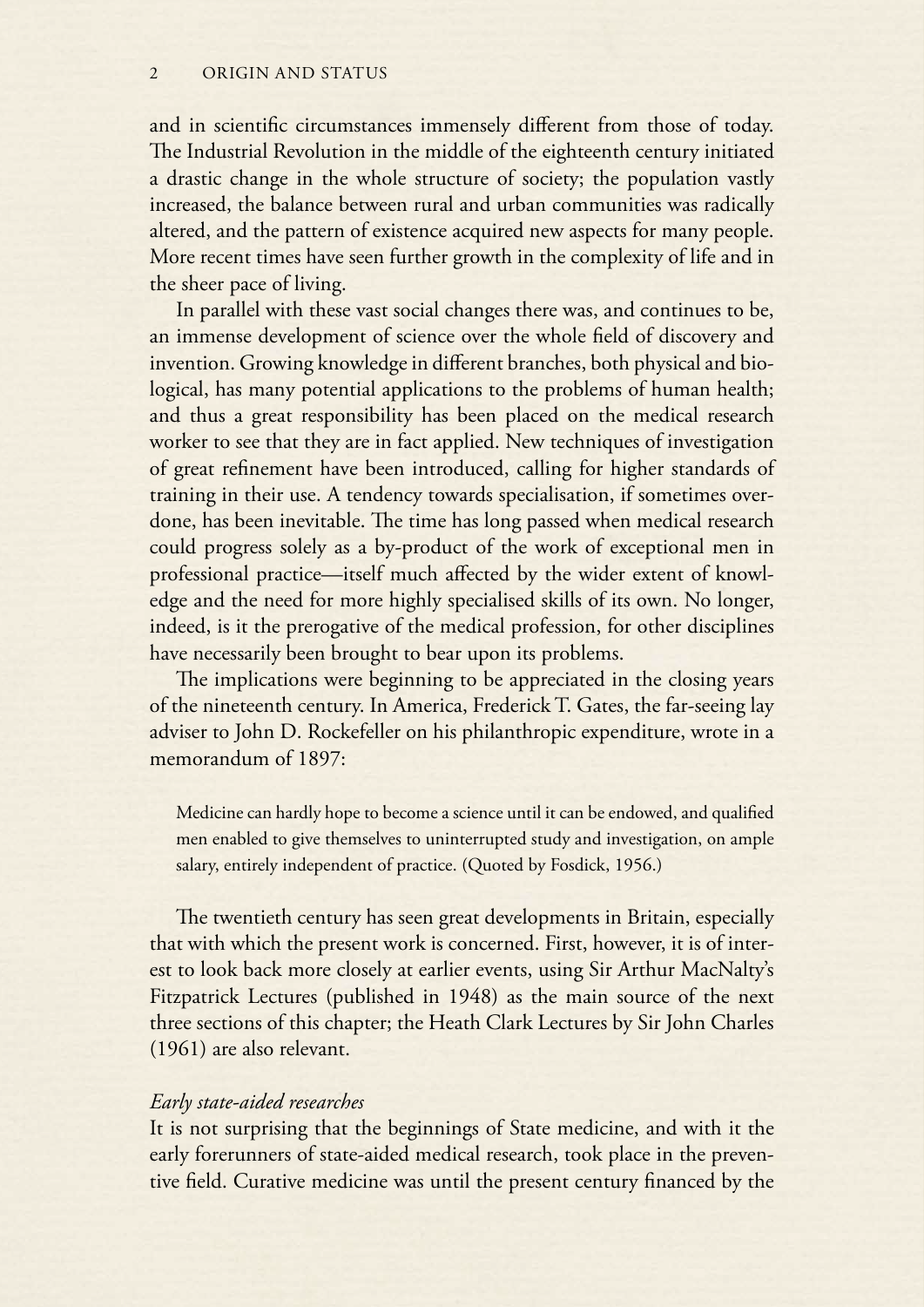and in scientific circumstances immensely different from those of today. The Industrial Revolution in the middle of the eighteenth century initiated a drastic change in the whole structure of society; the population vastly increased, the balance between rural and urban communities was radically altered, and the pattern of existence acquired new aspects for many people. More recent times have seen further growth in the complexity of life and in the sheer pace of living.

In parallel with these vast social changes there was, and continues to be, an immense development of science over the whole field of discovery and invention. Growing knowledge in different branches, both physical and biological, has many potential applications to the problems of human health; and thus a great responsibility has been placed on the medical research worker to see that they are in fact applied. New techniques of investigation of great refinement have been introduced, calling for higher standards of training in their use. A tendency towards specialisation, if sometimes overdone, has been inevitable. The time has long passed when medical research could progress solely as a by-product of the work of exceptional men in professional practice—itself much affected by the wider extent of knowledge and the need for more highly specialised skills of its own. No longer, indeed, is it the prerogative of the medical profession, for other disciplines have necessarily been brought to bear upon its problems.

The implications were beginning to be appreciated in the closing years of the nineteenth century. In America, Frederick T. Gates, the far-seeing lay adviser to John D. Rockefeller on his philanthropic expenditure, wrote in a memorandum of 1897:

> Medicine can hardly hope to become a science until it can be endowed, and qualified men enabled to give themselves to uninterrupted study and investigation, on ample salary, entirely independent of practice. (Quoted by Fosdick, 1956.)

The twentieth century has seen great developments in Britain, especially that with which the present work is concerned. First, however, it is of interest to look back more closely at earlier events, using Sir Arthur MacNalty's Fitzpatrick Lectures (published in 1948) as the main source of the next three sections of this chapter; the Heath Clark Lectures by Sir John Charles (1961) are also relevant.

### *Early state-aided researches*

It is not surprising that the beginnings of State medicine, and with it the early forerunners of state-aided medical research, took place in the preventive field. Curative medicine was until the present century financed by the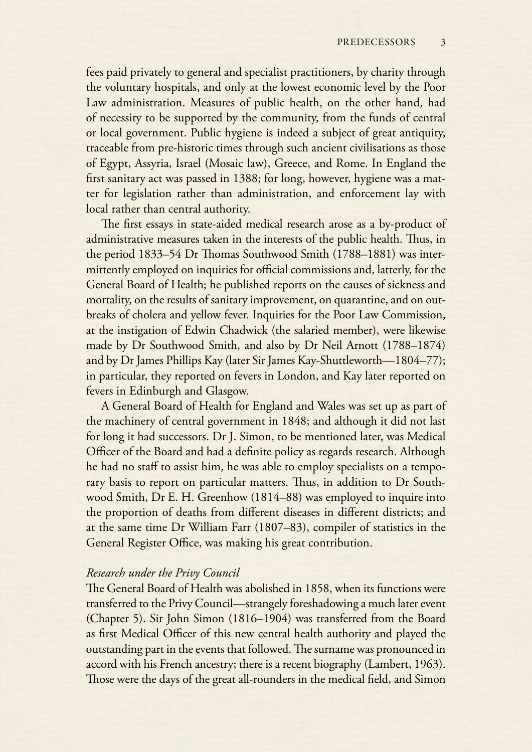fees paid privately to general and specialist practitioners, by charity through the voluntary hospitals, and only at the lowest economic level by the Poor Law administration. Measures of public health, on the other hand, had of necessity to be supported by the community, from the funds of central or local government. Public hygiene is indeed a subject of great antiquity, traceable from pre-historic times through such ancient civilisations as those of Egypt, Assyria, Israel (Mosaic law), Greece, and Rome. In England the first sanitary act was passed in 1388; for long, however, hygiene was a matter for legislation rather than administration, and enforcement lay with local rather than central authority.

The first essays in state-aided medical research arose as a by-product of administrative measures taken in the interests of the public health. Thus, in the period 1833–54 Dr Thomas Southwood Smith (1788–1881) was intermittently employed on inquiries for official commissions and, latterly, for the General Board of Health; he published reports on the causes of sickness and mortality, on the results of sanitary improvement, on quarantine, and on outbreaks of cholera and yellow fever. Inquiries for the Poor Law Commission, at the instigation of Edwin Chadwick (the salaried member), were likewise made by Dr Southwood Smith, and also by Dr Neil Arnott (1788–1874) and by Dr James Phillips Kay (later Sir James Kay-Shuttleworth—1804–77); in particular, they reported on fevers in London, and Kay later reported on fevers in Edinburgh and Glasgow.

A General Board of Health for England and Wales was set up as part of the machinery of central government in 1848; and although it did not last for long it had successors. Dr J. Simon, to be mentioned later, was Medical Officer of the Board and had a definite policy as regards research. Although he had no staff to assist him, he was able to employ specialists on a temporary basis to report on particular matters. Thus, in addition to Dr Southwood Smith, Dr E. H. Greenhow (1814–88) was employed to inquire into the proportion of deaths from different diseases in different districts; and at the same time Dr William Farr (1807–83), compiler of statistics in the General Register Office, was making his great contribution.

### *Research under the Privy Council*

The General Board of Health was abolished in 1858, when its functions were transferred to the Privy Council—strangely foreshadowing a much later event (Chapter 5). Sir John Simon (1816–1904) was transferred from the Board as first Medical Officer of this new central health authority and played the outstanding part in the events that followed. The surname was pronounced in accord with his French ancestry; there is a recent biography (Lambert, 1963). Those were the days of the great all-rounders in the medical field, and Simon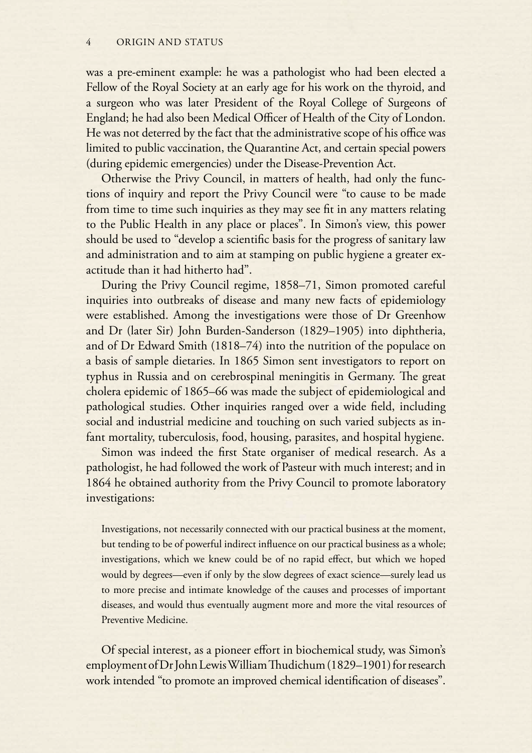was a pre-eminent example: he was a pathologist who had been elected a Fellow of the Royal Society at an early age for his work on the thyroid, and a surgeon who was later President of the Royal College of Surgeons of England; he had also been Medical Officer of Health of the City of London. He was not deterred by the fact that the administrative scope of his office was limited to public vaccination, the Quarantine Act, and certain special powers (during epidemic emergencies) under the Disease-Prevention Act.

Otherwise the Privy Council, in matters of health, had only the functions of inquiry and report the Privy Council were "to cause to be made from time to time such inquiries as they may see fit in any matters relating to the Public Health in any place or places". In Simon's view, this power should be used to "develop a scientific basis for the progress of sanitary law and administration and to aim at stamping on public hygiene a greater exactitude than it had hitherto had".

During the Privy Council regime, 1858–71, Simon promoted careful inquiries into outbreaks of disease and many new facts of epidemiology were established. Among the investigations were those of Dr Greenhow and Dr (later Sir) John Burden-Sanderson (1829–1905) into diphtheria, and of Dr Edward Smith (1818–74) into the nutrition of the populace on a basis of sample dietaries. In 1865 Simon sent investigators to report on typhus in Russia and on cerebrospinal meningitis in Germany. The great cholera epidemic of 1865–66 was made the subject of epidemiological and pathological studies. Other inquiries ranged over a wide field, including social and industrial medicine and touching on such varied subjects as infant mortality, tuberculosis, food, housing, parasites, and hospital hygiene.

Simon was indeed the first State organiser of medical research. As a pathologist, he had followed the work of Pasteur with much interest; and in 1864 he obtained authority from the Privy Council to promote laboratory investigations:

> Investigations, not necessarily connected with our practical business at the moment, but tending to be of powerful indirect influence on our practical business as a whole; investigations, which we knew could be of no rapid effect, but which we hoped would by degrees—even if only by the slow degrees of exact science—surely lead us to more precise and intimate knowledge of the causes and processes of important diseases, and would thus eventually augment more and more the vital resources of Preventive Medicine.

Of special interest, as a pioneer effort in biochemical study, was Simon's employment of Dr John Lewis William Thudichum (1829–1901) for research work intended "to promote an improved chemical identification of diseases".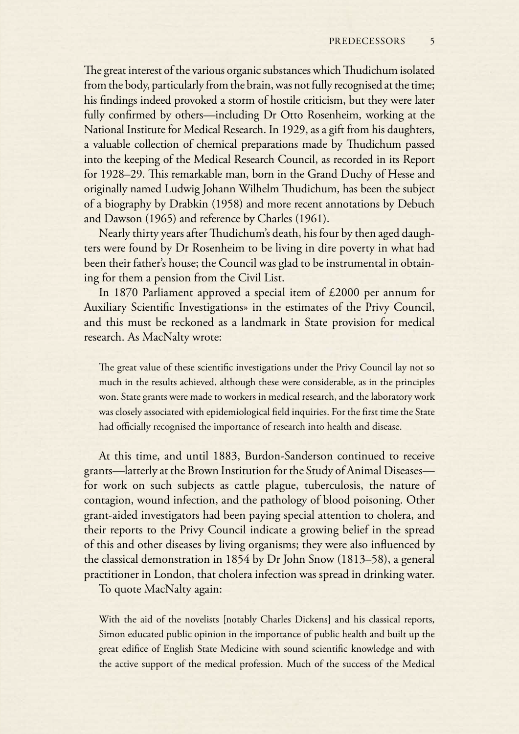The great interest of the various organic substances which Thudichum isolated from the body, particularly from the brain, was not fully recognised at the time; his findings indeed provoked a storm of hostile criticism, but they were later fully confirmed by others—including Dr Otto Rosenheim, working at the National Institute for Medical Research. In 1929, as a gift from his daughters, a valuable collection of chemical preparations made by Thudichum passed into the keeping of the Medical Research Council, as recorded in its Report for 1928–29. This remarkable man, born in the Grand Duchy of Hesse and originally named Ludwig Johann Wilhelm Thudichum, has been the subject of a biography by Drabkin (1958) and more recent annotations by Debuch and Dawson (1965) and reference by Charles (1961).

Nearly thirty years after Thudichum's death, his four by then aged daughters were found by Dr Rosenheim to be living in dire poverty in what had been their father's house; the Council was glad to be instrumental in obtaining for them a pension from the Civil List.

In 1870 Parliament approved a special item of £2000 per annum for Auxiliary Scientific Investigations» in the estimates of the Privy Council, and this must be reckoned as a landmark in State provision for medical research. As MacNalty wrote:

> The great value of these scientific investigations under the Privy Council lay not so much in the results achieved, although these were considerable, as in the principles won. State grants were made to workers in medical research, and the laboratory work was closely associated with epidemiological field inquiries. For the first time the State had officially recognised the importance of research into health and disease.

At this time, and until 1883, Burdon-Sanderson continued to receive grants—latterly at the Brown Institution for the Study of Animal Diseases—for work on such subjects as cattle plague, tuberculosis, the nature of contagion, wound infection, and the pathology of blood poisoning. Other grant-aided investigators had been paying special attention to cholera, and their reports to the Privy Council indicate a growing belief in the spread of this and other diseases by living organisms; they were also influenced by the classical demonstration in 1854 by Dr John Snow (1813–58), a general practitioner in London, that cholera infection was spread in drinking water.

To quote MacNalty again:

> With the aid of the novelists [notably Charles Dickens] and his classical reports, Simon educated public opinion in the importance of public health and built up the great edifice of English State Medicine with sound scientific knowledge and with the active support of the medical profession. Much of the success of the Medical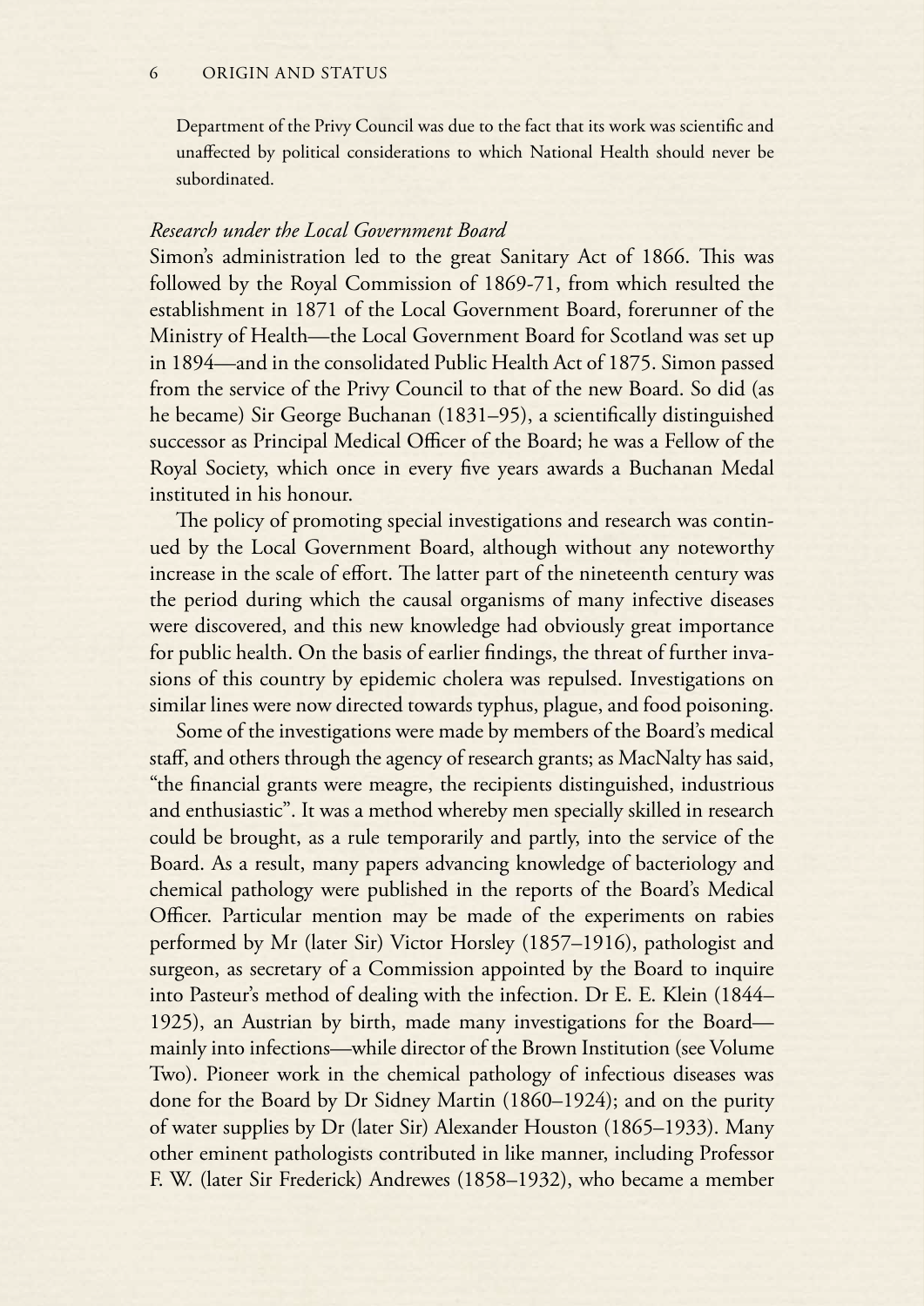Department of the Privy Council was due to the fact that its work was scientific and unaffected by political considerations to which National Health should never be subordinated.

### *Research under the Local Government Board*

Simon's administration led to the great Sanitary Act of 1866. This was followed by the Royal Commission of 1869-71, from which resulted the establishment in 1871 of the Local Government Board, forerunner of the Ministry of Health—the Local Government Board for Scotland was set up in 1894—and in the consolidated Public Health Act of 1875. Simon passed from the service of the Privy Council to that of the new Board. So did (as he became) Sir George Buchanan (1831–95), a scientifically distinguished successor as Principal Medical Officer of the Board; he was a Fellow of the Royal Society, which once in every five years awards a Buchanan Medal instituted in his honour.

The policy of promoting special investigations and research was continued by the Local Government Board, although without any noteworthy increase in the scale of effort. The latter part of the nineteenth century was the period during which the causal organisms of many infective diseases were discovered, and this new knowledge had obviously great importance for public health. On the basis of earlier findings, the threat of further invasions of this country by epidemic cholera was repulsed. Investigations on similar lines were now directed towards typhus, plague, and food poisoning.

Some of the investigations were made by members of the Board's medical staff, and others through the agency of research grants; as MacNalty has said, "the financial grants were meagre, the recipients distinguished, industrious and enthusiastic". It was a method whereby men specially skilled in research could be brought, as a rule temporarily and partly, into the service of the Board. As a result, many papers advancing knowledge of bacteriology and chemical pathology were published in the reports of the Board's Medical Officer. Particular mention may be made of the experiments on rabies performed by Mr (later Sir) Victor Horsley (1857–1916), pathologist and surgeon, as secretary of a Commission appointed by the Board to inquire into Pasteur's method of dealing with the infection. Dr E. E. Klein (1844–1925), an Austrian by birth, made many investigations for the Board—mainly into infections—while director of the Brown Institution (see Volume Two). Pioneer work in the chemical pathology of infectious diseases was done for the Board by Dr Sidney Martin (1860–1924); and on the purity of water supplies by Dr (later Sir) Alexander Houston (1865–1933). Many other eminent pathologists contributed in like manner, including Professor F. W. (later Sir Frederick) Andrewes (1858–1932), who became a member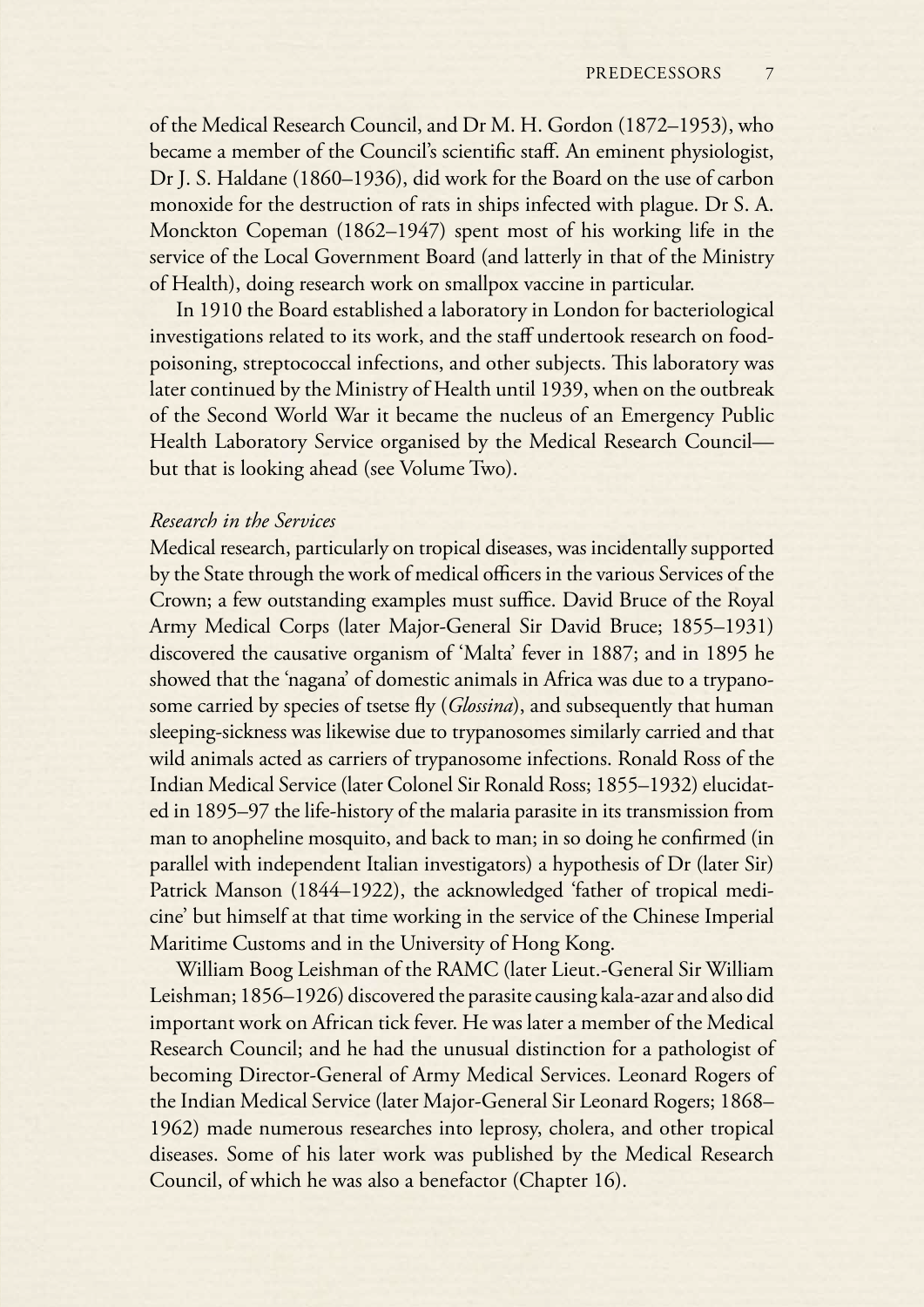of the Medical Research Council, and Dr M. H. Gordon (1872–1953), who became a member of the Council's scientific staff. An eminent physiologist, Dr J. S. Haldane (1860–1936), did work for the Board on the use of carbon monoxide for the destruction of rats in ships infected with plague. Dr S. A. Monckton Copeman (1862–1947) spent most of his working life in the service of the Local Government Board (and latterly in that of the Ministry of Health), doing research work on smallpox vaccine in particular.

In 1910 the Board established a laboratory in London for bacteriological investigations related to its work, and the staff undertook research on food-poisoning, streptococcal infections, and other subjects. This laboratory was later continued by the Ministry of Health until 1939, when on the outbreak of the Second World War it became the nucleus of an Emergency Public Health Laboratory Service organised by the Medical Research Council—but that is looking ahead (see Volume Two).

*Research in the Services*

Medical research, particularly on tropical diseases, was incidentally supported by the State through the work of medical officers in the various Services of the Crown; a few outstanding examples must suffice. David Bruce of the Royal Army Medical Corps (later Major-General Sir David Bruce; 1855–1931) discovered the causative organism of 'Malta' fever in 1887; and in 1895 he showed that the 'nagana' of domestic animals in Africa was due to a trypanosome carried by species of tsetse fly (*Glossina*), and subsequently that human sleeping-sickness was likewise due to trypanosomes similarly carried and that wild animals acted as carriers of trypanosome infections. Ronald Ross of the Indian Medical Service (later Colonel Sir Ronald Ross; 1855–1932) elucidated in 1895–97 the life-history of the malaria parasite in its transmission from man to anopheline mosquito, and back to man; in so doing he confirmed (in parallel with independent Italian investigators) a hypothesis of Dr (later Sir) Patrick Manson (1844–1922), the acknowledged 'father of tropical medicine' but himself at that time working in the service of the Chinese Imperial Maritime Customs and in the University of Hong Kong.

William Boog Leishman of the RAMC (later Lieut.-General Sir William Leishman; 1856–1926) discovered the parasite causing kala-azar and also did important work on African tick fever. He was later a member of the Medical Research Council; and he had the unusual distinction for a pathologist of becoming Director-General of Army Medical Services. Leonard Rogers of the Indian Medical Service (later Major-General Sir Leonard Rogers; 1868–1962) made numerous researches into leprosy, cholera, and other tropical diseases. Some of his later work was published by the Medical Research Council, of which he was also a benefactor (Chapter 16).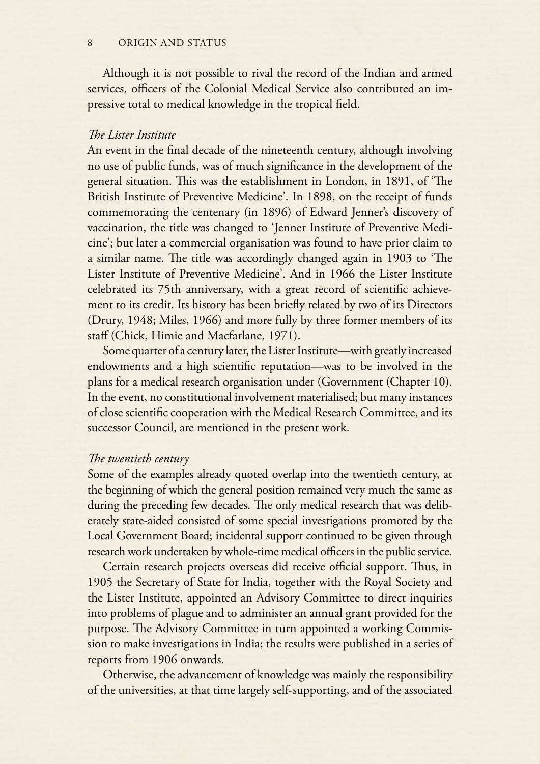Although it is not possible to rival the record of the Indian and armed services, officers of the Colonial Medical Service also contributed an impressive total to medical knowledge in the tropical field.

*The Lister Institute*

An event in the final decade of the nineteenth century, although involving no use of public funds, was of much significance in the development of the general situation. This was the establishment in London, in 1891, of 'The British Institute of Preventive Medicine'. In 1898, on the receipt of funds commemorating the centenary (in 1896) of Edward Jenner's discovery of vaccination, the title was changed to 'Jenner Institute of Preventive Medicine'; but later a commercial organisation was found to have prior claim to a similar name. The title was accordingly changed again in 1903 to 'The Lister Institute of Preventive Medicine'. And in 1966 the Lister Institute celebrated its 75th anniversary, with a great record of scientific achievement to its credit. Its history has been briefly related by two of its Directors (Drury, 1948; Miles, 1966) and more fully by three former members of its staff (Chick, Himie and Macfarlane, 1971).

Some quarter of a century later, the Lister Institute—with greatly increased endowments and a high scientific reputation—was to be involved in the plans for a medical research organisation under (Government (Chapter 10). In the event, no constitutional involvement materialised; but many instances of close scientific cooperation with the Medical Research Committee, and its successor Council, are mentioned in the present work.

*The twentieth century*

Some of the examples already quoted overlap into the twentieth century, at the beginning of which the general position remained very much the same as during the preceding few decades. The only medical research that was deliberately state-aided consisted of some special investigations promoted by the Local Government Board; incidental support continued to be given through research work undertaken by whole-time medical officers in the public service.

Certain research projects overseas did receive official support. Thus, in 1905 the Secretary of State for India, together with the Royal Society and the Lister Institute, appointed an Advisory Committee to direct inquiries into problems of plague and to administer an annual grant provided for the purpose. The Advisory Committee in turn appointed a working Commission to make investigations in India; the results were published in a series of reports from 1906 onwards.

Otherwise, the advancement of knowledge was mainly the responsibility of the universities, at that time largely self-supporting, and of the associated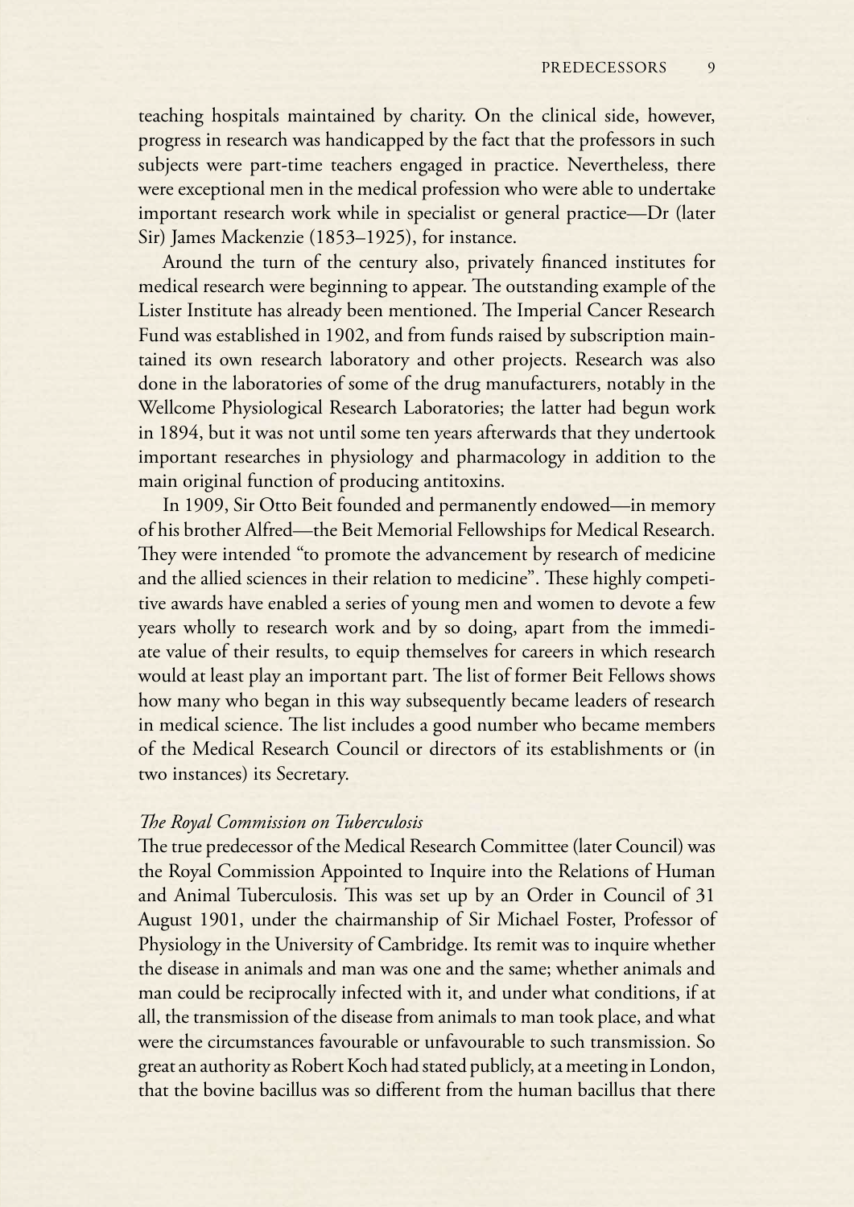teaching hospitals maintained by charity. On the clinical side, however, progress in research was handicapped by the fact that the professors in such subjects were part-time teachers engaged in practice. Nevertheless, there were exceptional men in the medical profession who were able to undertake important research work while in specialist or general practice—Dr (later Sir) James Mackenzie (1853–1925), for instance.

Around the turn of the century also, privately financed institutes for medical research were beginning to appear. The outstanding example of the Lister Institute has already been mentioned. The Imperial Cancer Research Fund was established in 1902, and from funds raised by subscription maintained its own research laboratory and other projects. Research was also done in the laboratories of some of the drug manufacturers, notably in the Wellcome Physiological Research Laboratories; the latter had begun work in 1894, but it was not until some ten years afterwards that they undertook important researches in physiology and pharmacology in addition to the main original function of producing antitoxins.

In 1909, Sir Otto Beit founded and permanently endowed—in memory of his brother Alfred—the Beit Memorial Fellowships for Medical Research. They were intended "to promote the advancement by research of medicine and the allied sciences in their relation to medicine". These highly competitive awards have enabled a series of young men and women to devote a few years wholly to research work and by so doing, apart from the immediate value of their results, to equip themselves for careers in which research would at least play an important part. The list of former Beit Fellows shows how many who began in this way subsequently became leaders of research in medical science. The list includes a good number who became members of the Medical Research Council or directors of its establishments or (in two instances) its Secretary.

### *The Royal Commission on Tuberculosis*

The true predecessor of the Medical Research Committee (later Council) was the Royal Commission Appointed to Inquire into the Relations of Human and Animal Tuberculosis. This was set up by an Order in Council of 31 August 1901, under the chairmanship of Sir Michael Foster, Professor of Physiology in the University of Cambridge. Its remit was to inquire whether the disease in animals and man was one and the same; whether animals and man could be reciprocally infected with it, and under what conditions, if at all, the transmission of the disease from animals to man took place, and what were the circumstances favourable or unfavourable to such transmission. So great an authority as Robert Koch had stated publicly, at a meeting in London, that the bovine bacillus was so different from the human bacillus that there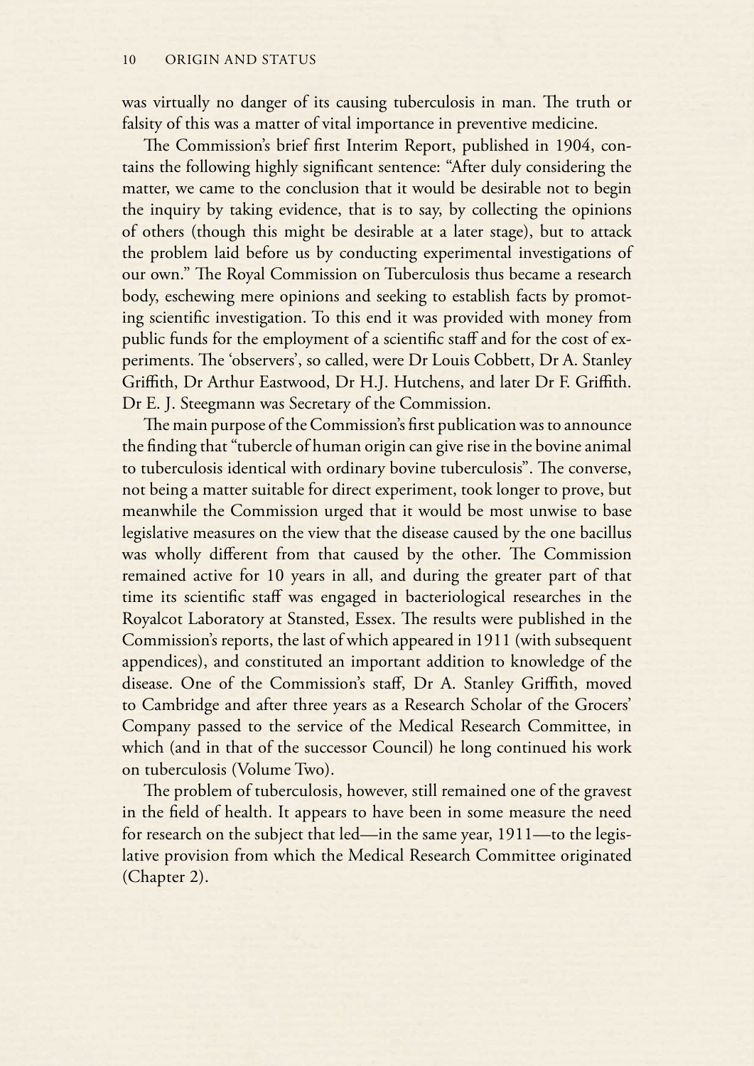was virtually no danger of its causing tuberculosis in man. The truth or falsity of this was a matter of vital importance in preventive medicine.

The Commission's brief first Interim Report, published in 1904, contains the following highly significant sentence: "After duly considering the matter, we came to the conclusion that it would be desirable not to begin the inquiry by taking evidence, that is to say, by collecting the opinions of others (though this might be desirable at a later stage), but to attack the problem laid before us by conducting experimental investigations of our own." The Royal Commission on Tuberculosis thus became a research body, eschewing mere opinions and seeking to establish facts by promoting scientific investigation. To this end it was provided with money from public funds for the employment of a scientific staff and for the cost of experiments. The 'observers', so called, were Dr Louis Cobbett, Dr A. Stanley Griffith, Dr Arthur Eastwood, Dr H.J. Hutchens, and later Dr F. Griffith. Dr E. J. Steegmann was Secretary of the Commission.

The main purpose of the Commission's first publication was to announce the finding that "tubercle of human origin can give rise in the bovine animal to tuberculosis identical with ordinary bovine tuberculosis". The converse, not being a matter suitable for direct experiment, took longer to prove, but meanwhile the Commission urged that it would be most unwise to base legislative measures on the view that the disease caused by the one bacillus was wholly different from that caused by the other. The Commission remained active for 10 years in all, and during the greater part of that time its scientific staff was engaged in bacteriological researches in the Royalcot Laboratory at Stansted, Essex. The results were published in the Commission's reports, the last of which appeared in 1911 (with subsequent appendices), and constituted an important addition to knowledge of the disease. One of the Commission's staff, Dr A. Stanley Griffith, moved to Cambridge and after three years as a Research Scholar of the Grocers' Company passed to the service of the Medical Research Committee, in which (and in that of the successor Council) he long continued his work on tuberculosis (Volume Two).

The problem of tuberculosis, however, still remained one of the gravest in the field of health. It appears to have been in some measure the need for research on the subject that led—in the same year, 1911—to the legislative provision from which the Medical Research Committee originated (Chapter 2).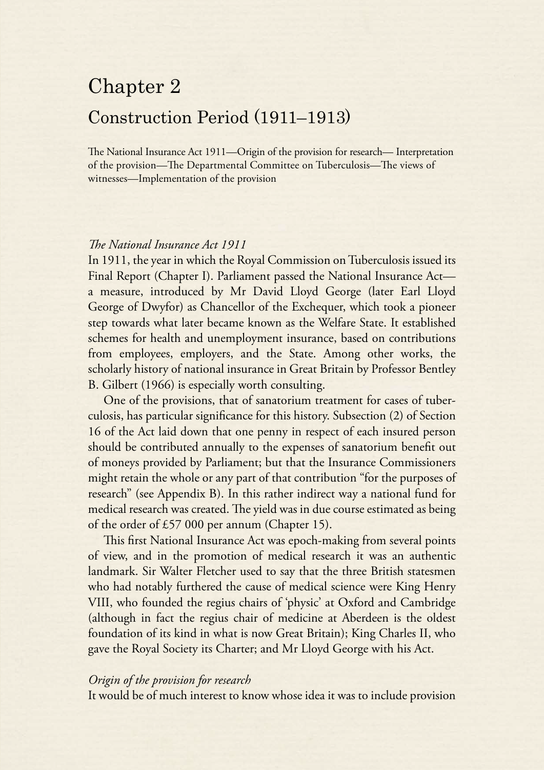# Chapter 2

## Construction Period (1911–1913)

The National Insurance Act 1911—Origin of the provision for research— Interpretation of the provision—The Departmental Committee on Tuberculosis—The views of witnesses—Implementation of the provision

*The National Insurance Act 1911*

In 1911, the year in which the Royal Commission on Tuberculosis issued its Final Report (Chapter I). Parliament passed the National Insurance Act—a measure, introduced by Mr David Lloyd George (later Earl Lloyd George of Dwyfor) as Chancellor of the Exchequer, which took a pioneer step towards what later became known as the Welfare State. It established schemes for health and unemployment insurance, based on contributions from employees, employers, and the State. Among other works, the scholarly history of national insurance in Great Britain by Professor Bentley B. Gilbert (1966) is especially worth consulting.

One of the provisions, that of sanatorium treatment for cases of tuberculosis, has particular significance for this history. Subsection (2) of Section 16 of the Act laid down that one penny in respect of each insured person should be contributed annually to the expenses of sanatorium benefit out of moneys provided by Parliament; but that the Insurance Commissioners might retain the whole or any part of that contribution "for the purposes of research" (see Appendix B). In this rather indirect way a national fund for medical research was created. The yield was in due course estimated as being of the order of £57 000 per annum (Chapter 15).

This first National Insurance Act was epoch-making from several points of view, and in the promotion of medical research it was an authentic landmark. Sir Walter Fletcher used to say that the three British statesmen who had notably furthered the cause of medical science were King Henry VIII, who founded the regius chairs of 'physic' at Oxford and Cambridge (although in fact the regius chair of medicine at Aberdeen is the oldest foundation of its kind in what is now Great Britain); King Charles II, who gave the Royal Society its Charter; and Mr Lloyd George with his Act.

*Origin of the provision for research*

It would be of much interest to know whose idea it was to include provision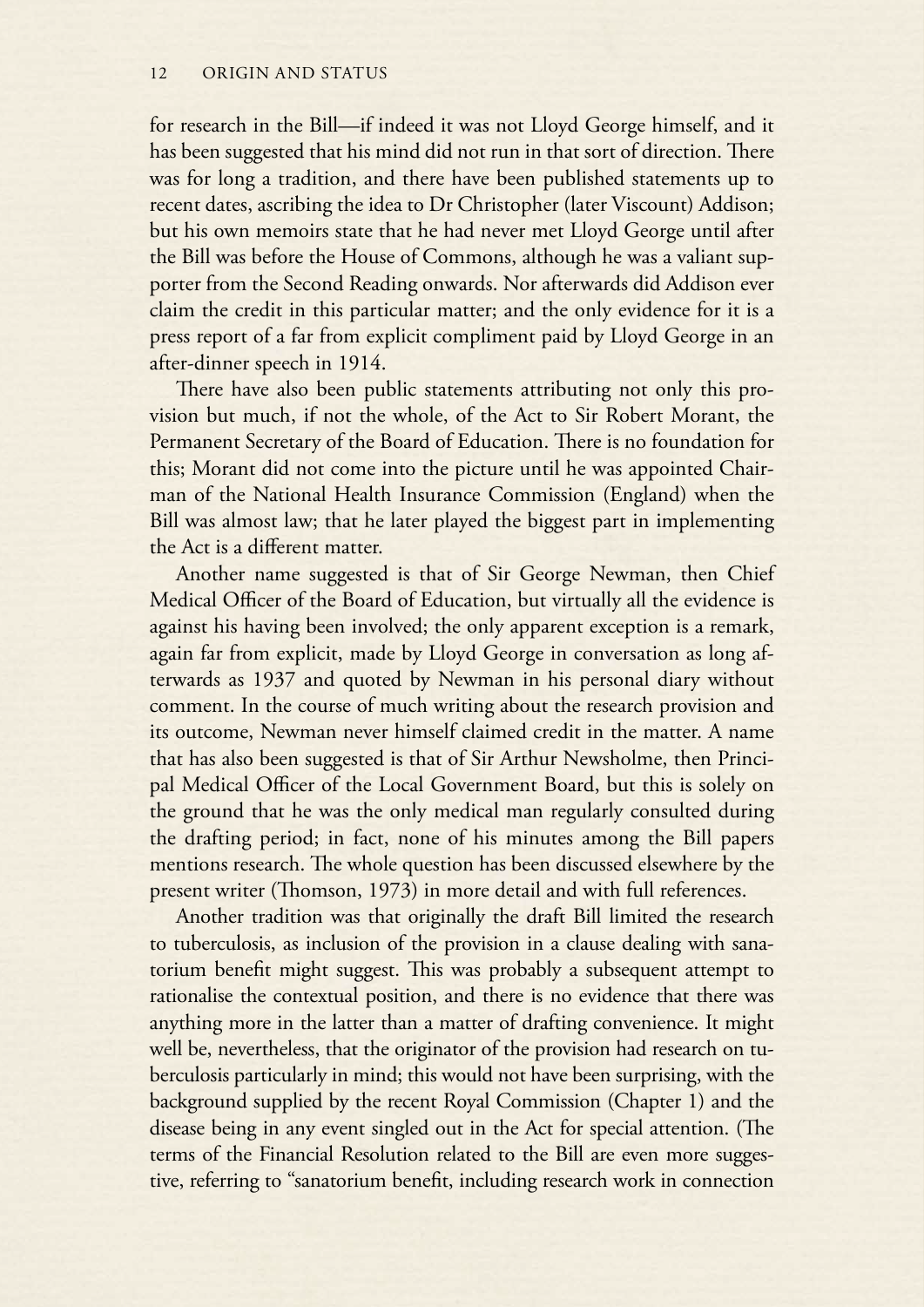for research in the Bill—if indeed it was not Lloyd George himself, and it has been suggested that his mind did not run in that sort of direction. There was for long a tradition, and there have been published statements up to recent dates, ascribing the idea to Dr Christopher (later Viscount) Addison; but his own memoirs state that he had never met Lloyd George until after the Bill was before the House of Commons, although he was a valiant supporter from the Second Reading onwards. Nor afterwards did Addison ever claim the credit in this particular matter; and the only evidence for it is a press report of a far from explicit compliment paid by Lloyd George in an after-dinner speech in 1914.

There have also been public statements attributing not only this provision but much, if not the whole, of the Act to Sir Robert Morant, the Permanent Secretary of the Board of Education. There is no foundation for this; Morant did not come into the picture until he was appointed Chairman of the National Health Insurance Commission (England) when the Bill was almost law; that he later played the biggest part in implementing the Act is a different matter.

Another name suggested is that of Sir George Newman, then Chief Medical Officer of the Board of Education, but virtually all the evidence is against his having been involved; the only apparent exception is a remark, again far from explicit, made by Lloyd George in conversation as long afterwards as 1937 and quoted by Newman in his personal diary without comment. In the course of much writing about the research provision and its outcome, Newman never himself claimed credit in the matter. A name that has also been suggested is that of Sir Arthur Newsholme, then Principal Medical Officer of the Local Government Board, but this is solely on the ground that he was the only medical man regularly consulted during the drafting period; in fact, none of his minutes among the Bill papers mentions research. The whole question has been discussed elsewhere by the present writer (Thomson, 1973) in more detail and with full references.

Another tradition was that originally the draft Bill limited the research to tuberculosis, as inclusion of the provision in a clause dealing with sanatorium benefit might suggest. This was probably a subsequent attempt to rationalise the contextual position, and there is no evidence that there was anything more in the latter than a matter of drafting convenience. It might well be, nevertheless, that the originator of the provision had research on tuberculosis particularly in mind; this would not have been surprising, with the background supplied by the recent Royal Commission (Chapter 1) and the disease being in any event singled out in the Act for special attention. (The terms of the Financial Resolution related to the Bill are even more suggestive, referring to "sanatorium benefit, including research work in connection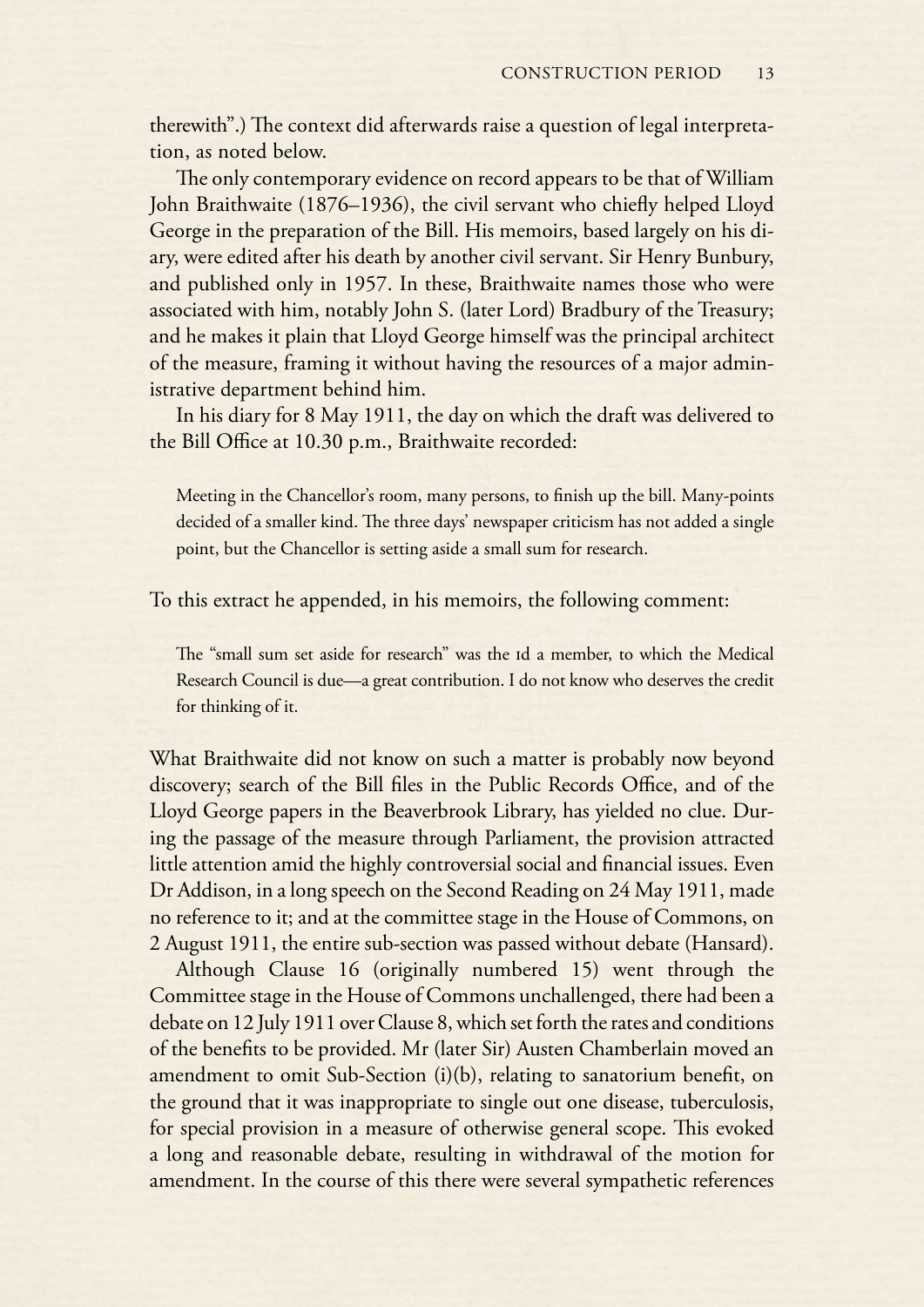therewith".) The context did afterwards raise a question of legal interpretation, as noted below.

The only contemporary evidence on record appears to be that of William John Braithwaite (1876–1936), the civil servant who chiefly helped Lloyd George in the preparation of the Bill. His memoirs, based largely on his diary, were edited after his death by another civil servant. Sir Henry Bunbury, and published only in 1957. In these, Braithwaite names those who were associated with him, notably John S. (later Lord) Bradbury of the Treasury; and he makes it plain that Lloyd George himself was the principal architect of the measure, framing it without having the resources of a major administrative department behind him.

In his diary for 8 May 1911, the day on which the draft was delivered to the Bill Office at 10.30 p.m., Braithwaite recorded:

> Meeting in the Chancellor's room, many persons, to finish up the bill. Many-points decided of a smaller kind. The three days' newspaper criticism has not added a single point, but the Chancellor is setting aside a small sum for research.

To this extract he appended, in his memoirs, the following comment:

> The "small sum set aside for research" was the 1d a member, to which the Medical Research Council is due—a great contribution. I do not know who deserves the credit for thinking of it.

What Braithwaite did not know on such a matter is probably now beyond discovery; search of the Bill files in the Public Records Office, and of the Lloyd George papers in the Beaverbrook Library, has yielded no clue. During the passage of the measure through Parliament, the provision attracted little attention amid the highly controversial social and financial issues. Even Dr Addison, in a long speech on the Second Reading on 24 May 1911, made no reference to it; and at the committee stage in the House of Commons, on 2 August 1911, the entire sub-section was passed without debate (Hansard).

Although Clause 16 (originally numbered 15) went through the Committee stage in the House of Commons unchallenged, there had been a debate on 12 July 1911 over Clause 8, which set forth the rates and conditions of the benefits to be provided. Mr (later Sir) Austen Chamberlain moved an amendment to omit Sub-Section (i)(b), relating to sanatorium benefit, on the ground that it was inappropriate to single out one disease, tuberculosis, for special provision in a measure of otherwise general scope. This evoked a long and reasonable debate, resulting in withdrawal of the motion for amendment. In the course of this there were several sympathetic references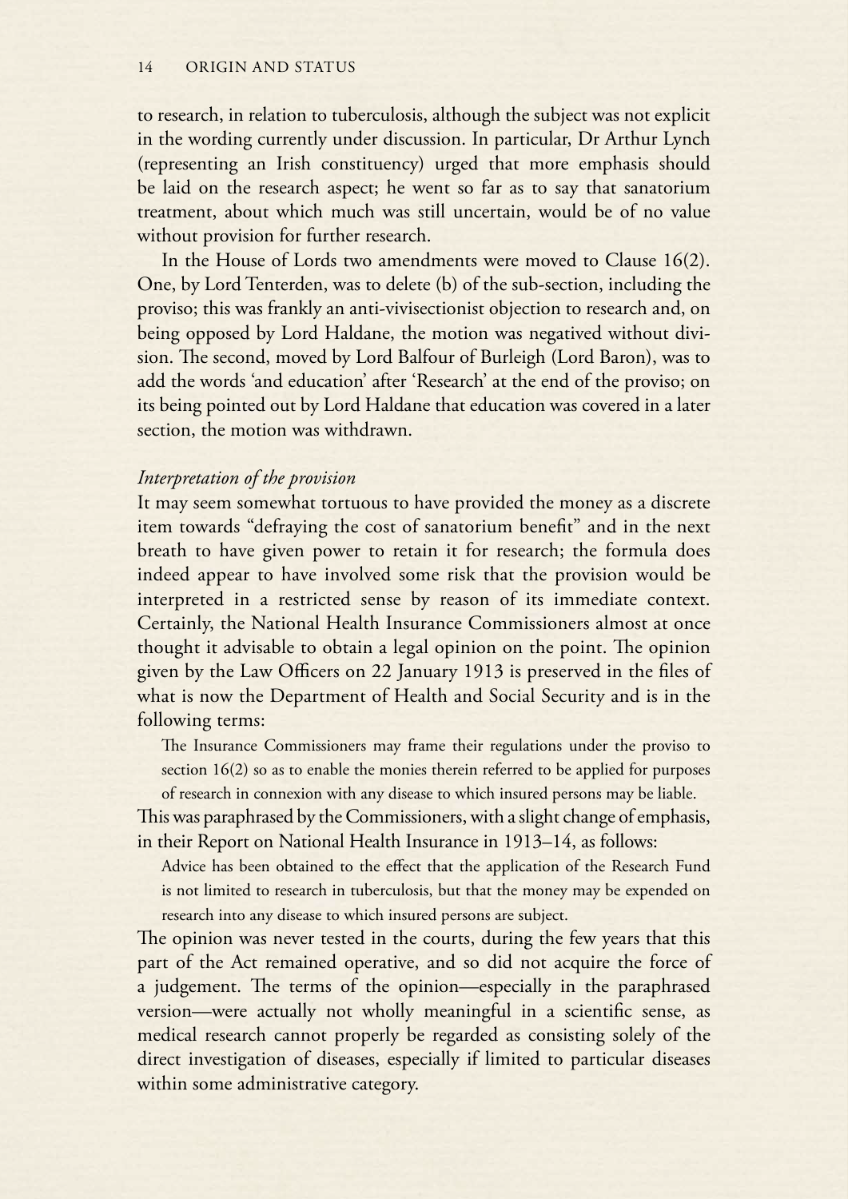to research, in relation to tuberculosis, although the subject was not explicit in the wording currently under discussion. In particular, Dr Arthur Lynch (representing an Irish constituency) urged that more emphasis should be laid on the research aspect; he went so far as to say that sanatorium treatment, about which much was still uncertain, would be of no value without provision for further research.

In the House of Lords two amendments were moved to Clause 16(2). One, by Lord Tenterden, was to delete (b) of the sub-section, including the proviso; this was frankly an anti-vivisectionist objection to research and, on being opposed by Lord Haldane, the motion was negatived without division. The second, moved by Lord Balfour of Burleigh (Lord Baron), was to add the words 'and education' after 'Research' at the end of the proviso; on its being pointed out by Lord Haldane that education was covered in a later section, the motion was withdrawn.

*Interpretation of the provision*

It may seem somewhat tortuous to have provided the money as a discrete item towards "defraying the cost of sanatorium benefit" and in the next breath to have given power to retain it for research; the formula does indeed appear to have involved some risk that the provision would be interpreted in a restricted sense by reason of its immediate context. Certainly, the National Health Insurance Commissioners almost at once thought it advisable to obtain a legal opinion on the point. The opinion given by the Law Officers on 22 January 1913 is preserved in the files of what is now the Department of Health and Social Security and is in the following terms:

> The Insurance Commissioners may frame their regulations under the proviso to section 16(2) so as to enable the monies therein referred to be applied for purposes of research in connexion with any disease to which insured persons may be liable.

This was paraphrased by the Commissioners, with a slight change of emphasis, in their Report on National Health Insurance in 1913–14, as follows:

> Advice has been obtained to the effect that the application of the Research Fund is not limited to research in tuberculosis, but that the money may be expended on research into any disease to which insured persons are subject.

The opinion was never tested in the courts, during the few years that this part of the Act remained operative, and so did not acquire the force of a judgement. The terms of the opinion—especially in the paraphrased version—were actually not wholly meaningful in a scientific sense, as medical research cannot properly be regarded as consisting solely of the direct investigation of diseases, especially if limited to particular diseases within some administrative category.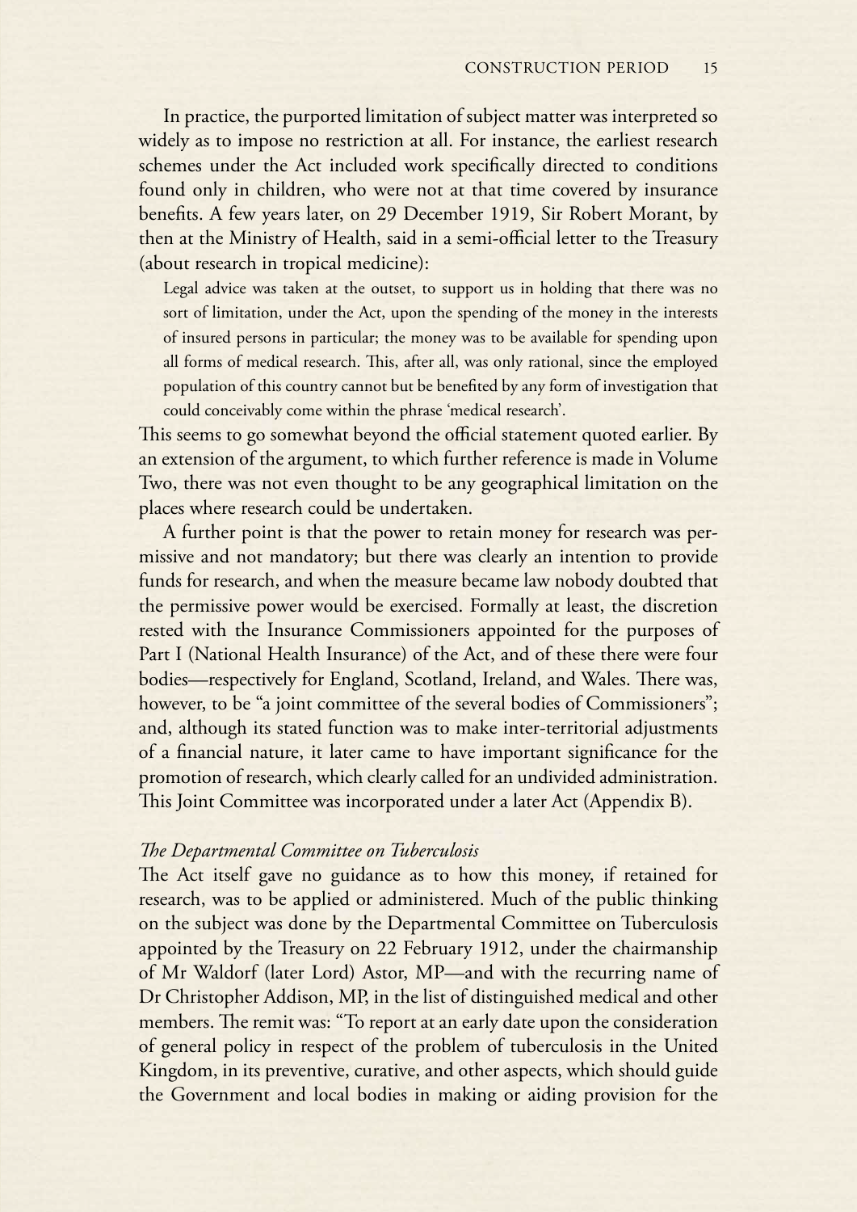In practice, the purported limitation of subject matter was interpreted so widely as to impose no restriction at all. For instance, the earliest research schemes under the Act included work specifically directed to conditions found only in children, who were not at that time covered by insurance benefits. A few years later, on 29 December 1919, Sir Robert Morant, by then at the Ministry of Health, said in a semi-official letter to the Treasury (about research in tropical medicine):

> Legal advice was taken at the outset, to support us in holding that there was no sort of limitation, under the Act, upon the spending of the money in the interests of insured persons in particular; the money was to be available for spending upon all forms of medical research. This, after all, was only rational, since the employed population of this country cannot but be benefited by any form of investigation that could conceivably come within the phrase 'medical research'.

This seems to go somewhat beyond the official statement quoted earlier. By an extension of the argument, to which further reference is made in Volume Two, there was not even thought to be any geographical limitation on the places where research could be undertaken.

A further point is that the power to retain money for research was permissive and not mandatory; but there was clearly an intention to provide funds for research, and when the measure became law nobody doubted that the permissive power would be exercised. Formally at least, the discretion rested with the Insurance Commissioners appointed for the purposes of Part I (National Health Insurance) of the Act, and of these there were four bodies—respectively for England, Scotland, Ireland, and Wales. There was, however, to be "a joint committee of the several bodies of Commissioners"; and, although its stated function was to make inter-territorial adjustments of a financial nature, it later came to have important significance for the promotion of research, which clearly called for an undivided administration. This Joint Committee was incorporated under a later Act (Appendix B).

### *The Departmental Committee on Tuberculosis*

The Act itself gave no guidance as to how this money, if retained for research, was to be applied or administered. Much of the public thinking on the subject was done by the Departmental Committee on Tuberculosis appointed by the Treasury on 22 February 1912, under the chairmanship of Mr Waldorf (later Lord) Astor, MP—and with the recurring name of Dr Christopher Addison, MP, in the list of distinguished medical and other members. The remit was: "To report at an early date upon the consideration of general policy in respect of the problem of tuberculosis in the United Kingdom, in its preventive, curative, and other aspects, which should guide the Government and local bodies in making or aiding provision for the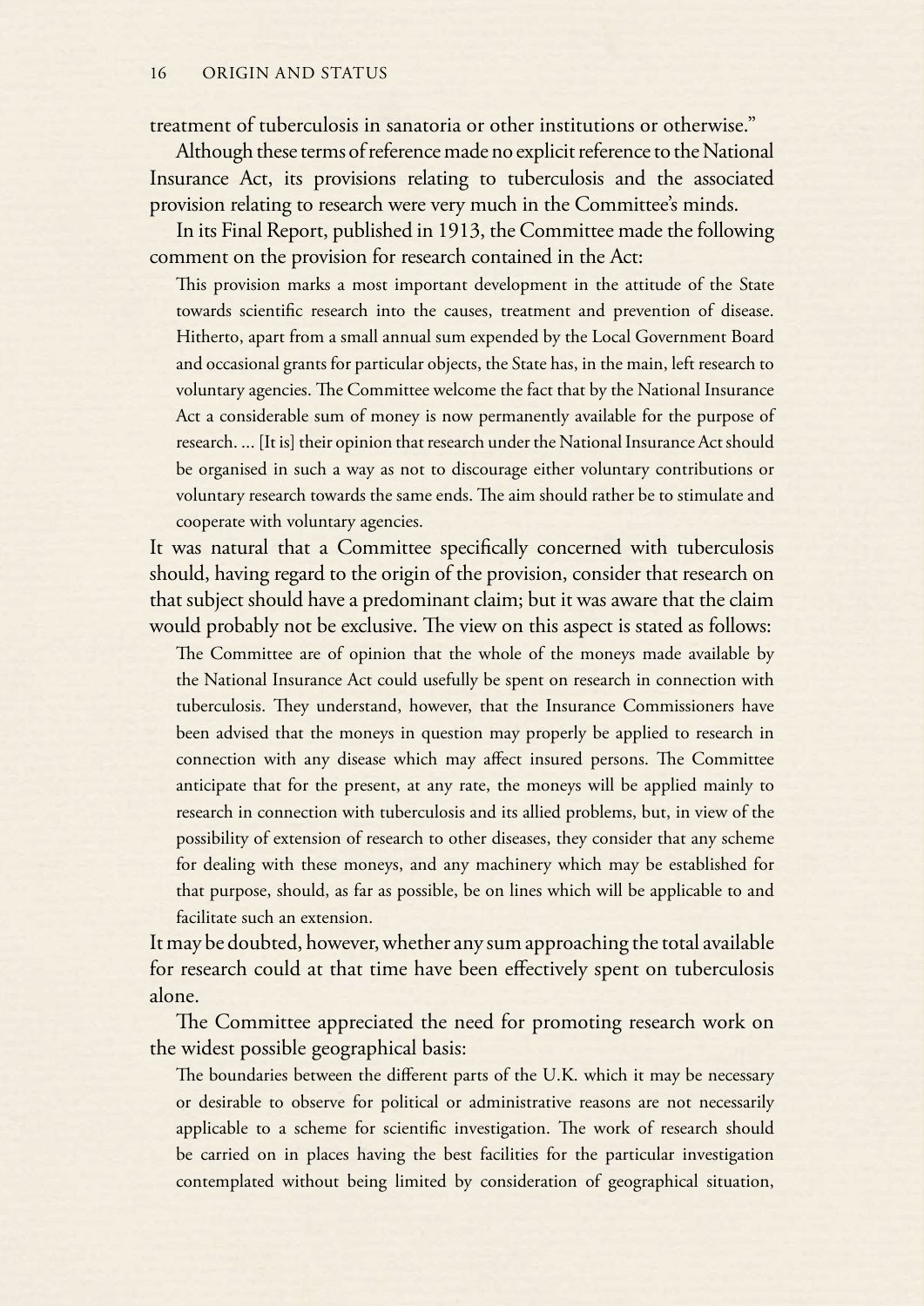treatment of tuberculosis in sanatoria or other institutions or otherwise."

Although these terms of reference made no explicit reference to the National Insurance Act, its provisions relating to tuberculosis and the associated provision relating to research were very much in the Committee's minds.

In its Final Report, published in 1913, the Committee made the following comment on the provision for research contained in the Act:

> This provision marks a most important development in the attitude of the State towards scientific research into the causes, treatment and prevention of disease. Hitherto, apart from a small annual sum expended by the Local Government Board and occasional grants for particular objects, the State has, in the main, left research to voluntary agencies. The Committee welcome the fact that by the National Insurance Act a considerable sum of money is now permanently available for the purpose of research. ... [It is] their opinion that research under the National Insurance Act should be organised in such a way as not to discourage either voluntary contributions or voluntary research towards the same ends. The aim should rather be to stimulate and cooperate with voluntary agencies.

It was natural that a Committee specifically concerned with tuberculosis should, having regard to the origin of the provision, consider that research on that subject should have a predominant claim; but it was aware that the claim would probably not be exclusive. The view on this aspect is stated as follows:

> The Committee are of opinion that the whole of the moneys made available by the National Insurance Act could usefully be spent on research in connection with tuberculosis. They understand, however, that the Insurance Commissioners have been advised that the moneys in question may properly be applied to research in connection with any disease which may affect insured persons. The Committee anticipate that for the present, at any rate, the moneys will be applied mainly to research in connection with tuberculosis and its allied problems, but, in view of the possibility of extension of research to other diseases, they consider that any scheme for dealing with these moneys, and any machinery which may be established for that purpose, should, as far as possible, be on lines which will be applicable to and facilitate such an extension.

It may be doubted, however, whether any sum approaching the total available for research could at that time have been effectively spent on tuberculosis alone.

The Committee appreciated the need for promoting research work on the widest possible geographical basis:

> The boundaries between the different parts of the U.K. which it may be necessary or desirable to observe for political or administrative reasons are not necessarily applicable to a scheme for scientific investigation. The work of research should be carried on in places having the best facilities for the particular investigation contemplated without being limited by consideration of geographical situation,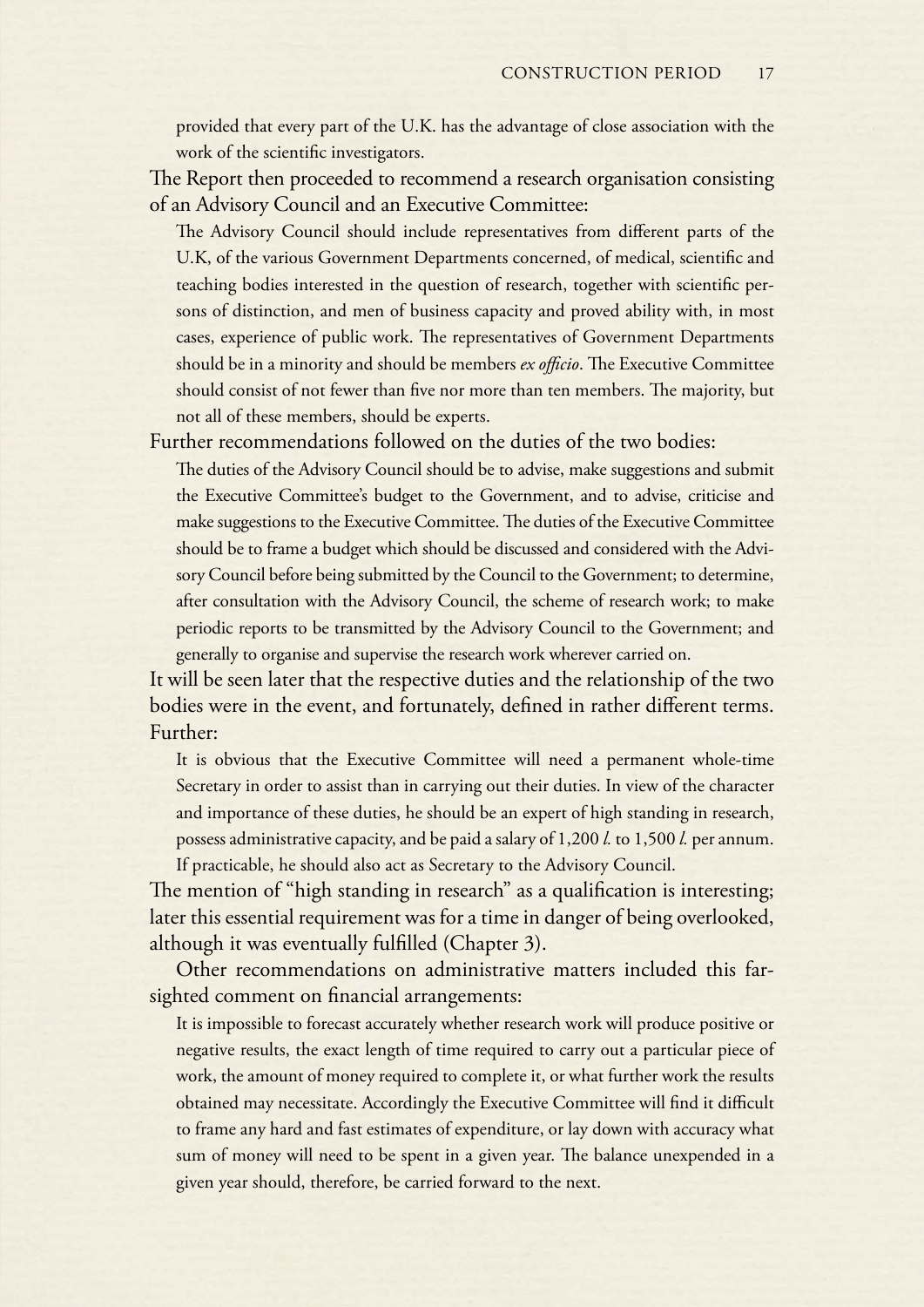> provided that every part of the U.K. has the advantage of close association with the work of the scientific investigators.

The Report then proceeded to recommend a research organisation consisting of an Advisory Council and an Executive Committee:

> The Advisory Council should include representatives from different parts of the U.K, of the various Government Departments concerned, of medical, scientific and teaching bodies interested in the question of research, together with scientific persons of distinction, and men of business capacity and proved ability with, in most cases, experience of public work. The representatives of Government Departments should be in a minority and should be members *ex officio*. The Executive Committee should consist of not fewer than five nor more than ten members. The majority, but not all of these members, should be experts.

Further recommendations followed on the duties of the two bodies:

> The duties of the Advisory Council should be to advise, make suggestions and submit the Executive Committee's budget to the Government, and to advise, criticise and make suggestions to the Executive Committee. The duties of the Executive Committee should be to frame a budget which should be discussed and considered with the Advisory Council before being submitted by the Council to the Government; to determine, after consultation with the Advisory Council, the scheme of research work; to make periodic reports to be transmitted by the Advisory Council to the Government; and generally to organise and supervise the research work wherever carried on.

It will be seen later that the respective duties and the relationship of the two bodies were in the event, and fortunately, defined in rather different terms. Further:

> It is obvious that the Executive Committee will need a permanent whole-time Secretary in order to assist than in carrying out their duties. In view of the character and importance of these duties, he should be an expert of high standing in research, possess administrative capacity, and be paid a salary of 1,200 *l.* to 1,500 *l.* per annum. If practicable, he should also act as Secretary to the Advisory Council.

The mention of "high standing in research" as a qualification is interesting; later this essential requirement was for a time in danger of being overlooked, although it was eventually fulfilled (Chapter 3).

Other recommendations on administrative matters included this far-sighted comment on financial arrangements:

> It is impossible to forecast accurately whether research work will produce positive or negative results, the exact length of time required to carry out a particular piece of work, the amount of money required to complete it, or what further work the results obtained may necessitate. Accordingly the Executive Committee will find it difficult to frame any hard and fast estimates of expenditure, or lay down with accuracy what sum of money will need to be spent in a given year. The balance unexpended in a given year should, therefore, be carried forward to the next.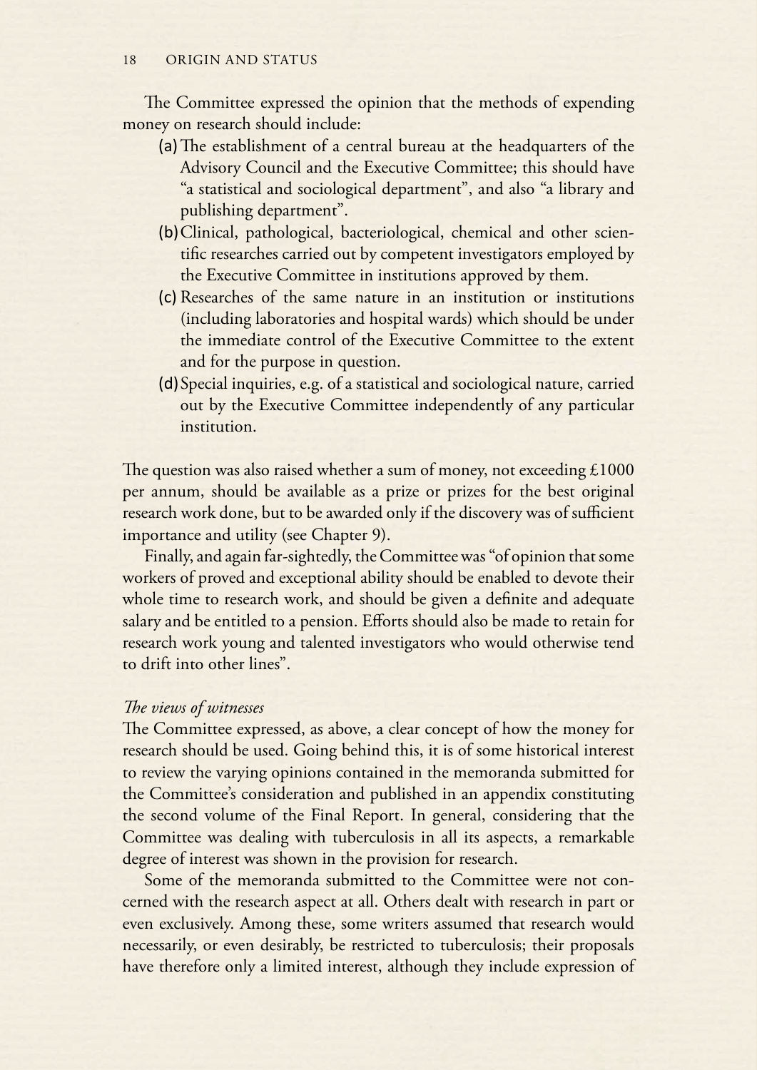The Committee expressed the opinion that the methods of expending money on research should include:

(a) The establishment of a central bureau at the headquarters of the Advisory Council and the Executive Committee; this should have "a statistical and sociological department", and also "a library and publishing department".

(b) Clinical, pathological, bacteriological, chemical and other scientific researches carried out by competent investigators employed by the Executive Committee in institutions approved by them.

(c) Researches of the same nature in an institution or institutions (including laboratories and hospital wards) which should be under the immediate control of the Executive Committee to the extent and for the purpose in question.

(d) Special inquiries, e.g. of a statistical and sociological nature, carried out by the Executive Committee independently of any particular institution.

The question was also raised whether a sum of money, not exceeding £1000 per annum, should be available as a prize or prizes for the best original research work done, but to be awarded only if the discovery was of sufficient importance and utility (see Chapter 9).

Finally, and again far-sightedly, the Committee was "of opinion that some workers of proved and exceptional ability should be enabled to devote their whole time to research work, and should be given a definite and adequate salary and be entitled to a pension. Efforts should also be made to retain for research work young and talented investigators who would otherwise tend to drift into other lines".

*The views of witnesses*

The Committee expressed, as above, a clear concept of how the money for research should be used. Going behind this, it is of some historical interest to review the varying opinions contained in the memoranda submitted for the Committee's consideration and published in an appendix constituting the second volume of the Final Report. In general, considering that the Committee was dealing with tuberculosis in all its aspects, a remarkable degree of interest was shown in the provision for research.

Some of the memoranda submitted to the Committee were not concerned with the research aspect at all. Others dealt with research in part or even exclusively. Among these, some writers assumed that research would necessarily, or even desirably, be restricted to tuberculosis; their proposals have therefore only a limited interest, although they include expression of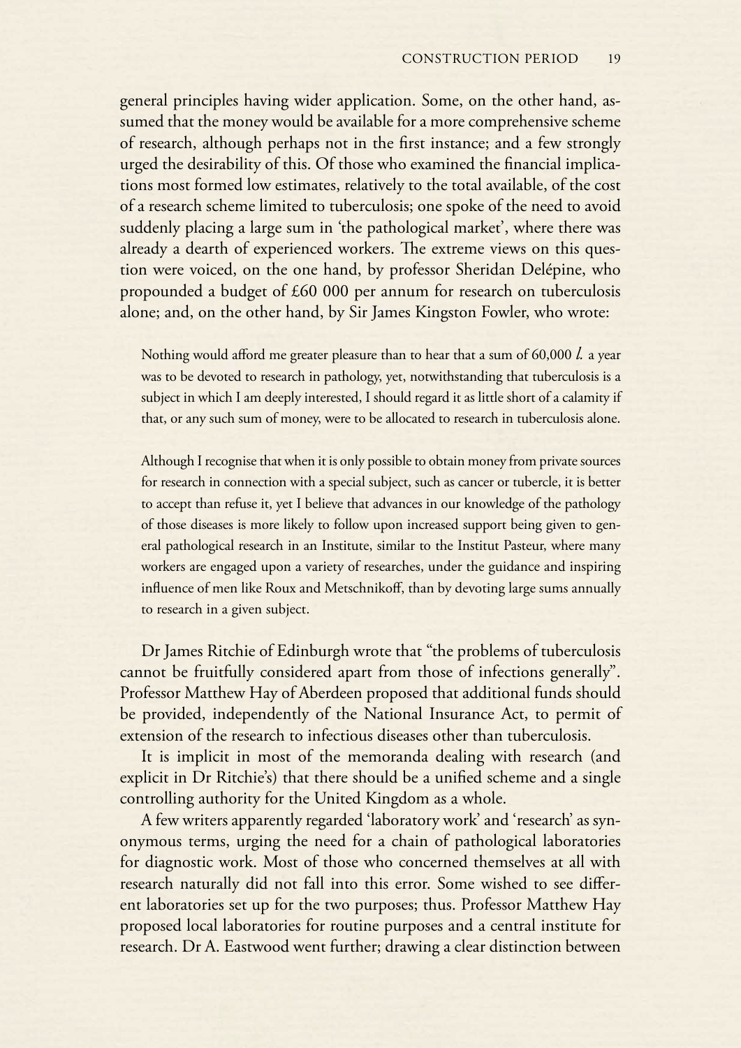general principles having wider application. Some, on the other hand, assumed that the money would be available for a more comprehensive scheme of research, although perhaps not in the first instance; and a few strongly urged the desirability of this. Of those who examined the financial implications most formed low estimates, relatively to the total available, of the cost of a research scheme limited to tuberculosis; one spoke of the need to avoid suddenly placing a large sum in 'the pathological market', where there was already a dearth of experienced workers. The extreme views on this question were voiced, on the one hand, by professor Sheridan Delépine, who propounded a budget of £60 000 per annum for research on tuberculosis alone; and, on the other hand, by Sir James Kingston Fowler, who wrote:

> Nothing would afford me greater pleasure than to hear that a sum of 60,000 *l.* a year was to be devoted to research in pathology, yet, notwithstanding that tuberculosis is a subject in which I am deeply interested, I should regard it as little short of a calamity if that, or any such sum of money, were to be allocated to research in tuberculosis alone.
>
> Although I recognise that when it is only possible to obtain money from private sources for research in connection with a special subject, such as cancer or tubercle, it is better to accept than refuse it, yet I believe that advances in our knowledge of the pathology of those diseases is more likely to follow upon increased support being given to general pathological research in an Institute, similar to the Institut Pasteur, where many workers are engaged upon a variety of researches, under the guidance and inspiring influence of men like Roux and Metschnikoff, than by devoting large sums annually to research in a given subject.

Dr James Ritchie of Edinburgh wrote that "the problems of tuberculosis cannot be fruitfully considered apart from those of infections generally". Professor Matthew Hay of Aberdeen proposed that additional funds should be provided, independently of the National Insurance Act, to permit of extension of the research to infectious diseases other than tuberculosis.

It is implicit in most of the memoranda dealing with research (and explicit in Dr Ritchie's) that there should be a unified scheme and a single controlling authority for the United Kingdom as a whole.

A few writers apparently regarded 'laboratory work' and 'research' as synonymous terms, urging the need for a chain of pathological laboratories for diagnostic work. Most of those who concerned themselves at all with research naturally did not fall into this error. Some wished to see different laboratories set up for the two purposes; thus. Professor Matthew Hay proposed local laboratories for routine purposes and a central institute for research. Dr A. Eastwood went further; drawing a clear distinction between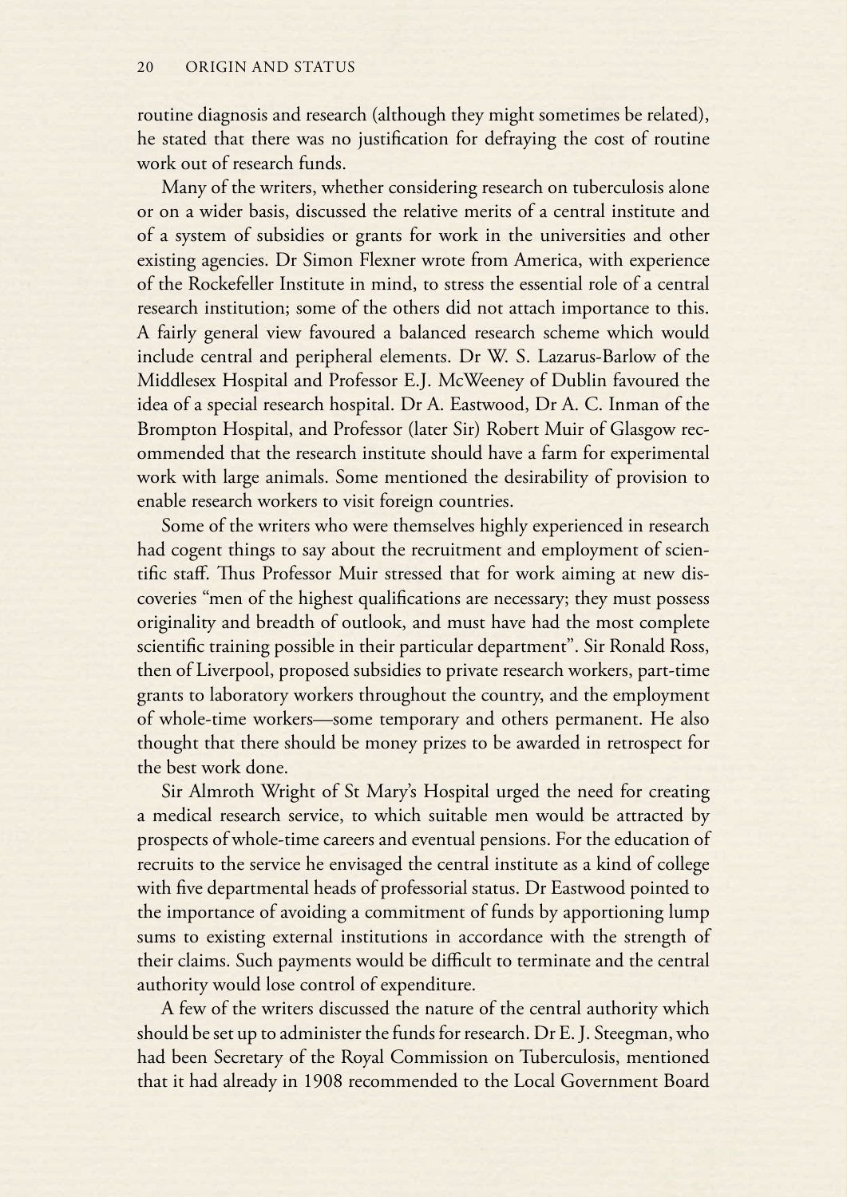routine diagnosis and research (although they might sometimes be related), he stated that there was no justification for defraying the cost of routine work out of research funds.

Many of the writers, whether considering research on tuberculosis alone or on a wider basis, discussed the relative merits of a central institute and of a system of subsidies or grants for work in the universities and other existing agencies. Dr Simon Flexner wrote from America, with experience of the Rockefeller Institute in mind, to stress the essential role of a central research institution; some of the others did not attach importance to this. A fairly general view favoured a balanced research scheme which would include central and peripheral elements. Dr W. S. Lazarus-Barlow of the Middlesex Hospital and Professor E.J. McWeeney of Dublin favoured the idea of a special research hospital. Dr A. Eastwood, Dr A. C. Inman of the Brompton Hospital, and Professor (later Sir) Robert Muir of Glasgow recommended that the research institute should have a farm for experimental work with large animals. Some mentioned the desirability of provision to enable research workers to visit foreign countries.

Some of the writers who were themselves highly experienced in research had cogent things to say about the recruitment and employment of scientific staff. Thus Professor Muir stressed that for work aiming at new discoveries "men of the highest qualifications are necessary; they must possess originality and breadth of outlook, and must have had the most complete scientific training possible in their particular department". Sir Ronald Ross, then of Liverpool, proposed subsidies to private research workers, part-time grants to laboratory workers throughout the country, and the employment of whole-time workers—some temporary and others permanent. He also thought that there should be money prizes to be awarded in retrospect for the best work done.

Sir Almroth Wright of St Mary's Hospital urged the need for creating a medical research service, to which suitable men would be attracted by prospects of whole-time careers and eventual pensions. For the education of recruits to the service he envisaged the central institute as a kind of college with five departmental heads of professorial status. Dr Eastwood pointed to the importance of avoiding a commitment of funds by apportioning lump sums to existing external institutions in accordance with the strength of their claims. Such payments would be difficult to terminate and the central authority would lose control of expenditure.

A few of the writers discussed the nature of the central authority which should be set up to administer the funds for research. Dr E. J. Steegman, who had been Secretary of the Royal Commission on Tuberculosis, mentioned that it had already in 1908 recommended to the Local Government Board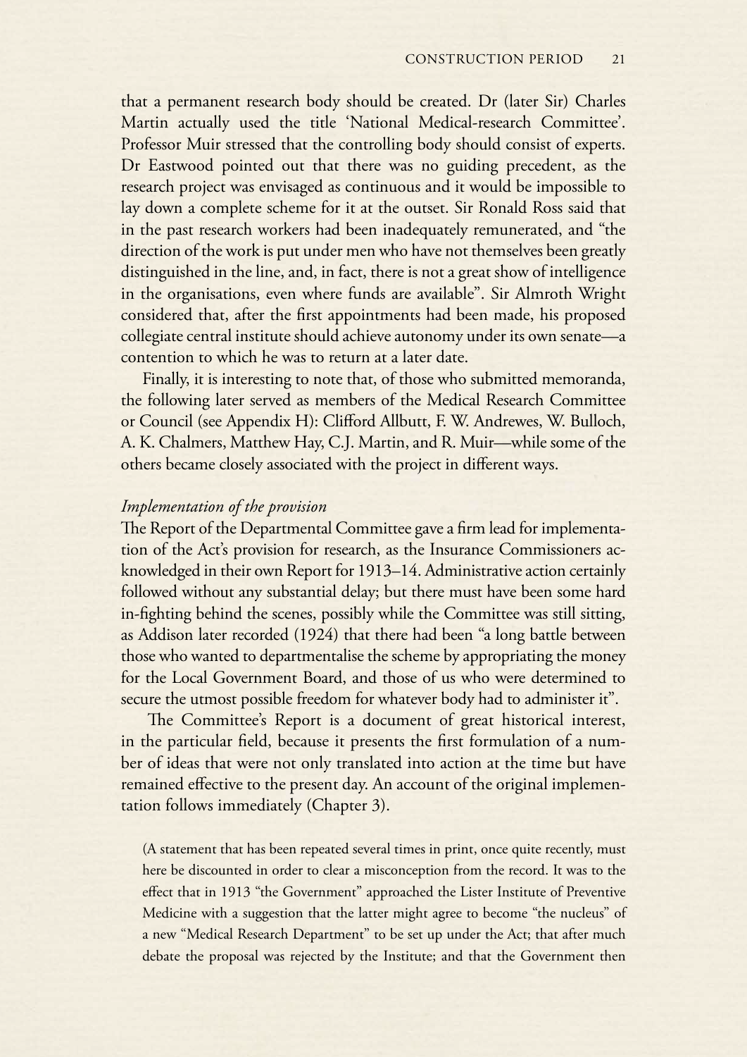that a permanent research body should be created. Dr (later Sir) Charles Martin actually used the title 'National Medical-research Committee'. Professor Muir stressed that the controlling body should consist of experts. Dr Eastwood pointed out that there was no guiding precedent, as the research project was envisaged as continuous and it would be impossible to lay down a complete scheme for it at the outset. Sir Ronald Ross said that in the past research workers had been inadequately remunerated, and "the direction of the work is put under men who have not themselves been greatly distinguished in the line, and, in fact, there is not a great show of intelligence in the organisations, even where funds are available". Sir Almroth Wright considered that, after the first appointments had been made, his proposed collegiate central institute should achieve autonomy under its own senate—a contention to which he was to return at a later date.

Finally, it is interesting to note that, of those who submitted memoranda, the following later served as members of the Medical Research Committee or Council (see Appendix H): Clifford Allbutt, F. W. Andrewes, W. Bulloch, A. K. Chalmers, Matthew Hay, C.J. Martin, and R. Muir—while some of the others became closely associated with the project in different ways.

*Implementation of the provision*

The Report of the Departmental Committee gave a firm lead for implementation of the Act's provision for research, as the Insurance Commissioners acknowledged in their own Report for 1913–14. Administrative action certainly followed without any substantial delay; but there must have been some hard in-fighting behind the scenes, possibly while the Committee was still sitting, as Addison later recorded (1924) that there had been "a long battle between those who wanted to departmentalise the scheme by appropriating the money for the Local Government Board, and those of us who were determined to secure the utmost possible freedom for whatever body had to administer it".

The Committee's Report is a document of great historical interest, in the particular field, because it presents the first formulation of a number of ideas that were not only translated into action at the time but have remained effective to the present day. An account of the original implementation follows immediately (Chapter 3).

(A statement that has been repeated several times in print, once quite recently, must here be discounted in order to clear a misconception from the record. It was to the effect that in 1913 "the Government" approached the Lister Institute of Preventive Medicine with a suggestion that the latter might agree to become "the nucleus" of a new "Medical Research Department" to be set up under the Act; that after much debate the proposal was rejected by the Institute; and that the Government then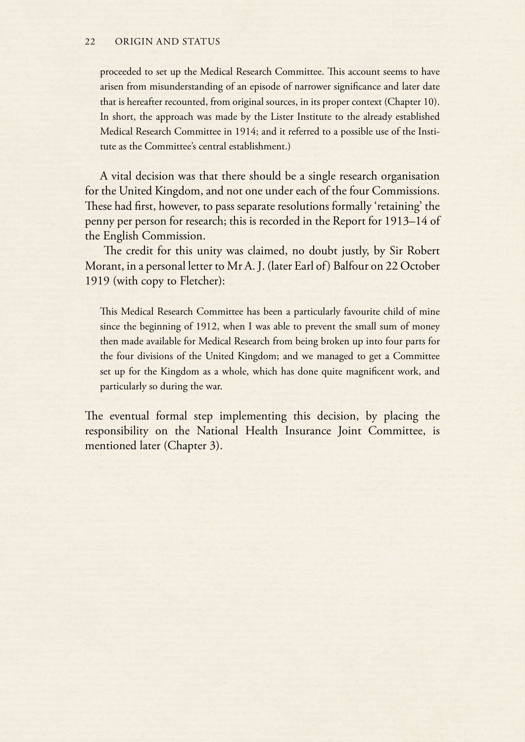proceeded to set up the Medical Research Committee. This account seems to have arisen from misunderstanding of an episode of narrower significance and later date that is hereafter recounted, from original sources, in its proper context (Chapter 10). In short, the approach was made by the Lister Institute to the already established Medical Research Committee in 1914; and it referred to a possible use of the Institute as the Committee's central establishment.)

A vital decision was that there should be a single research organisation for the United Kingdom, and not one under each of the four Commissions. These had first, however, to pass separate resolutions formally 'retaining' the penny per person for research; this is recorded in the Report for 1913–14 of the English Commission.

The credit for this unity was claimed, no doubt justly, by Sir Robert Morant, in a personal letter to Mr A. J. (later Earl of) Balfour on 22 October 1919 (with copy to Fletcher):

> This Medical Research Committee has been a particularly favourite child of mine since the beginning of 1912, when I was able to prevent the small sum of money then made available for Medical Research from being broken up into four parts for the four divisions of the United Kingdom; and we managed to get a Committee set up for the Kingdom as a whole, which has done quite magnificent work, and particularly so during the war.

The eventual formal step implementing this decision, by placing the responsibility on the National Health Insurance Joint Committee, is mentioned later (Chapter 3).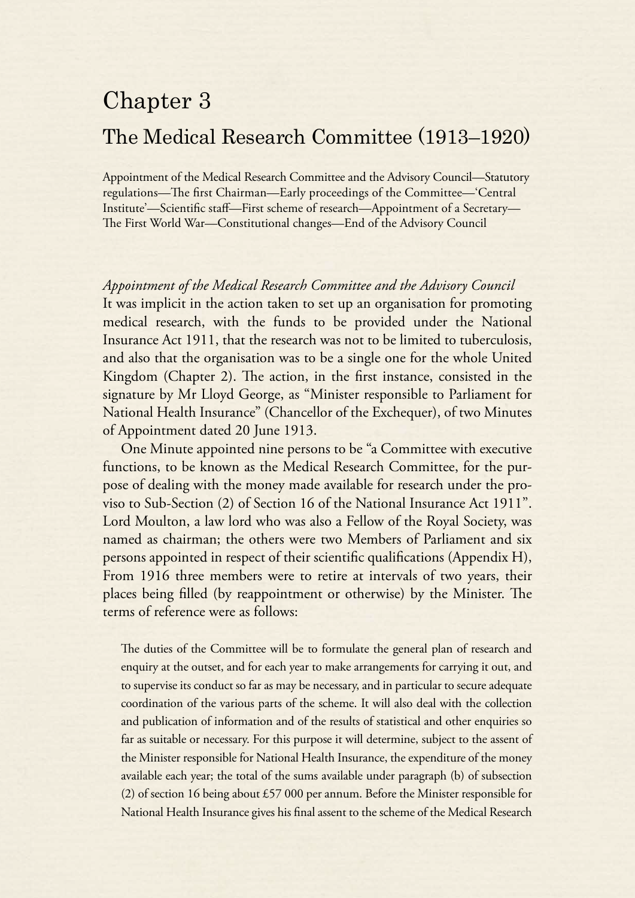# Chapter 3

## The Medical Research Committee (1913–1920)

Appointment of the Medical Research Committee and the Advisory Council—Statutory regulations—The first Chairman—Early proceedings of the Committee—'Central Institute'—Scientific staff—First scheme of research—Appointment of a Secretary—The First World War—Constitutional changes—End of the Advisory Council

*Appointment of the Medical Research Committee and the Advisory Council*

It was implicit in the action taken to set up an organisation for promoting medical research, with the funds to be provided under the National Insurance Act 1911, that the research was not to be limited to tuberculosis, and also that the organisation was to be a single one for the whole United Kingdom (Chapter 2). The action, in the first instance, consisted in the signature by Mr Lloyd George, as "Minister responsible to Parliament for National Health Insurance" (Chancellor of the Exchequer), of two Minutes of Appointment dated 20 June 1913.

One Minute appointed nine persons to be "a Committee with executive functions, to be known as the Medical Research Committee, for the purpose of dealing with the money made available for research under the proviso to Sub-Section (2) of Section 16 of the National Insurance Act 1911". Lord Moulton, a law lord who was also a Fellow of the Royal Society, was named as chairman; the others were two Members of Parliament and six persons appointed in respect of their scientific qualifications (Appendix H), From 1916 three members were to retire at intervals of two years, their places being filled (by reappointment or otherwise) by the Minister. The terms of reference were as follows:

> The duties of the Committee will be to formulate the general plan of research and enquiry at the outset, and for each year to make arrangements for carrying it out, and to supervise its conduct so far as may be necessary, and in particular to secure adequate coordination of the various parts of the scheme. It will also deal with the collection and publication of information and of the results of statistical and other enquiries so far as suitable or necessary. For this purpose it will determine, subject to the assent of the Minister responsible for National Health Insurance, the expenditure of the money available each year; the total of the sums available under paragraph (b) of subsection (2) of section 16 being about £57 000 per annum. Before the Minister responsible for National Health Insurance gives his final assent to the scheme of the Medical Research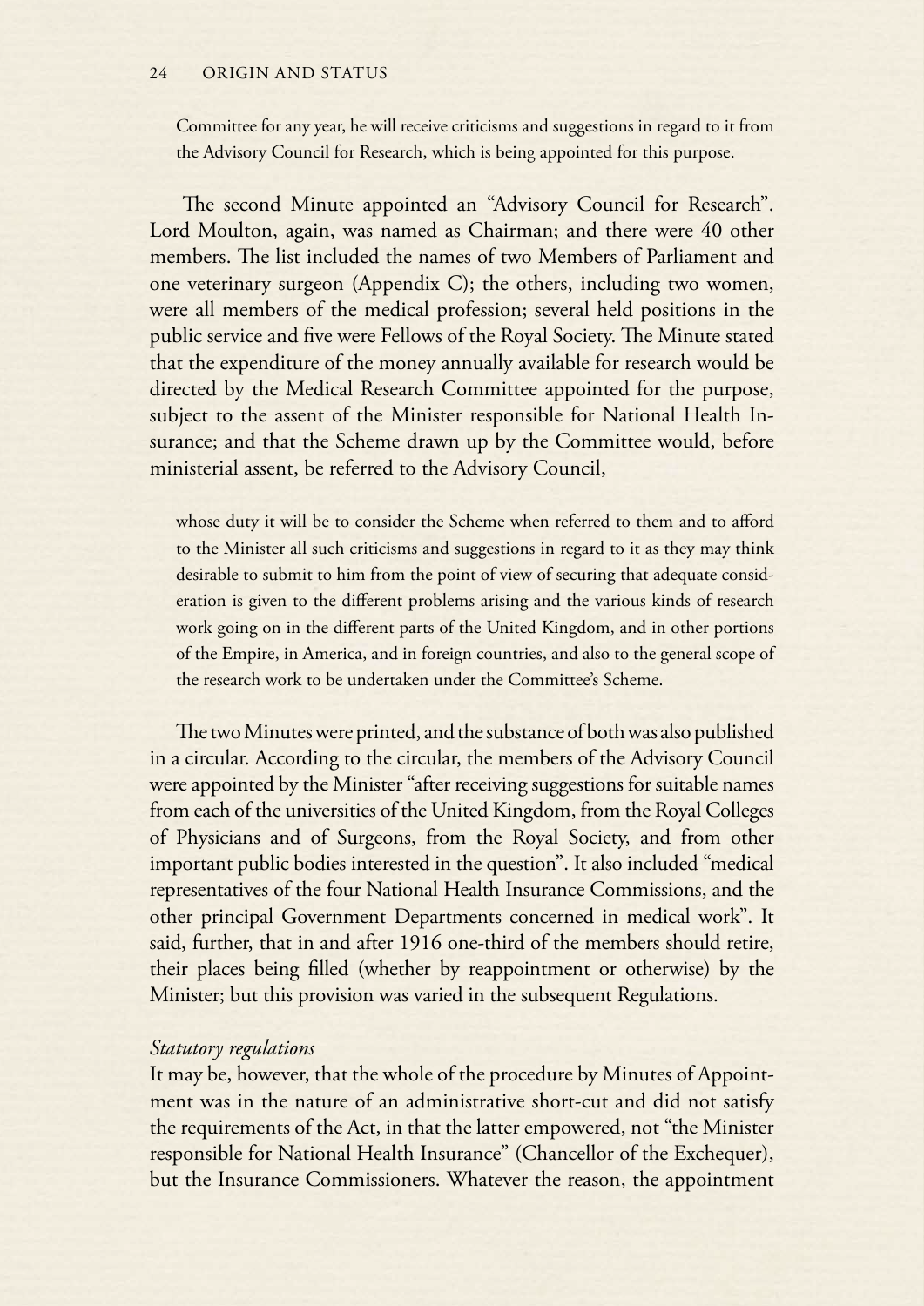Committee for any year, he will receive criticisms and suggestions in regard to it from the Advisory Council for Research, which is being appointed for this purpose.

The second Minute appointed an "Advisory Council for Research". Lord Moulton, again, was named as Chairman; and there were 40 other members. The list included the names of two Members of Parliament and one veterinary surgeon (Appendix C); the others, including two women, were all members of the medical profession; several held positions in the public service and five were Fellows of the Royal Society. The Minute stated that the expenditure of the money annually available for research would be directed by the Medical Research Committee appointed for the purpose, subject to the assent of the Minister responsible for National Health Insurance; and that the Scheme drawn up by the Committee would, before ministerial assent, be referred to the Advisory Council,

> whose duty it will be to consider the Scheme when referred to them and to afford to the Minister all such criticisms and suggestions in regard to it as they may think desirable to submit to him from the point of view of securing that adequate consideration is given to the different problems arising and the various kinds of research work going on in the different parts of the United Kingdom, and in other portions of the Empire, in America, and in foreign countries, and also to the general scope of the research work to be undertaken under the Committee's Scheme.

The two Minutes were printed, and the substance of both was also published in a circular. According to the circular, the members of the Advisory Council were appointed by the Minister "after receiving suggestions for suitable names from each of the universities of the United Kingdom, from the Royal Colleges of Physicians and of Surgeons, from the Royal Society, and from other important public bodies interested in the question". It also included "medical representatives of the four National Health Insurance Commissions, and the other principal Government Departments concerned in medical work". It said, further, that in and after 1916 one-third of the members should retire, their places being filled (whether by reappointment or otherwise) by the Minister; but this provision was varied in the subsequent Regulations.

*Statutory regulations*

It may be, however, that the whole of the procedure by Minutes of Appointment was in the nature of an administrative short-cut and did not satisfy the requirements of the Act, in that the latter empowered, not "the Minister responsible for National Health Insurance" (Chancellor of the Exchequer), but the Insurance Commissioners. Whatever the reason, the appointment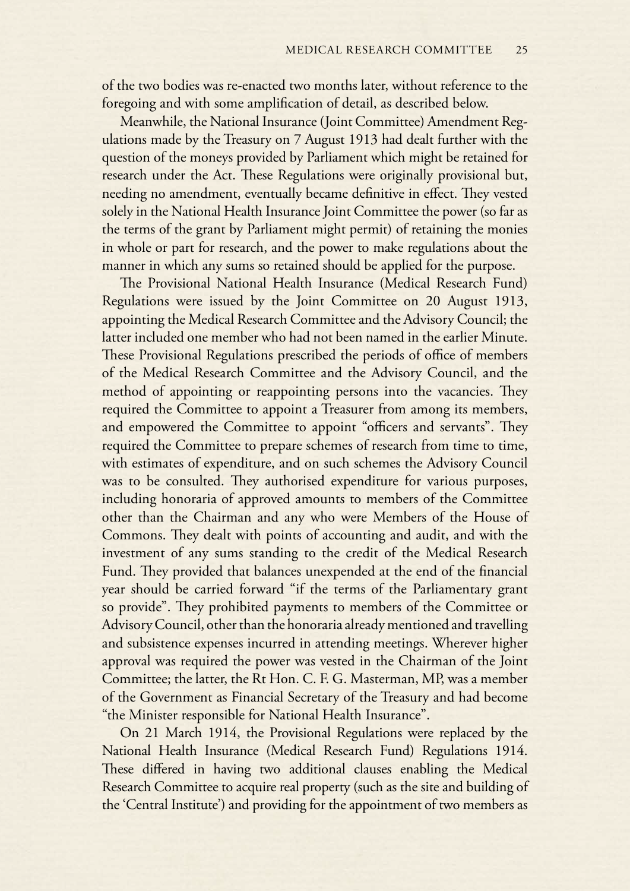of the two bodies was re-enacted two months later, without reference to the foregoing and with some amplification of detail, as described below.

Meanwhile, the National Insurance (Joint Committee) Amendment Regulations made by the Treasury on 7 August 1913 had dealt further with the question of the moneys provided by Parliament which might be retained for research under the Act. These Regulations were originally provisional but, needing no amendment, eventually became definitive in effect. They vested solely in the National Health Insurance Joint Committee the power (so far as the terms of the grant by Parliament might permit) of retaining the monies in whole or part for research, and the power to make regulations about the manner in which any sums so retained should be applied for the purpose.

The Provisional National Health Insurance (Medical Research Fund) Regulations were issued by the Joint Committee on 20 August 1913, appointing the Medical Research Committee and the Advisory Council; the latter included one member who had not been named in the earlier Minute. These Provisional Regulations prescribed the periods of office of members of the Medical Research Committee and the Advisory Council, and the method of appointing or reappointing persons into the vacancies. They required the Committee to appoint a Treasurer from among its members, and empowered the Committee to appoint "officers and servants". They required the Committee to prepare schemes of research from time to time, with estimates of expenditure, and on such schemes the Advisory Council was to be consulted. They authorised expenditure for various purposes, including honoraria of approved amounts to members of the Committee other than the Chairman and any who were Members of the House of Commons. They dealt with points of accounting and audit, and with the investment of any sums standing to the credit of the Medical Research Fund. They provided that balances unexpended at the end of the financial year should be carried forward "if the terms of the Parliamentary grant so provide". They prohibited payments to members of the Committee or Advisory Council, other than the honoraria already mentioned and travelling and subsistence expenses incurred in attending meetings. Wherever higher approval was required the power was vested in the Chairman of the Joint Committee; the latter, the Rt Hon. C. F. G. Masterman, MP, was a member of the Government as Financial Secretary of the Treasury and had become "the Minister responsible for National Health Insurance".

On 21 March 1914, the Provisional Regulations were replaced by the National Health Insurance (Medical Research Fund) Regulations 1914. These differed in having two additional clauses enabling the Medical Research Committee to acquire real property (such as the site and building of the 'Central Institute') and providing for the appointment of two members as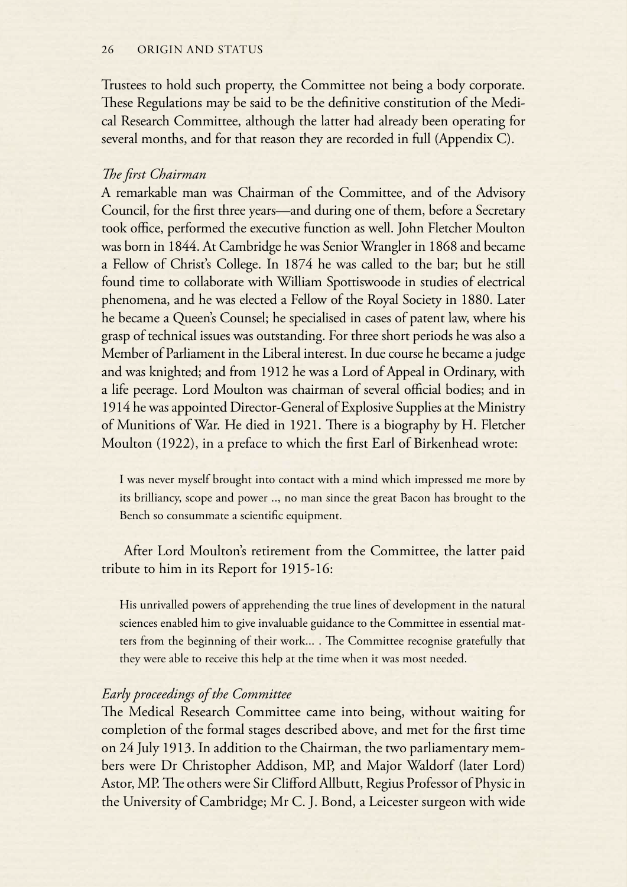Trustees to hold such property, the Committee not being a body corporate. These Regulations may be said to be the definitive constitution of the Medical Research Committee, although the latter had already been operating for several months, and for that reason they are recorded in full (Appendix C).

### *The first Chairman*

A remarkable man was Chairman of the Committee, and of the Advisory Council, for the first three years—and during one of them, before a Secretary took office, performed the executive function as well. John Fletcher Moulton was born in 1844. At Cambridge he was Senior Wrangler in 1868 and became a Fellow of Christ's College. In 1874 he was called to the bar; but he still found time to collaborate with William Spottiswoode in studies of electrical phenomena, and he was elected a Fellow of the Royal Society in 1880. Later he became a Queen's Counsel; he specialised in cases of patent law, where his grasp of technical issues was outstanding. For three short periods he was also a Member of Parliament in the Liberal interest. In due course he became a judge and was knighted; and from 1912 he was a Lord of Appeal in Ordinary, with a life peerage. Lord Moulton was chairman of several official bodies; and in 1914 he was appointed Director-General of Explosive Supplies at the Ministry of Munitions of War. He died in 1921. There is a biography by H. Fletcher Moulton (1922), in a preface to which the first Earl of Birkenhead wrote:

> I was never myself brought into contact with a mind which impressed me more by its brilliancy, scope and power .., no man since the great Bacon has brought to the Bench so consummate a scientific equipment.

After Lord Moulton's retirement from the Committee, the latter paid tribute to him in its Report for 1915-16:

> His unrivalled powers of apprehending the true lines of development in the natural sciences enabled him to give invaluable guidance to the Committee in essential matters from the beginning of their work... . The Committee recognise gratefully that they were able to receive this help at the time when it was most needed.

### *Early proceedings of the Committee*

The Medical Research Committee came into being, without waiting for completion of the formal stages described above, and met for the first time on 24 July 1913. In addition to the Chairman, the two parliamentary members were Dr Christopher Addison, MP, and Major Waldorf (later Lord) Astor, MP. The others were Sir Clifford Allbutt, Regius Professor of Physic in the University of Cambridge; Mr C. J. Bond, a Leicester surgeon with wide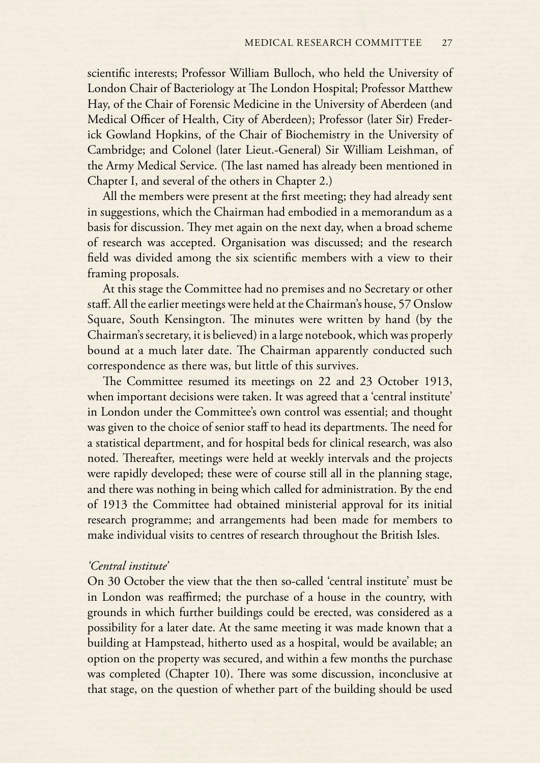scientific interests; Professor William Bulloch, who held the University of London Chair of Bacteriology at The London Hospital; Professor Matthew Hay, of the Chair of Forensic Medicine in the University of Aberdeen (and Medical Officer of Health, City of Aberdeen); Professor (later Sir) Frederick Gowland Hopkins, of the Chair of Biochemistry in the University of Cambridge; and Colonel (later Lieut.-General) Sir William Leishman, of the Army Medical Service. (The last named has already been mentioned in Chapter I, and several of the others in Chapter 2.)

All the members were present at the first meeting; they had already sent in suggestions, which the Chairman had embodied in a memorandum as a basis for discussion. They met again on the next day, when a broad scheme of research was accepted. Organisation was discussed; and the research field was divided among the six scientific members with a view to their framing proposals.

At this stage the Committee had no premises and no Secretary or other staff. All the earlier meetings were held at the Chairman's house, 57 Onslow Square, South Kensington. The minutes were written by hand (by the Chairman's secretary, it is believed) in a large notebook, which was properly bound at a much later date. The Chairman apparently conducted such correspondence as there was, but little of this survives.

The Committee resumed its meetings on 22 and 23 October 1913, when important decisions were taken. It was agreed that a 'central institute' in London under the Committee's own control was essential; and thought was given to the choice of senior staff to head its departments. The need for a statistical department, and for hospital beds for clinical research, was also noted. Thereafter, meetings were held at weekly intervals and the projects were rapidly developed; these were of course still all in the planning stage, and there was nothing in being which called for administration. By the end of 1913 the Committee had obtained ministerial approval for its initial research programme; and arrangements had been made for members to make individual visits to centres of research throughout the British Isles.

### *'Central institute'*

On 30 October the view that the then so-called 'central institute' must be in London was reaffirmed; the purchase of a house in the country, with grounds in which further buildings could be erected, was considered as a possibility for a later date. At the same meeting it was made known that a building at Hampstead, hitherto used as a hospital, would be available; an option on the property was secured, and within a few months the purchase was completed (Chapter 10). There was some discussion, inconclusive at that stage, on the question of whether part of the building should be used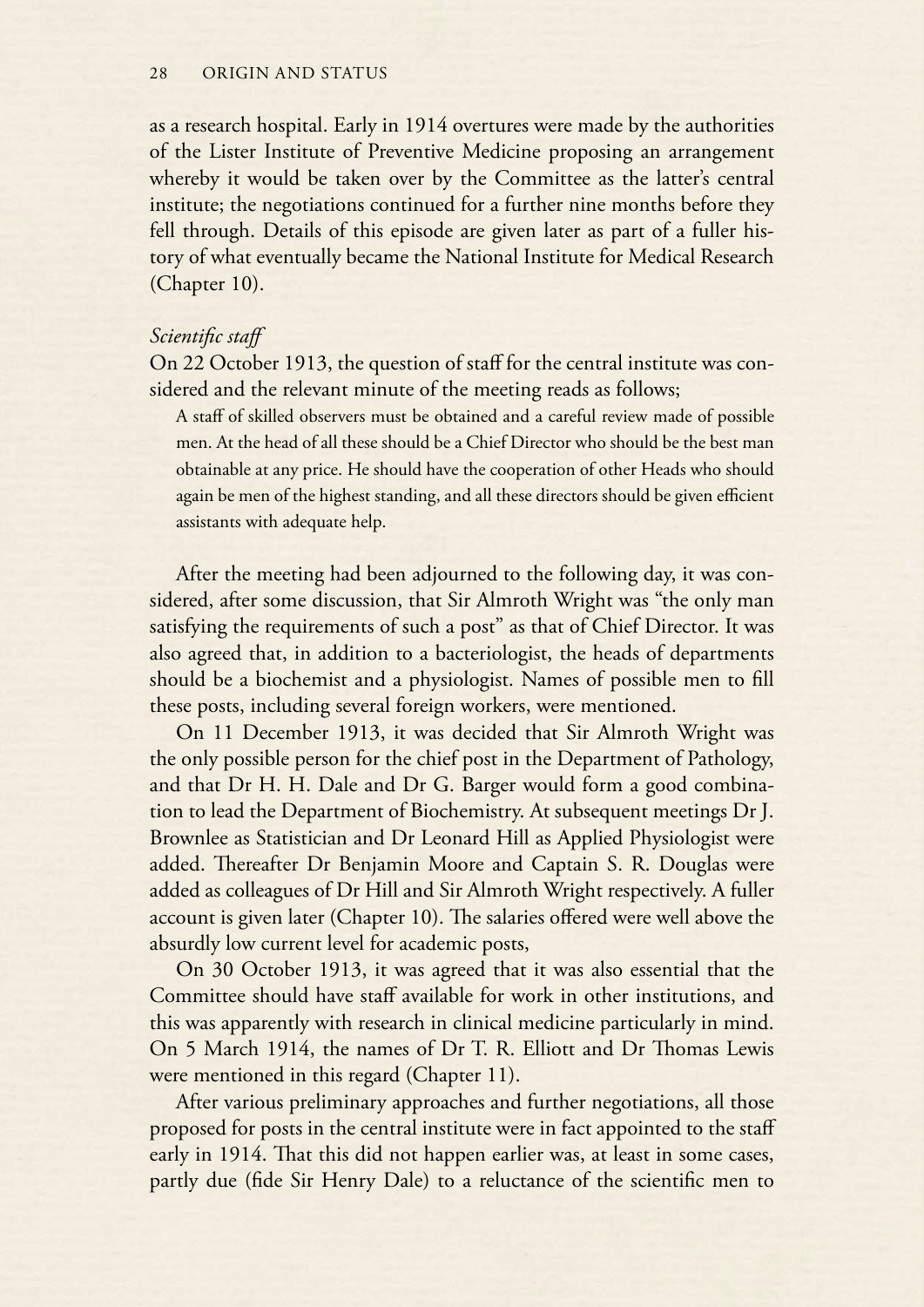as a research hospital. Early in 1914 overtures were made by the authorities of the Lister Institute of Preventive Medicine proposing an arrangement whereby it would be taken over by the Committee as the latter's central institute; the negotiations continued for a further nine months before they fell through. Details of this episode are given later as part of a fuller history of what eventually became the National Institute for Medical Research (Chapter 10).

*Scientific staff*

On 22 October 1913, the question of staff for the central institute was considered and the relevant minute of the meeting reads as follows;

> A staff of skilled observers must be obtained and a careful review made of possible men. At the head of all these should be a Chief Director who should be the best man obtainable at any price. He should have the cooperation of other Heads who should again be men of the highest standing, and all these directors should be given efficient assistants with adequate help.

After the meeting had been adjourned to the following day, it was considered, after some discussion, that Sir Almroth Wright was "the only man satisfying the requirements of such a post" as that of Chief Director. It was also agreed that, in addition to a bacteriologist, the heads of departments should be a biochemist and a physiologist. Names of possible men to fill these posts, including several foreign workers, were mentioned.

On 11 December 1913, it was decided that Sir Almroth Wright was the only possible person for the chief post in the Department of Pathology, and that Dr H. H. Dale and Dr G. Barger would form a good combination to lead the Department of Biochemistry. At subsequent meetings Dr J. Brownlee as Statistician and Dr Leonard Hill as Applied Physiologist were added. Thereafter Dr Benjamin Moore and Captain S. R. Douglas were added as colleagues of Dr Hill and Sir Almroth Wright respectively. A fuller account is given later (Chapter 10). The salaries offered were well above the absurdly low current level for academic posts,

On 30 October 1913, it was agreed that it was also essential that the Committee should have staff available for work in other institutions, and this was apparently with research in clinical medicine particularly in mind. On 5 March 1914, the names of Dr T. R. Elliott and Dr Thomas Lewis were mentioned in this regard (Chapter 11).

After various preliminary approaches and further negotiations, all those proposed for posts in the central institute were in fact appointed to the staff early in 1914. That this did not happen earlier was, at least in some cases, partly due (fide Sir Henry Dale) to a reluctance of the scientific men to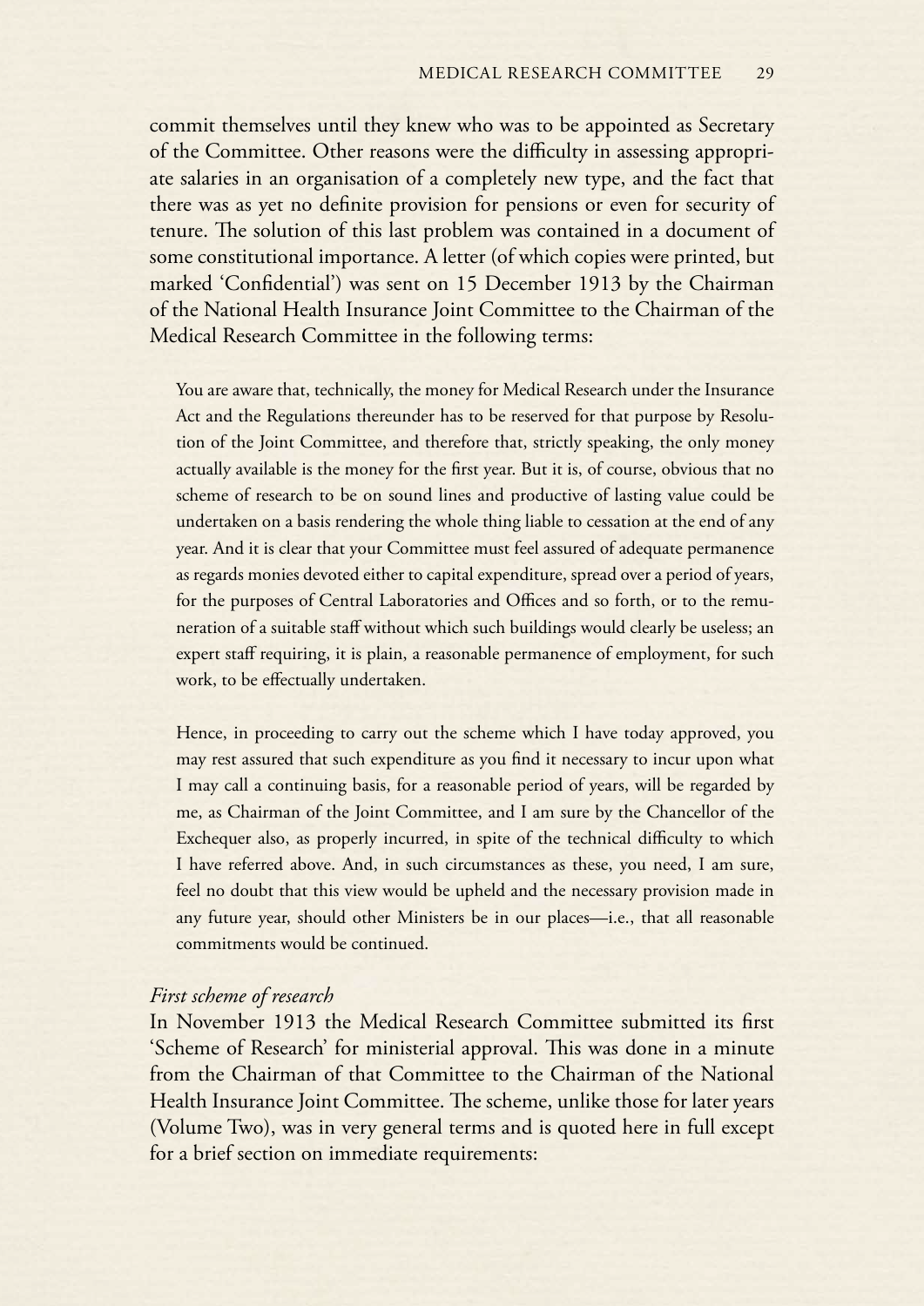commit themselves until they knew who was to be appointed as Secretary of the Committee. Other reasons were the difficulty in assessing appropriate salaries in an organisation of a completely new type, and the fact that there was as yet no definite provision for pensions or even for security of tenure. The solution of this last problem was contained in a document of some constitutional importance. A letter (of which copies were printed, but marked 'Confidential') was sent on 15 December 1913 by the Chairman of the National Health Insurance Joint Committee to the Chairman of the Medical Research Committee in the following terms:

> You are aware that, technically, the money for Medical Research under the Insurance Act and the Regulations thereunder has to be reserved for that purpose by Resolution of the Joint Committee, and therefore that, strictly speaking, the only money actually available is the money for the first year. But it is, of course, obvious that no scheme of research to be on sound lines and productive of lasting value could be undertaken on a basis rendering the whole thing liable to cessation at the end of any year. And it is clear that your Committee must feel assured of adequate permanence as regards monies devoted either to capital expenditure, spread over a period of years, for the purposes of Central Laboratories and Offices and so forth, or to the remuneration of a suitable staff without which such buildings would clearly be useless; an expert staff requiring, it is plain, a reasonable permanence of employment, for such work, to be effectually undertaken.
>
> Hence, in proceeding to carry out the scheme which I have today approved, you may rest assured that such expenditure as you find it necessary to incur upon what I may call a continuing basis, for a reasonable period of years, will be regarded by me, as Chairman of the Joint Committee, and I am sure by the Chancellor of the Exchequer also, as properly incurred, in spite of the technical difficulty to which I have referred above. And, in such circumstances as these, you need, I am sure, feel no doubt that this view would be upheld and the necessary provision made in any future year, should other Ministers be in our places—i.e., that all reasonable commitments would be continued.

*First scheme of research*

In November 1913 the Medical Research Committee submitted its first 'Scheme of Research' for ministerial approval. This was done in a minute from the Chairman of that Committee to the Chairman of the National Health Insurance Joint Committee. The scheme, unlike those for later years (Volume Two), was in very general terms and is quoted here in full except for a brief section on immediate requirements: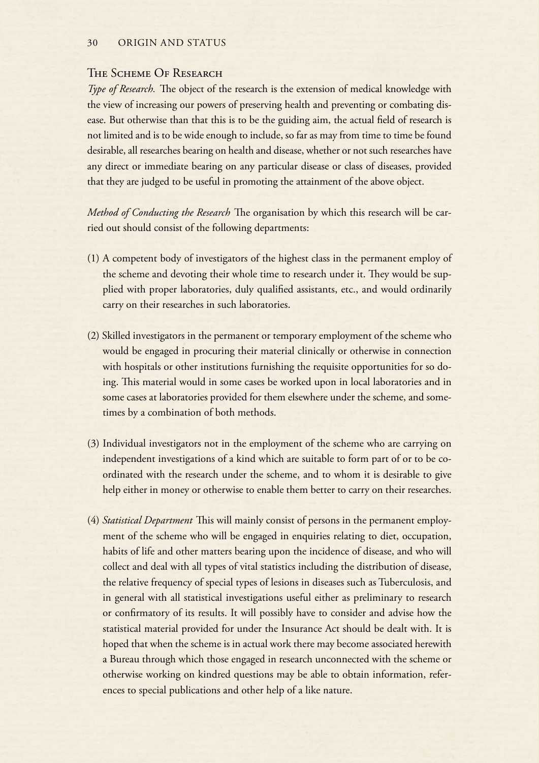## The Scheme Of Research

*Type of Research.* The object of the research is the extension of medical knowledge with the view of increasing our powers of preserving health and preventing or combating disease. But otherwise than that this is to be the guiding aim, the actual field of research is not limited and is to be wide enough to include, so far as may from time to time be found desirable, all researches bearing on health and disease, whether or not such researches have any direct or immediate bearing on any particular disease or class of diseases, provided that they are judged to be useful in promoting the attainment of the above object.

*Method of Conducting the Research* The organisation by which this research will be carried out should consist of the following departments:

(1) A competent body of investigators of the highest class in the permanent employ of the scheme and devoting their whole time to research under it. They would be supplied with proper laboratories, duly qualified assistants, etc., and would ordinarily carry on their researches in such laboratories.

(2) Skilled investigators in the permanent or temporary employment of the scheme who would be engaged in procuring their material clinically or otherwise in connection with hospitals or other institutions furnishing the requisite opportunities for so doing. This material would in some cases be worked upon in local laboratories and in some cases at laboratories provided for them elsewhere under the scheme, and sometimes by a combination of both methods.

(3) Individual investigators not in the employment of the scheme who are carrying on independent investigations of a kind which are suitable to form part of or to be co-ordinated with the research under the scheme, and to whom it is desirable to give help either in money or otherwise to enable them better to carry on their researches.

(4) *Statistical Department* This will mainly consist of persons in the permanent employment of the scheme who will be engaged in enquiries relating to diet, occupation, habits of life and other matters bearing upon the incidence of disease, and who will collect and deal with all types of vital statistics including the distribution of disease, the relative frequency of special types of lesions in diseases such as Tuberculosis, and in general with all statistical investigations useful either as preliminary to research or confirmatory of its results. It will possibly have to consider and advise how the statistical material provided for under the Insurance Act should be dealt with. It is hoped that when the scheme is in actual work there may become associated herewith a Bureau through which those engaged in research unconnected with the scheme or otherwise working on kindred questions may be able to obtain information, references to special publications and other help of a like nature.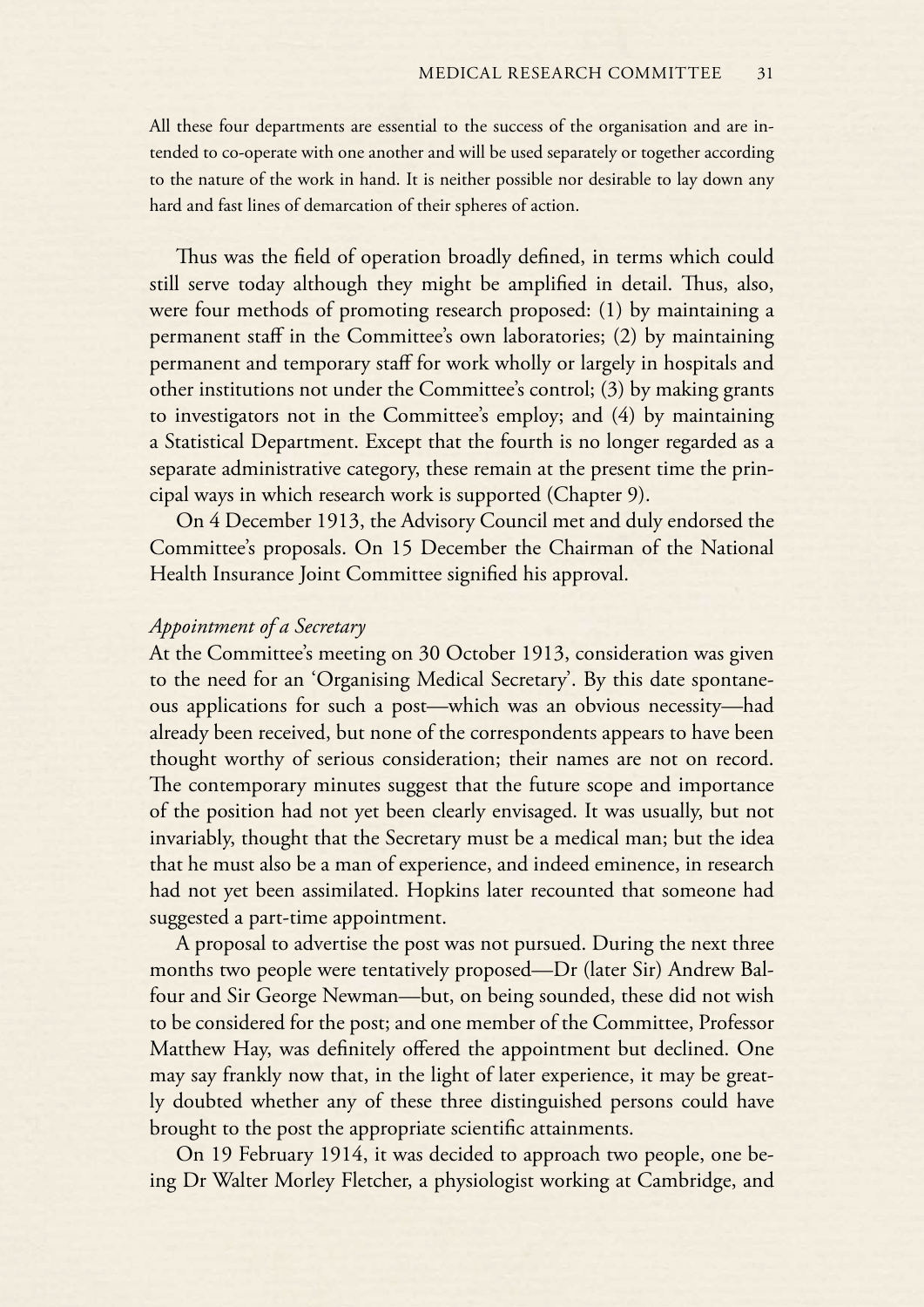All these four departments are essential to the success of the organisation and are intended to co-operate with one another and will be used separately or together according to the nature of the work in hand. It is neither possible nor desirable to lay down any hard and fast lines of demarcation of their spheres of action.

Thus was the field of operation broadly defined, in terms which could still serve today although they might be amplified in detail. Thus, also, were four methods of promoting research proposed: (1) by maintaining a permanent staff in the Committee's own laboratories; (2) by maintaining permanent and temporary staff for work wholly or largely in hospitals and other institutions not under the Committee's control; (3) by making grants to investigators not in the Committee's employ; and (4) by maintaining a Statistical Department. Except that the fourth is no longer regarded as a separate administrative category, these remain at the present time the principal ways in which research work is supported (Chapter 9).

On 4 December 1913, the Advisory Council met and duly endorsed the Committee's proposals. On 15 December the Chairman of the National Health Insurance Joint Committee signified his approval.

*Appointment of a Secretary*

At the Committee's meeting on 30 October 1913, consideration was given to the need for an 'Organising Medical Secretary'. By this date spontaneous applications for such a post—which was an obvious necessity—had already been received, but none of the correspondents appears to have been thought worthy of serious consideration; their names are not on record. The contemporary minutes suggest that the future scope and importance of the position had not yet been clearly envisaged. It was usually, but not invariably, thought that the Secretary must be a medical man; but the idea that he must also be a man of experience, and indeed eminence, in research had not yet been assimilated. Hopkins later recounted that someone had suggested a part-time appointment.

A proposal to advertise the post was not pursued. During the next three months two people were tentatively proposed—Dr (later Sir) Andrew Balfour and Sir George Newman—but, on being sounded, these did not wish to be considered for the post; and one member of the Committee, Professor Matthew Hay, was definitely offered the appointment but declined. One may say frankly now that, in the light of later experience, it may be greatly doubted whether any of these three distinguished persons could have brought to the post the appropriate scientific attainments.

On 19 February 1914, it was decided to approach two people, one being Dr Walter Morley Fletcher, a physiologist working at Cambridge, and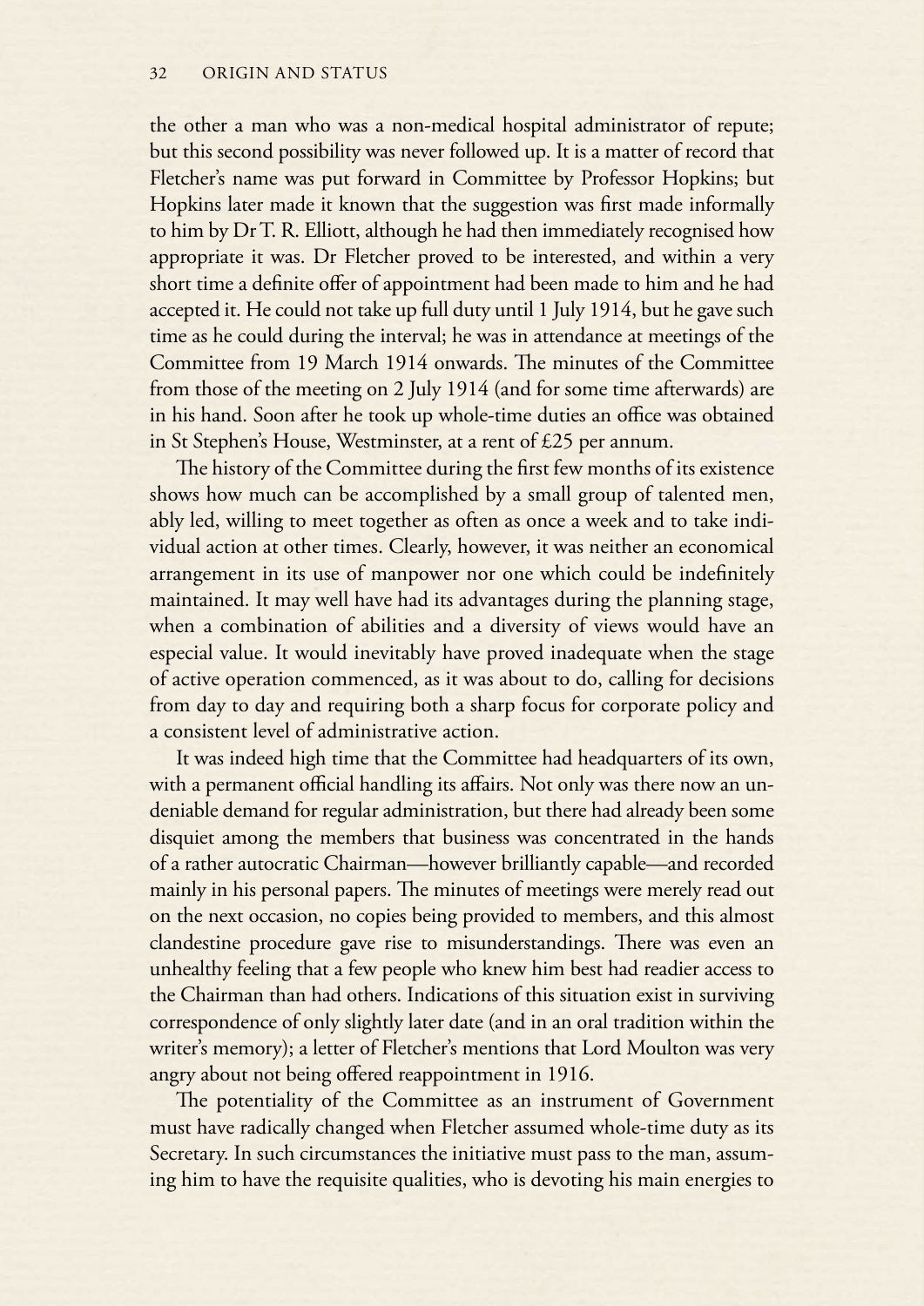the other a man who was a non-medical hospital administrator of repute; but this second possibility was never followed up. It is a matter of record that Fletcher's name was put forward in Committee by Professor Hopkins; but Hopkins later made it known that the suggestion was first made informally to him by Dr T. R. Elliott, although he had then immediately recognised how appropriate it was. Dr Fletcher proved to be interested, and within a very short time a definite offer of appointment had been made to him and he had accepted it. He could not take up full duty until 1 July 1914, but he gave such time as he could during the interval; he was in attendance at meetings of the Committee from 19 March 1914 onwards. The minutes of the Committee from those of the meeting on 2 July 1914 (and for some time afterwards) are in his hand. Soon after he took up whole-time duties an office was obtained in St Stephen's House, Westminster, at a rent of £25 per annum.

The history of the Committee during the first few months of its existence shows how much can be accomplished by a small group of talented men, ably led, willing to meet together as often as once a week and to take individual action at other times. Clearly, however, it was neither an economical arrangement in its use of manpower nor one which could be indefinitely maintained. It may well have had its advantages during the planning stage, when a combination of abilities and a diversity of views would have an especial value. It would inevitably have proved inadequate when the stage of active operation commenced, as it was about to do, calling for decisions from day to day and requiring both a sharp focus for corporate policy and a consistent level of administrative action.

It was indeed high time that the Committee had headquarters of its own, with a permanent official handling its affairs. Not only was there now an undeniable demand for regular administration, but there had already been some disquiet among the members that business was concentrated in the hands of a rather autocratic Chairman—however brilliantly capable—and recorded mainly in his personal papers. The minutes of meetings were merely read out on the next occasion, no copies being provided to members, and this almost clandestine procedure gave rise to misunderstandings. There was even an unhealthy feeling that a few people who knew him best had readier access to the Chairman than had others. Indications of this situation exist in surviving correspondence of only slightly later date (and in an oral tradition within the writer's memory); a letter of Fletcher's mentions that Lord Moulton was very angry about not being offered reappointment in 1916.

The potentiality of the Committee as an instrument of Government must have radically changed when Fletcher assumed whole-time duty as its Secretary. In such circumstances the initiative must pass to the man, assuming him to have the requisite qualities, who is devoting his main energies to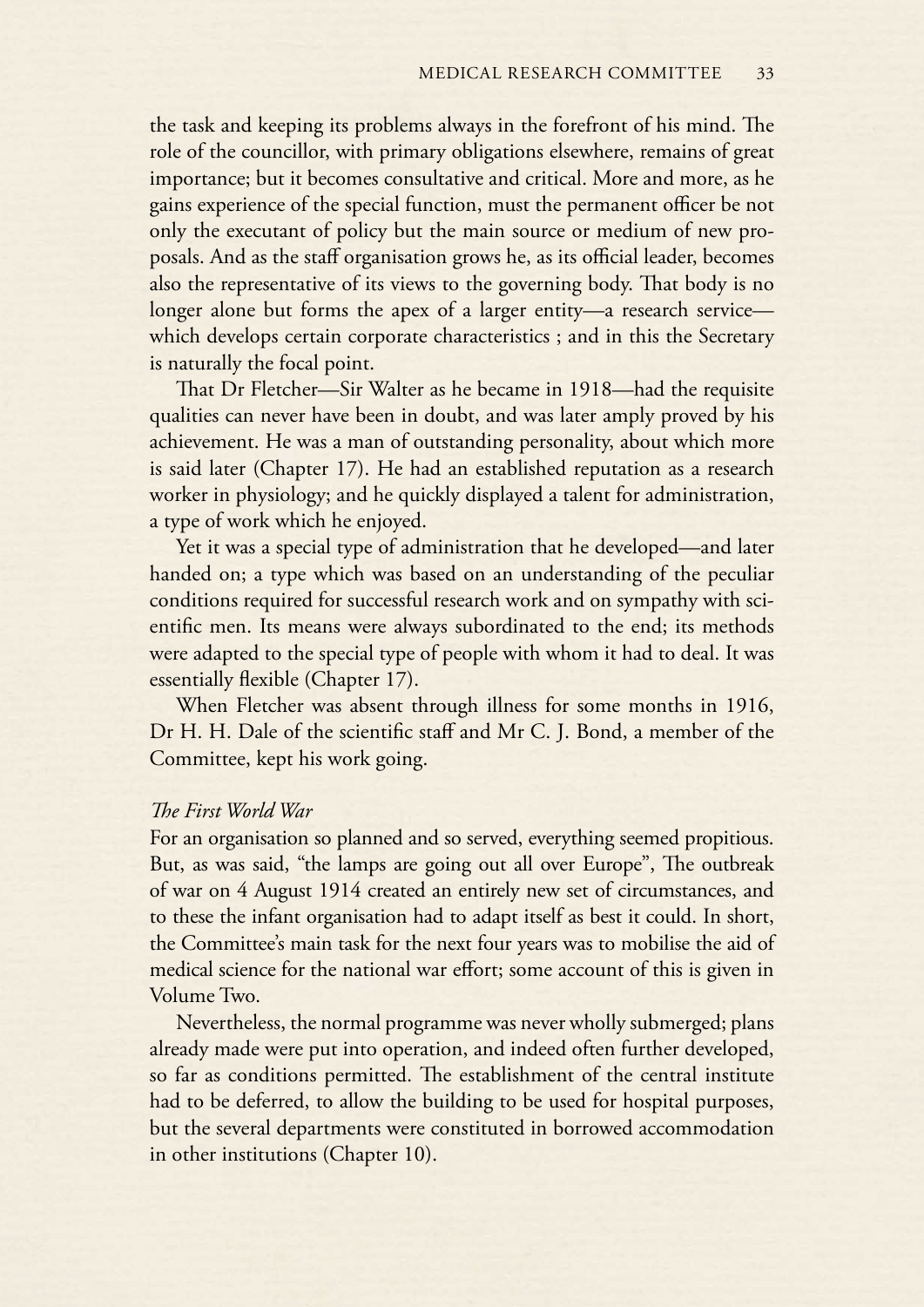the task and keeping its problems always in the forefront of his mind. The role of the councillor, with primary obligations elsewhere, remains of great importance; but it becomes consultative and critical. More and more, as he gains experience of the special function, must the permanent officer be not only the executant of policy but the main source or medium of new proposals. And as the staff organisation grows he, as its official leader, becomes also the representative of its views to the governing body. That body is no longer alone but forms the apex of a larger entity—a research service—which develops certain corporate characteristics ; and in this the Secretary is naturally the focal point.

That Dr Fletcher—Sir Walter as he became in 1918—had the requisite qualities can never have been in doubt, and was later amply proved by his achievement. He was a man of outstanding personality, about which more is said later (Chapter 17). He had an established reputation as a research worker in physiology; and he quickly displayed a talent for administration, a type of work which he enjoyed.

Yet it was a special type of administration that he developed—and later handed on; a type which was based on an understanding of the peculiar conditions required for successful research work and on sympathy with scientific men. Its means were always subordinated to the end; its methods were adapted to the special type of people with whom it had to deal. It was essentially flexible (Chapter 17).

When Fletcher was absent through illness for some months in 1916, Dr H. H. Dale of the scientific staff and Mr C. J. Bond, a member of the Committee, kept his work going.

*The First World War*

For an organisation so planned and so served, everything seemed propitious. But, as was said, "the lamps are going out all over Europe", The outbreak of war on 4 August 1914 created an entirely new set of circumstances, and to these the infant organisation had to adapt itself as best it could. In short, the Committee's main task for the next four years was to mobilise the aid of medical science for the national war effort; some account of this is given in Volume Two.

Nevertheless, the normal programme was never wholly submerged; plans already made were put into operation, and indeed often further developed, so far as conditions permitted. The establishment of the central institute had to be deferred, to allow the building to be used for hospital purposes, but the several departments were constituted in borrowed accommodation in other institutions (Chapter 10).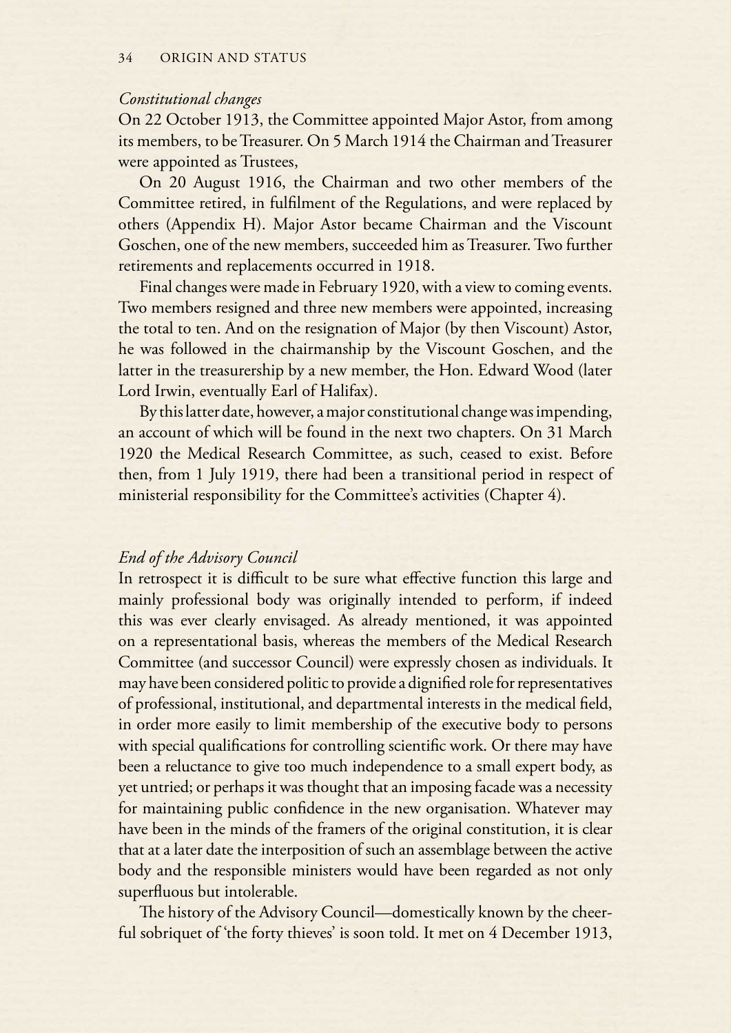*Constitutional changes*

On 22 October 1913, the Committee appointed Major Astor, from among its members, to be Treasurer. On 5 March 1914 the Chairman and Treasurer were appointed as Trustees,

On 20 August 1916, the Chairman and two other members of the Committee retired, in fulfilment of the Regulations, and were replaced by others (Appendix H). Major Astor became Chairman and the Viscount Goschen, one of the new members, succeeded him as Treasurer. Two further retirements and replacements occurred in 1918.

Final changes were made in February 1920, with a view to coming events. Two members resigned and three new members were appointed, increasing the total to ten. And on the resignation of Major (by then Viscount) Astor, he was followed in the chairmanship by the Viscount Goschen, and the latter in the treasurership by a new member, the Hon. Edward Wood (later Lord Irwin, eventually Earl of Halifax).

By this latter date, however, a major constitutional change was impending, an account of which will be found in the next two chapters. On 31 March 1920 the Medical Research Committee, as such, ceased to exist. Before then, from 1 July 1919, there had been a transitional period in respect of ministerial responsibility for the Committee's activities (Chapter 4).

*End of the Advisory Council*

In retrospect it is difficult to be sure what effective function this large and mainly professional body was originally intended to perform, if indeed this was ever clearly envisaged. As already mentioned, it was appointed on a representational basis, whereas the members of the Medical Research Committee (and successor Council) were expressly chosen as individuals. It may have been considered politic to provide a dignified role for representatives of professional, institutional, and departmental interests in the medical field, in order more easily to limit membership of the executive body to persons with special qualifications for controlling scientific work. Or there may have been a reluctance to give too much independence to a small expert body, as yet untried; or perhaps it was thought that an imposing facade was a necessity for maintaining public confidence in the new organisation. Whatever may have been in the minds of the framers of the original constitution, it is clear that at a later date the interposition of such an assemblage between the active body and the responsible ministers would have been regarded as not only superfluous but intolerable.

The history of the Advisory Council—domestically known by the cheerful sobriquet of 'the forty thieves' is soon told. It met on 4 December 1913,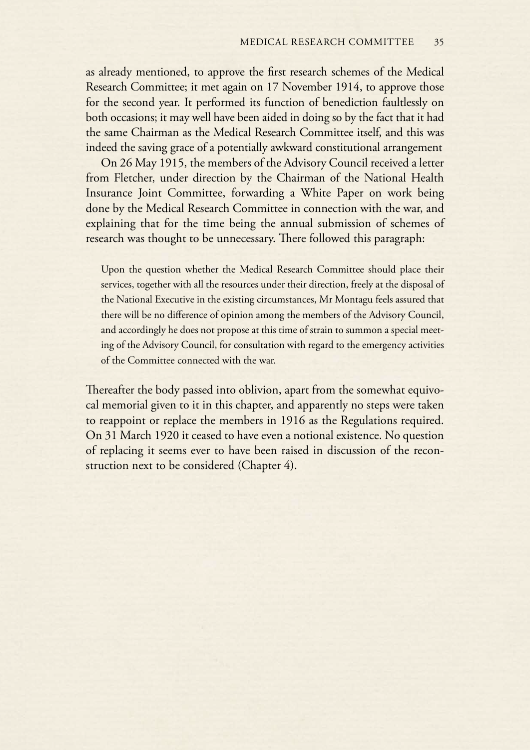as already mentioned, to approve the first research schemes of the Medical Research Committee; it met again on 17 November 1914, to approve those for the second year. It performed its function of benediction faultlessly on both occasions; it may well have been aided in doing so by the fact that it had the same Chairman as the Medical Research Committee itself, and this was indeed the saving grace of a potentially awkward constitutional arrangement

On 26 May 1915, the members of the Advisory Council received a letter from Fletcher, under direction by the Chairman of the National Health Insurance Joint Committee, forwarding a White Paper on work being done by the Medical Research Committee in connection with the war, and explaining that for the time being the annual submission of schemes of research was thought to be unnecessary. There followed this paragraph:

> Upon the question whether the Medical Research Committee should place their services, together with all the resources under their direction, freely at the disposal of the National Executive in the existing circumstances, Mr Montagu feels assured that there will be no difference of opinion among the members of the Advisory Council, and accordingly he does not propose at this time of strain to summon a special meeting of the Advisory Council, for consultation with regard to the emergency activities of the Committee connected with the war.

Thereafter the body passed into oblivion, apart from the somewhat equivocal memorial given to it in this chapter, and apparently no steps were taken to reappoint or replace the members in 1916 as the Regulations required. On 31 March 1920 it ceased to have even a notional existence. No question of replacing it seems ever to have been raised in discussion of the reconstruction next to be considered (Chapter 4).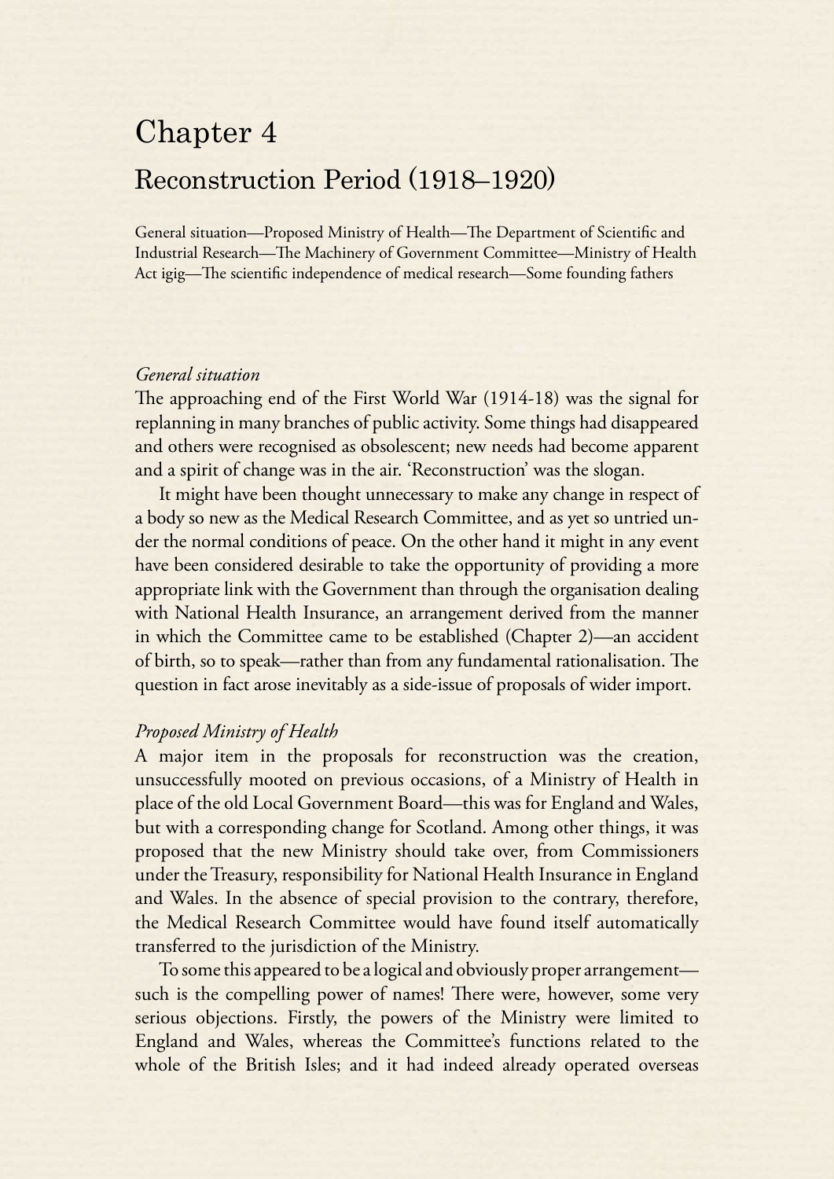# Chapter 4

## Reconstruction Period (1918–1920)

General situation—Proposed Ministry of Health—The Department of Scientific and Industrial Research—The Machinery of Government Committee—Ministry of Health Act igig—The scientific independence of medical research—Some founding fathers

*General situation*

The approaching end of the First World War (1914-18) was the signal for replanning in many branches of public activity. Some things had disappeared and others were recognised as obsolescent; new needs had become apparent and a spirit of change was in the air. 'Reconstruction' was the slogan.

It might have been thought unnecessary to make any change in respect of a body so new as the Medical Research Committee, and as yet so untried under the normal conditions of peace. On the other hand it might in any event have been considered desirable to take the opportunity of providing a more appropriate link with the Government than through the organisation dealing with National Health Insurance, an arrangement derived from the manner in which the Committee came to be established (Chapter 2)—an accident of birth, so to speak—rather than from any fundamental rationalisation. The question in fact arose inevitably as a side-issue of proposals of wider import.

*Proposed Ministry of Health*

A major item in the proposals for reconstruction was the creation, unsuccessfully mooted on previous occasions, of a Ministry of Health in place of the old Local Government Board—this was for England and Wales, but with a corresponding change for Scotland. Among other things, it was proposed that the new Ministry should take over, from Commissioners under the Treasury, responsibility for National Health Insurance in England and Wales. In the absence of special provision to the contrary, therefore, the Medical Research Committee would have found itself automatically transferred to the jurisdiction of the Ministry.

To some this appeared to be a logical and obviously proper arrangement—such is the compelling power of names! There were, however, some very serious objections. Firstly, the powers of the Ministry were limited to England and Wales, whereas the Committee's functions related to the whole of the British Isles; and it had indeed already operated overseas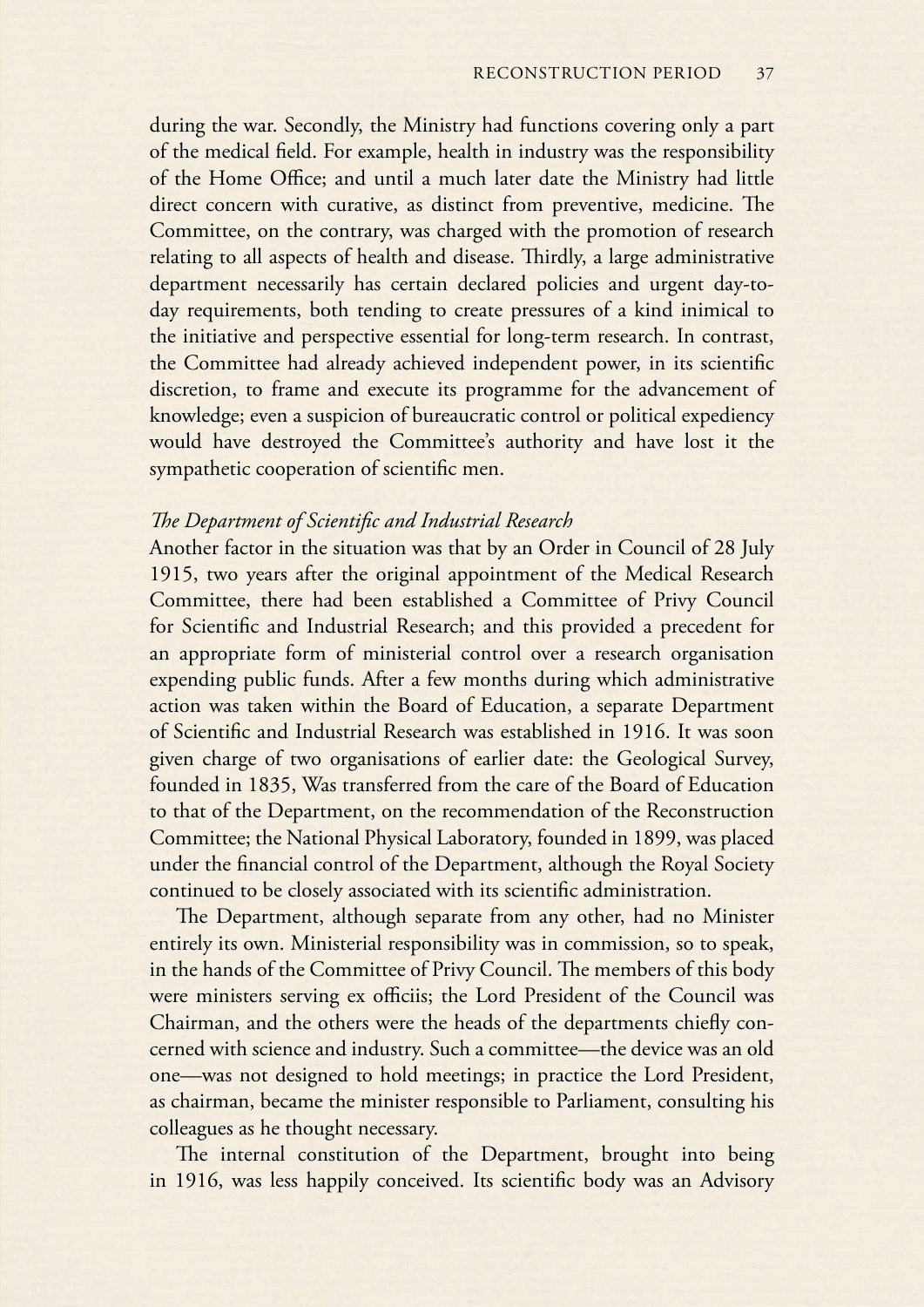during the war. Secondly, the Ministry had functions covering only a part of the medical field. For example, health in industry was the responsibility of the Home Office; and until a much later date the Ministry had little direct concern with curative, as distinct from preventive, medicine. The Committee, on the contrary, was charged with the promotion of research relating to all aspects of health and disease. Thirdly, a large administrative department necessarily has certain declared policies and urgent day-to-day requirements, both tending to create pressures of a kind inimical to the initiative and perspective essential for long-term research. In contrast, the Committee had already achieved independent power, in its scientific discretion, to frame and execute its programme for the advancement of knowledge; even a suspicion of bureaucratic control or political expediency would have destroyed the Committee's authority and have lost it the sympathetic cooperation of scientific men.

*The Department of Scientific and Industrial Research*

Another factor in the situation was that by an Order in Council of 28 July 1915, two years after the original appointment of the Medical Research Committee, there had been established a Committee of Privy Council for Scientific and Industrial Research; and this provided a precedent for an appropriate form of ministerial control over a research organisation expending public funds. After a few months during which administrative action was taken within the Board of Education, a separate Department of Scientific and Industrial Research was established in 1916. It was soon given charge of two organisations of earlier date: the Geological Survey, founded in 1835, Was transferred from the care of the Board of Education to that of the Department, on the recommendation of the Reconstruction Committee; the National Physical Laboratory, founded in 1899, was placed under the financial control of the Department, although the Royal Society continued to be closely associated with its scientific administration.

The Department, although separate from any other, had no Minister entirely its own. Ministerial responsibility was in commission, so to speak, in the hands of the Committee of Privy Council. The members of this body were ministers serving ex officiis; the Lord President of the Council was Chairman, and the others were the heads of the departments chiefly concerned with science and industry. Such a committee—the device was an old one—was not designed to hold meetings; in practice the Lord President, as chairman, became the minister responsible to Parliament, consulting his colleagues as he thought necessary.

The internal constitution of the Department, brought into being in 1916, was less happily conceived. Its scientific body was an Advisory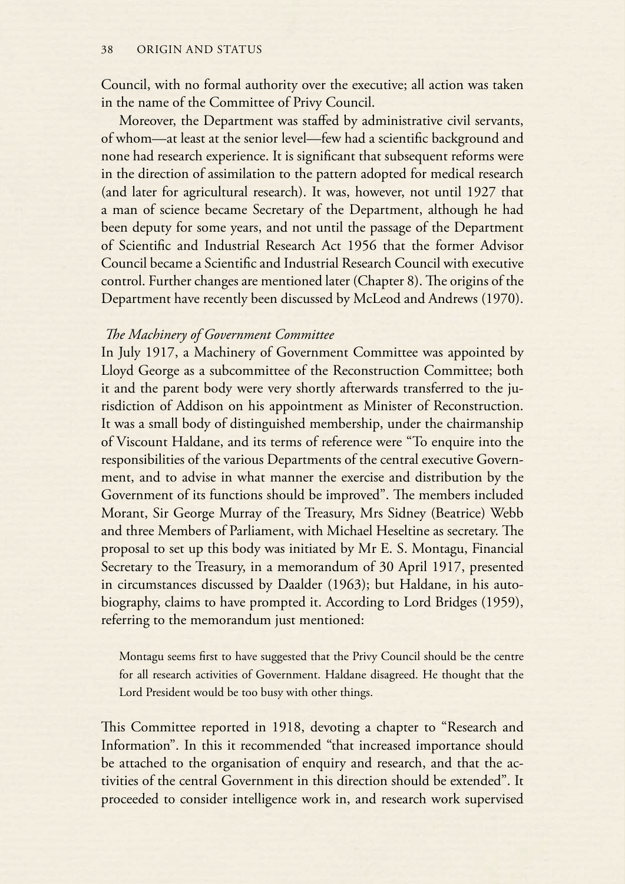Council, with no formal authority over the executive; all action was taken in the name of the Committee of Privy Council.

Moreover, the Department was staffed by administrative civil servants, of whom—at least at the senior level—few had a scientific background and none had research experience. It is significant that subsequent reforms were in the direction of assimilation to the pattern adopted for medical research (and later for agricultural research). It was, however, not until 1927 that a man of science became Secretary of the Department, although he had been deputy for some years, and not until the passage of the Department of Scientific and Industrial Research Act 1956 that the former Advisor Council became a Scientific and Industrial Research Council with executive control. Further changes are mentioned later (Chapter 8). The origins of the Department have recently been discussed by McLeod and Andrews (1970).

### *The Machinery of Government Committee*

In July 1917, a Machinery of Government Committee was appointed by Lloyd George as a subcommittee of the Reconstruction Committee; both it and the parent body were very shortly afterwards transferred to the jurisdiction of Addison on his appointment as Minister of Reconstruction. It was a small body of distinguished membership, under the chairmanship of Viscount Haldane, and its terms of reference were "To enquire into the responsibilities of the various Departments of the central executive Government, and to advise in what manner the exercise and distribution by the Government of its functions should be improved". The members included Morant, Sir George Murray of the Treasury, Mrs Sidney (Beatrice) Webb and three Members of Parliament, with Michael Heseltine as secretary. The proposal to set up this body was initiated by Mr E. S. Montagu, Financial Secretary to the Treasury, in a memorandum of 30 April 1917, presented in circumstances discussed by Daalder (1963); but Haldane, in his autobiography, claims to have prompted it. According to Lord Bridges (1959), referring to the memorandum just mentioned:

> Montagu seems first to have suggested that the Privy Council should be the centre for all research activities of Government. Haldane disagreed. He thought that the Lord President would be too busy with other things.

This Committee reported in 1918, devoting a chapter to "Research and Information". In this it recommended "that increased importance should be attached to the organisation of enquiry and research, and that the activities of the central Government in this direction should be extended". It proceeded to consider intelligence work in, and research work supervised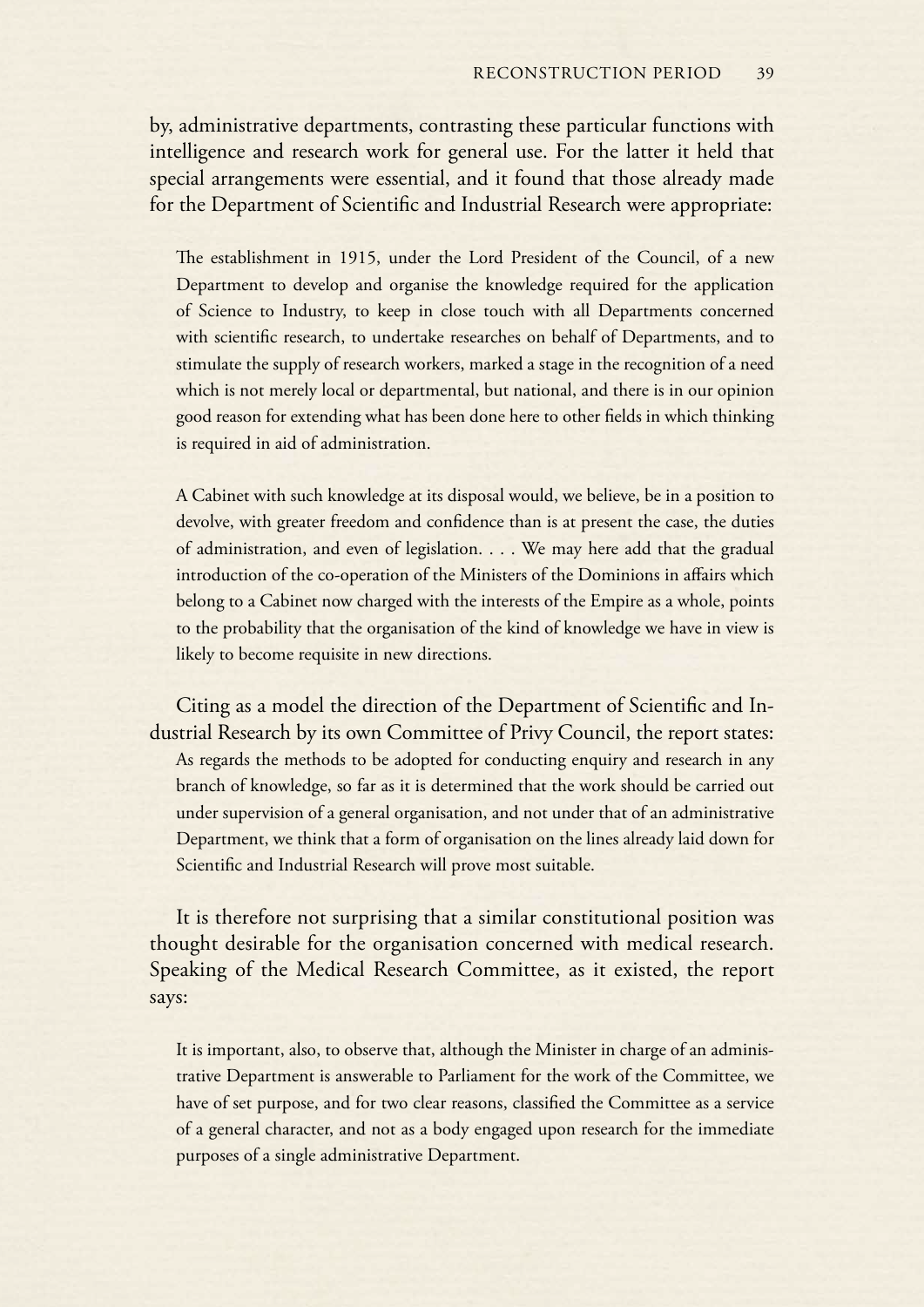by, administrative departments, contrasting these particular functions with intelligence and research work for general use. For the latter it held that special arrangements were essential, and it found that those already made for the Department of Scientific and Industrial Research were appropriate:

> The establishment in 1915, under the Lord President of the Council, of a new Department to develop and organise the knowledge required for the application of Science to Industry, to keep in close touch with all Departments concerned with scientific research, to undertake researches on behalf of Departments, and to stimulate the supply of research workers, marked a stage in the recognition of a need which is not merely local or departmental, but national, and there is in our opinion good reason for extending what has been done here to other fields in which thinking is required in aid of administration.
>
> A Cabinet with such knowledge at its disposal would, we believe, be in a position to devolve, with greater freedom and confidence than is at present the case, the duties of administration, and even of legislation. . . . We may here add that the gradual introduction of the co-operation of the Ministers of the Dominions in affairs which belong to a Cabinet now charged with the interests of the Empire as a whole, points to the probability that the organisation of the kind of knowledge we have in view is likely to become requisite in new directions.

Citing as a model the direction of the Department of Scientific and Industrial Research by its own Committee of Privy Council, the report states:

> As regards the methods to be adopted for conducting enquiry and research in any branch of knowledge, so far as it is determined that the work should be carried out under supervision of a general organisation, and not under that of an administrative Department, we think that a form of organisation on the lines already laid down for Scientific and Industrial Research will prove most suitable.

It is therefore not surprising that a similar constitutional position was thought desirable for the organisation concerned with medical research. Speaking of the Medical Research Committee, as it existed, the report says:

> It is important, also, to observe that, although the Minister in charge of an administrative Department is answerable to Parliament for the work of the Committee, we have of set purpose, and for two clear reasons, classified the Committee as a service of a general character, and not as a body engaged upon research for the immediate purposes of a single administrative Department.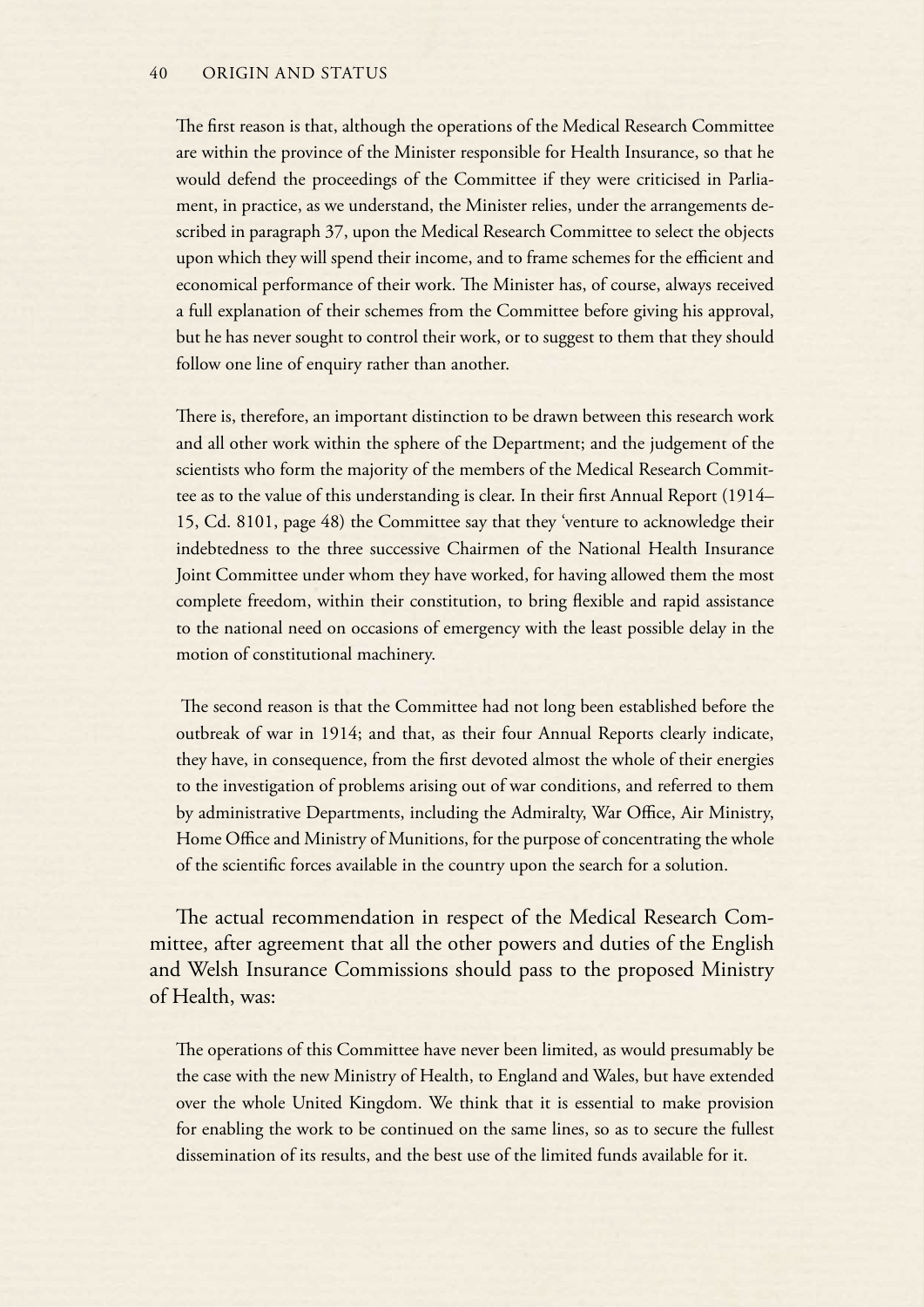> The first reason is that, although the operations of the Medical Research Committee are within the province of the Minister responsible for Health Insurance, so that he would defend the proceedings of the Committee if they were criticised in Parliament, in practice, as we understand, the Minister relies, under the arrangements described in paragraph 37, upon the Medical Research Committee to select the objects upon which they will spend their income, and to frame schemes for the efficient and economical performance of their work. The Minister has, of course, always received a full explanation of their schemes from the Committee before giving his approval, but he has never sought to control their work, or to suggest to them that they should follow one line of enquiry rather than another.
>
> There is, therefore, an important distinction to be drawn between this research work and all other work within the sphere of the Department; and the judgement of the scientists who form the majority of the members of the Medical Research Committee as to the value of this understanding is clear. In their first Annual Report (1914–15, Cd. 8101, page 48) the Committee say that they 'venture to acknowledge their indebtedness to the three successive Chairmen of the National Health Insurance Joint Committee under whom they have worked, for having allowed them the most complete freedom, within their constitution, to bring flexible and rapid assistance to the national need on occasions of emergency with the least possible delay in the motion of constitutional machinery.
>
> The second reason is that the Committee had not long been established before the outbreak of war in 1914; and that, as their four Annual Reports clearly indicate, they have, in consequence, from the first devoted almost the whole of their energies to the investigation of problems arising out of war conditions, and referred to them by administrative Departments, including the Admiralty, War Office, Air Ministry, Home Office and Ministry of Munitions, for the purpose of concentrating the whole of the scientific forces available in the country upon the search for a solution.

The actual recommendation in respect of the Medical Research Committee, after agreement that all the other powers and duties of the English and Welsh Insurance Commissions should pass to the proposed Ministry of Health, was:

> The operations of this Committee have never been limited, as would presumably be the case with the new Ministry of Health, to England and Wales, but have extended over the whole United Kingdom. We think that it is essential to make provision for enabling the work to be continued on the same lines, so as to secure the fullest dissemination of its results, and the best use of the limited funds available for it.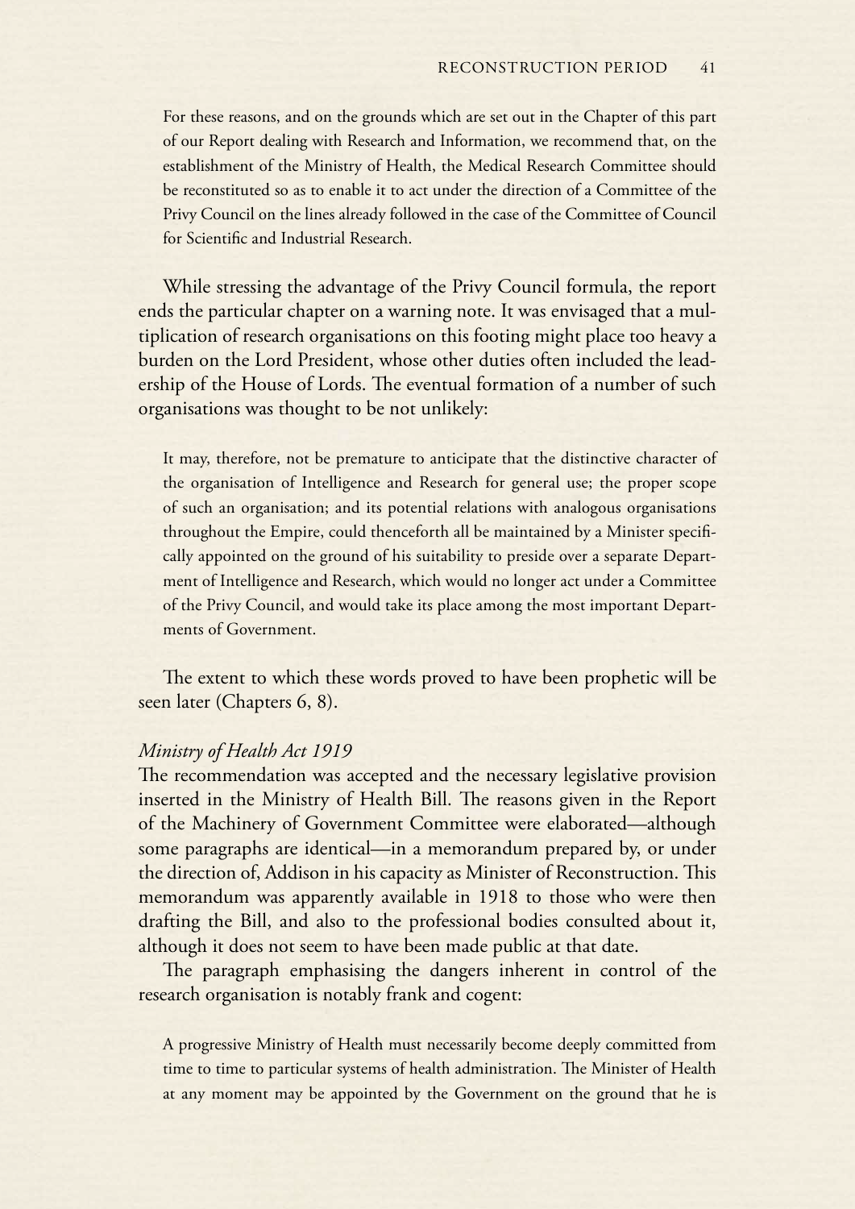> For these reasons, and on the grounds which are set out in the Chapter of this part of our Report dealing with Research and Information, we recommend that, on the establishment of the Ministry of Health, the Medical Research Committee should be reconstituted so as to enable it to act under the direction of a Committee of the Privy Council on the lines already followed in the case of the Committee of Council for Scientific and Industrial Research.

While stressing the advantage of the Privy Council formula, the report ends the particular chapter on a warning note. It was envisaged that a multiplication of research organisations on this footing might place too heavy a burden on the Lord President, whose other duties often included the leadership of the House of Lords. The eventual formation of a number of such organisations was thought to be not unlikely:

> It may, therefore, not be premature to anticipate that the distinctive character of the organisation of Intelligence and Research for general use; the proper scope of such an organisation; and its potential relations with analogous organisations throughout the Empire, could thenceforth all be maintained by a Minister specifically appointed on the ground of his suitability to preside over a separate Department of Intelligence and Research, which would no longer act under a Committee of the Privy Council, and would take its place among the most important Departments of Government.

The extent to which these words proved to have been prophetic will be seen later (Chapters 6, 8).

*Ministry of Health Act 1919*

The recommendation was accepted and the necessary legislative provision inserted in the Ministry of Health Bill. The reasons given in the Report of the Machinery of Government Committee were elaborated—although some paragraphs are identical—in a memorandum prepared by, or under the direction of, Addison in his capacity as Minister of Reconstruction. This memorandum was apparently available in 1918 to those who were then drafting the Bill, and also to the professional bodies consulted about it, although it does not seem to have been made public at that date.

The paragraph emphasising the dangers inherent in control of the research organisation is notably frank and cogent:

> A progressive Ministry of Health must necessarily become deeply committed from time to time to particular systems of health administration. The Minister of Health at any moment may be appointed by the Government on the ground that he is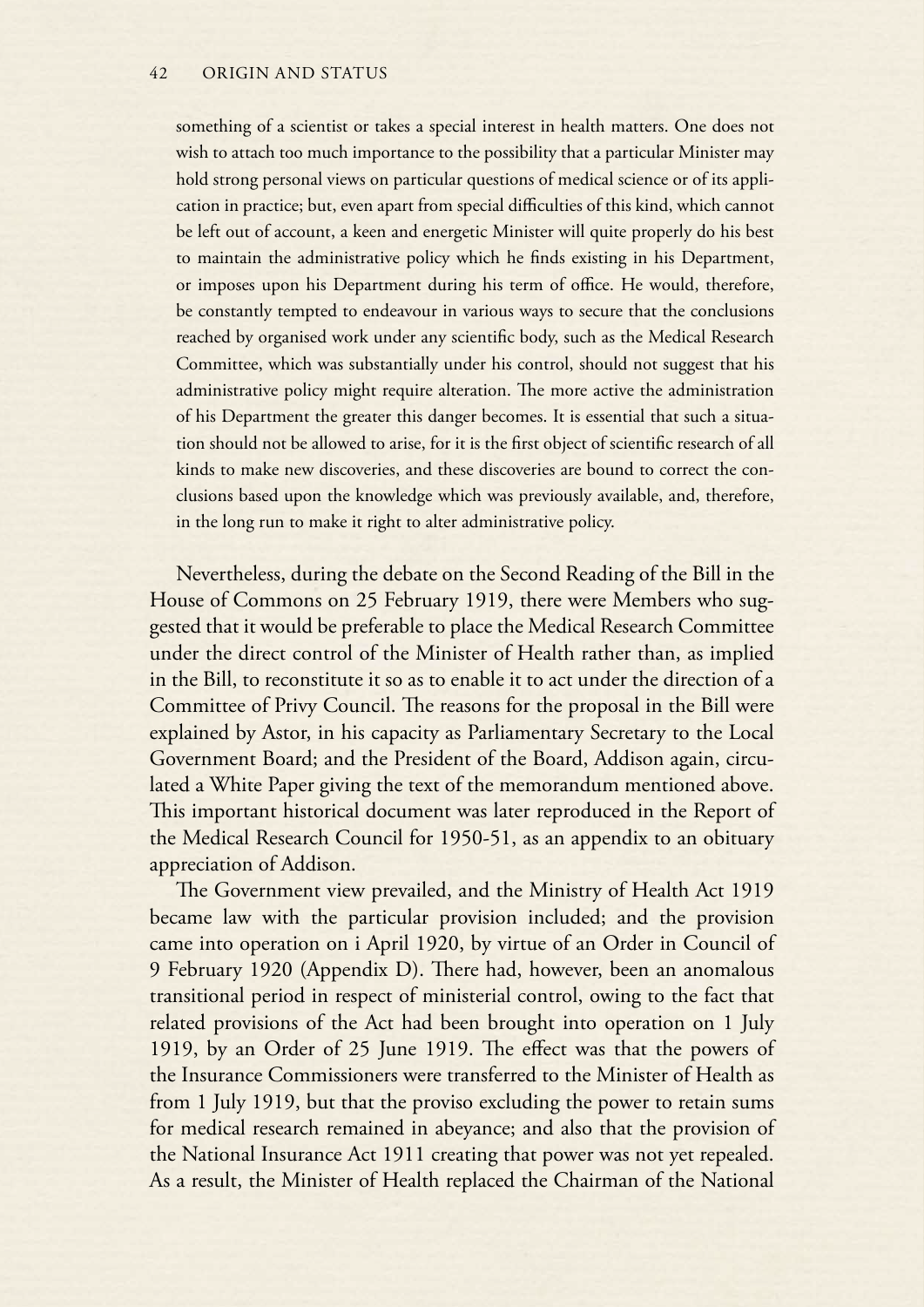> something of a scientist or takes a special interest in health matters. One does not wish to attach too much importance to the possibility that a particular Minister may hold strong personal views on particular questions of medical science or of its application in practice; but, even apart from special difficulties of this kind, which cannot be left out of account, a keen and energetic Minister will quite properly do his best to maintain the administrative policy which he finds existing in his Department, or imposes upon his Department during his term of office. He would, therefore, be constantly tempted to endeavour in various ways to secure that the conclusions reached by organised work under any scientific body, such as the Medical Research Committee, which was substantially under his control, should not suggest that his administrative policy might require alteration. The more active the administration of his Department the greater this danger becomes. It is essential that such a situation should not be allowed to arise, for it is the first object of scientific research of all kinds to make new discoveries, and these discoveries are bound to correct the conclusions based upon the knowledge which was previously available, and, therefore, in the long run to make it right to alter administrative policy.

Nevertheless, during the debate on the Second Reading of the Bill in the House of Commons on 25 February 1919, there were Members who suggested that it would be preferable to place the Medical Research Committee under the direct control of the Minister of Health rather than, as implied in the Bill, to reconstitute it so as to enable it to act under the direction of a Committee of Privy Council. The reasons for the proposal in the Bill were explained by Astor, in his capacity as Parliamentary Secretary to the Local Government Board; and the President of the Board, Addison again, circulated a White Paper giving the text of the memorandum mentioned above. This important historical document was later reproduced in the Report of the Medical Research Council for 1950-51, as an appendix to an obituary appreciation of Addison.

The Government view prevailed, and the Ministry of Health Act 1919 became law with the particular provision included; and the provision came into operation on i April 1920, by virtue of an Order in Council of 9 February 1920 (Appendix D). There had, however, been an anomalous transitional period in respect of ministerial control, owing to the fact that related provisions of the Act had been brought into operation on 1 July 1919, by an Order of 25 June 1919. The effect was that the powers of the Insurance Commissioners were transferred to the Minister of Health as from 1 July 1919, but that the proviso excluding the power to retain sums for medical research remained in abeyance; and also that the provision of the National Insurance Act 1911 creating that power was not yet repealed. As a result, the Minister of Health replaced the Chairman of the National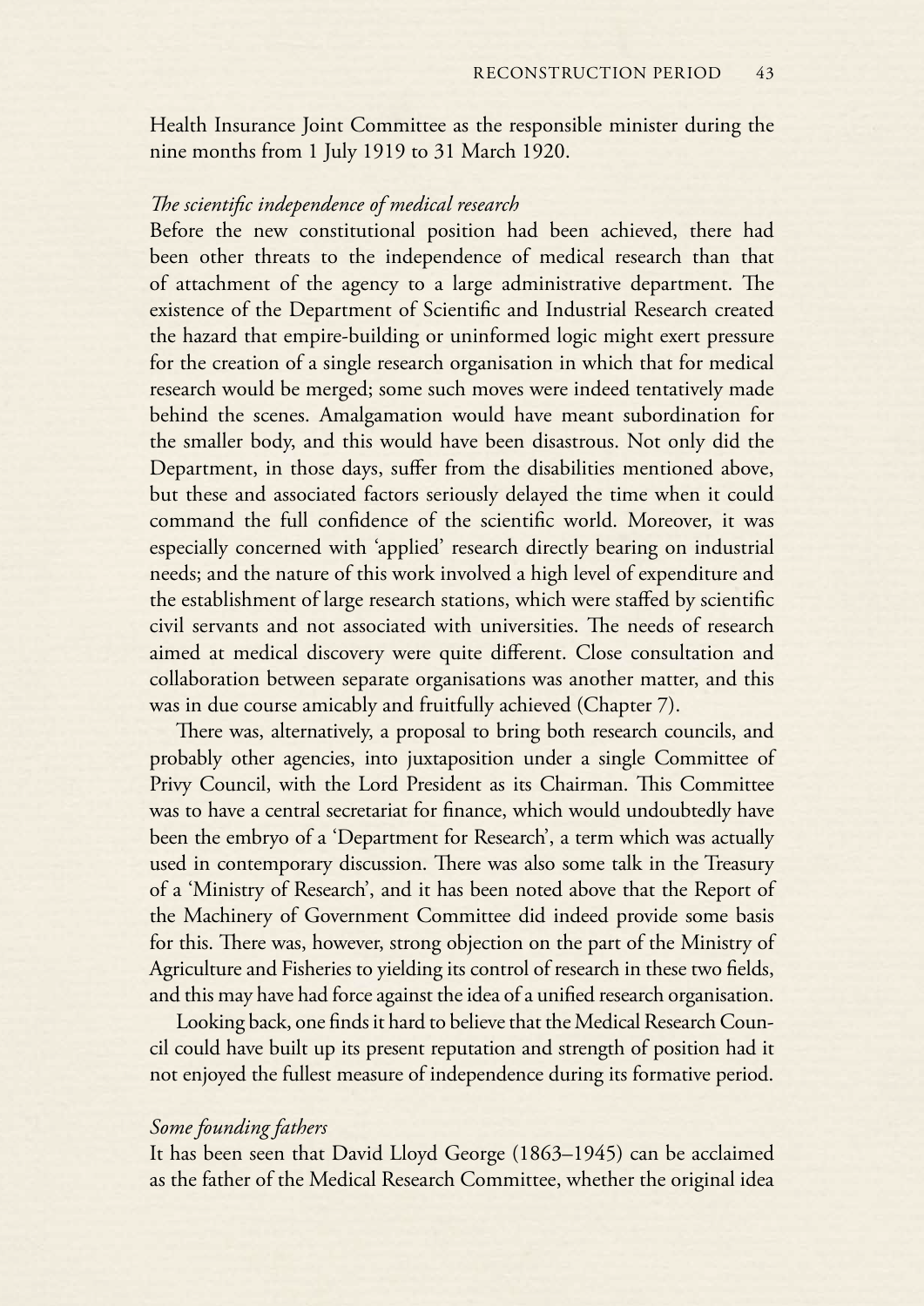Health Insurance Joint Committee as the responsible minister during the nine months from 1 July 1919 to 31 March 1920.

### *The scientific independence of medical research*

Before the new constitutional position had been achieved, there had been other threats to the independence of medical research than that of attachment of the agency to a large administrative department. The existence of the Department of Scientific and Industrial Research created the hazard that empire-building or uninformed logic might exert pressure for the creation of a single research organisation in which that for medical research would be merged; some such moves were indeed tentatively made behind the scenes. Amalgamation would have meant subordination for the smaller body, and this would have been disastrous. Not only did the Department, in those days, suffer from the disabilities mentioned above, but these and associated factors seriously delayed the time when it could command the full confidence of the scientific world. Moreover, it was especially concerned with 'applied' research directly bearing on industrial needs; and the nature of this work involved a high level of expenditure and the establishment of large research stations, which were staffed by scientific civil servants and not associated with universities. The needs of research aimed at medical discovery were quite different. Close consultation and collaboration between separate organisations was another matter, and this was in due course amicably and fruitfully achieved (Chapter 7).

There was, alternatively, a proposal to bring both research councils, and probably other agencies, into juxtaposition under a single Committee of Privy Council, with the Lord President as its Chairman. This Committee was to have a central secretariat for finance, which would undoubtedly have been the embryo of a 'Department for Research', a term which was actually used in contemporary discussion. There was also some talk in the Treasury of a 'Ministry of Research', and it has been noted above that the Report of the Machinery of Government Committee did indeed provide some basis for this. There was, however, strong objection on the part of the Ministry of Agriculture and Fisheries to yielding its control of research in these two fields, and this may have had force against the idea of a unified research organisation.

Looking back, one finds it hard to believe that the Medical Research Council could have built up its present reputation and strength of position had it not enjoyed the fullest measure of independence during its formative period.

### *Some founding fathers*

It has been seen that David Lloyd George (1863–1945) can be acclaimed as the father of the Medical Research Committee, whether the original idea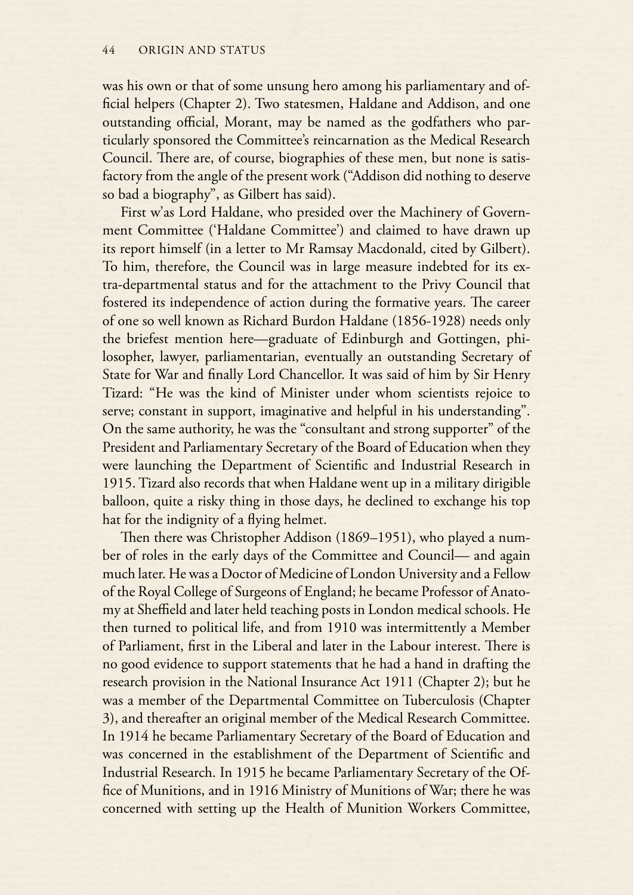was his own or that of some unsung hero among his parliamentary and official helpers (Chapter 2). Two statesmen, Haldane and Addison, and one outstanding official, Morant, may be named as the godfathers who particularly sponsored the Committee's reincarnation as the Medical Research Council. There are, of course, biographies of these men, but none is satisfactory from the angle of the present work ("Addison did nothing to deserve so bad a biography", as Gilbert has said).

First w'as Lord Haldane, who presided over the Machinery of Government Committee ('Haldane Committee') and claimed to have drawn up its report himself (in a letter to Mr Ramsay Macdonald, cited by Gilbert). To him, therefore, the Council was in large measure indebted for its extra-departmental status and for the attachment to the Privy Council that fostered its independence of action during the formative years. The career of one so well known as Richard Burdon Haldane (1856-1928) needs only the briefest mention here—graduate of Edinburgh and Gottingen, philosopher, lawyer, parliamentarian, eventually an outstanding Secretary of State for War and finally Lord Chancellor. It was said of him by Sir Henry Tizard: "He was the kind of Minister under whom scientists rejoice to serve; constant in support, imaginative and helpful in his understanding". On the same authority, he was the "consultant and strong supporter" of the President and Parliamentary Secretary of the Board of Education when they were launching the Department of Scientific and Industrial Research in 1915. Tizard also records that when Haldane went up in a military dirigible balloon, quite a risky thing in those days, he declined to exchange his top hat for the indignity of a flying helmet.

Then there was Christopher Addison (1869–1951), who played a number of roles in the early days of the Committee and Council— and again much later. He was a Doctor of Medicine of London University and a Fellow of the Royal College of Surgeons of England; he became Professor of Anatomy at Sheffield and later held teaching posts in London medical schools. He then turned to political life, and from 1910 was intermittently a Member of Parliament, first in the Liberal and later in the Labour interest. There is no good evidence to support statements that he had a hand in drafting the research provision in the National Insurance Act 1911 (Chapter 2); but he was a member of the Departmental Committee on Tuberculosis (Chapter 3), and thereafter an original member of the Medical Research Committee. In 1914 he became Parliamentary Secretary of the Board of Education and was concerned in the establishment of the Department of Scientific and Industrial Research. In 1915 he became Parliamentary Secretary of the Office of Munitions, and in 1916 Ministry of Munitions of War; there he was concerned with setting up the Health of Munition Workers Committee,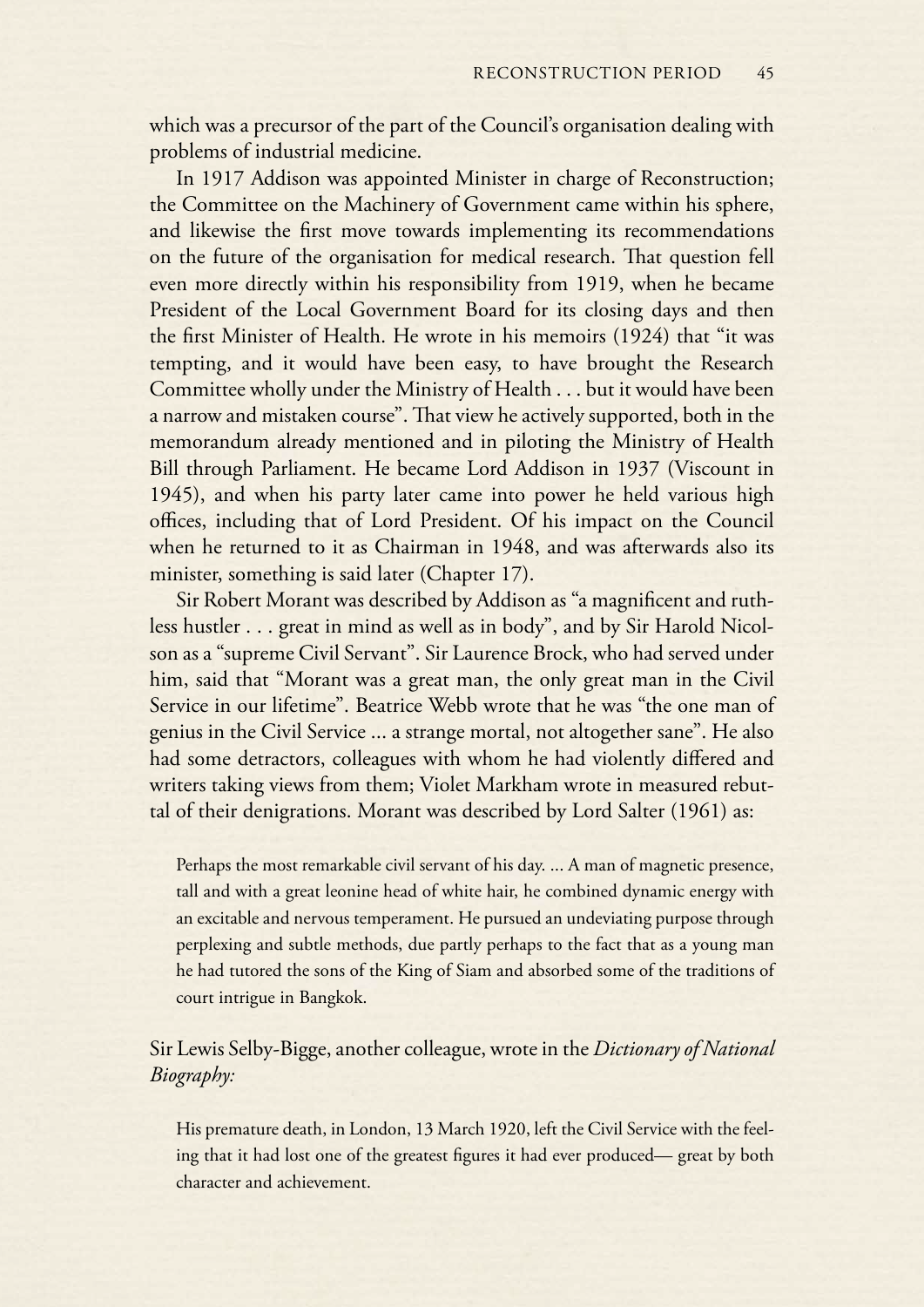which was a precursor of the part of the Council's organisation dealing with problems of industrial medicine.

In 1917 Addison was appointed Minister in charge of Reconstruction; the Committee on the Machinery of Government came within his sphere, and likewise the first move towards implementing its recommendations on the future of the organisation for medical research. That question fell even more directly within his responsibility from 1919, when he became President of the Local Government Board for its closing days and then the first Minister of Health. He wrote in his memoirs (1924) that "it was tempting, and it would have been easy, to have brought the Research Committee wholly under the Ministry of Health . . . but it would have been a narrow and mistaken course". That view he actively supported, both in the memorandum already mentioned and in piloting the Ministry of Health Bill through Parliament. He became Lord Addison in 1937 (Viscount in 1945), and when his party later came into power he held various high offices, including that of Lord President. Of his impact on the Council when he returned to it as Chairman in 1948, and was afterwards also its minister, something is said later (Chapter 17).

Sir Robert Morant was described by Addison as "a magnificent and ruthless hustler . . . great in mind as well as in body", and by Sir Harold Nicolson as a "supreme Civil Servant". Sir Laurence Brock, who had served under him, said that "Morant was a great man, the only great man in the Civil Service in our lifetime". Beatrice Webb wrote that he was "the one man of genius in the Civil Service ... a strange mortal, not altogether sane". He also had some detractors, colleagues with whom he had violently differed and writers taking views from them; Violet Markham wrote in measured rebuttal of their denigrations. Morant was described by Lord Salter (1961) as:

> Perhaps the most remarkable civil servant of his day. ... A man of magnetic presence, tall and with a great leonine head of white hair, he combined dynamic energy with an excitable and nervous temperament. He pursued an undeviating purpose through perplexing and subtle methods, due partly perhaps to the fact that as a young man he had tutored the sons of the King of Siam and absorbed some of the traditions of court intrigue in Bangkok.

Sir Lewis Selby-Bigge, another colleague, wrote in the *Dictionary of National Biography:*

> His premature death, in London, 13 March 1920, left the Civil Service with the feeling that it had lost one of the greatest figures it had ever produced— great by both character and achievement.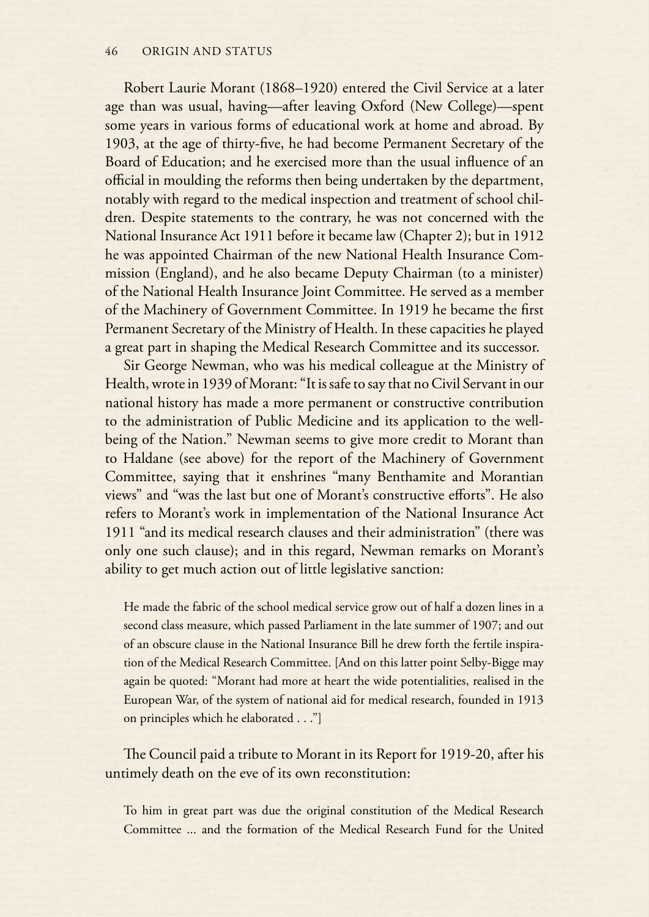Robert Laurie Morant (1868–1920) entered the Civil Service at a later age than was usual, having—after leaving Oxford (New College)—spent some years in various forms of educational work at home and abroad. By 1903, at the age of thirty-five, he had become Permanent Secretary of the Board of Education; and he exercised more than the usual influence of an official in moulding the reforms then being undertaken by the department, notably with regard to the medical inspection and treatment of school children. Despite statements to the contrary, he was not concerned with the National Insurance Act 1911 before it became law (Chapter 2); but in 1912 he was appointed Chairman of the new National Health Insurance Commission (England), and he also became Deputy Chairman (to a minister) of the National Health Insurance Joint Committee. He served as a member of the Machinery of Government Committee. In 1919 he became the first Permanent Secretary of the Ministry of Health. In these capacities he played a great part in shaping the Medical Research Committee and its successor.

Sir George Newman, who was his medical colleague at the Ministry of Health, wrote in 1939 of Morant: "It is safe to say that no Civil Servant in our national history has made a more permanent or constructive contribution to the administration of Public Medicine and its application to the well-being of the Nation." Newman seems to give more credit to Morant than to Haldane (see above) for the report of the Machinery of Government Committee, saying that it enshrines "many Benthamite and Morantian views" and "was the last but one of Morant's constructive efforts". He also refers to Morant's work in implementation of the National Insurance Act 1911 "and its medical research clauses and their administration" (there was only one such clause); and in this regard, Newman remarks on Morant's ability to get much action out of little legislative sanction:

> He made the fabric of the school medical service grow out of half a dozen lines in a second class measure, which passed Parliament in the late summer of 1907; and out of an obscure clause in the National Insurance Bill he drew forth the fertile inspiration of the Medical Research Committee. [And on this latter point Selby-Bigge may again be quoted: "Morant had more at heart the wide potentialities, realised in the European War, of the system of national aid for medical research, founded in 1913 on principles which he elaborated . . ."]

The Council paid a tribute to Morant in its Report for 1919-20, after his untimely death on the eve of its own reconstitution:

> To him in great part was due the original constitution of the Medical Research Committee ... and the formation of the Medical Research Fund for the United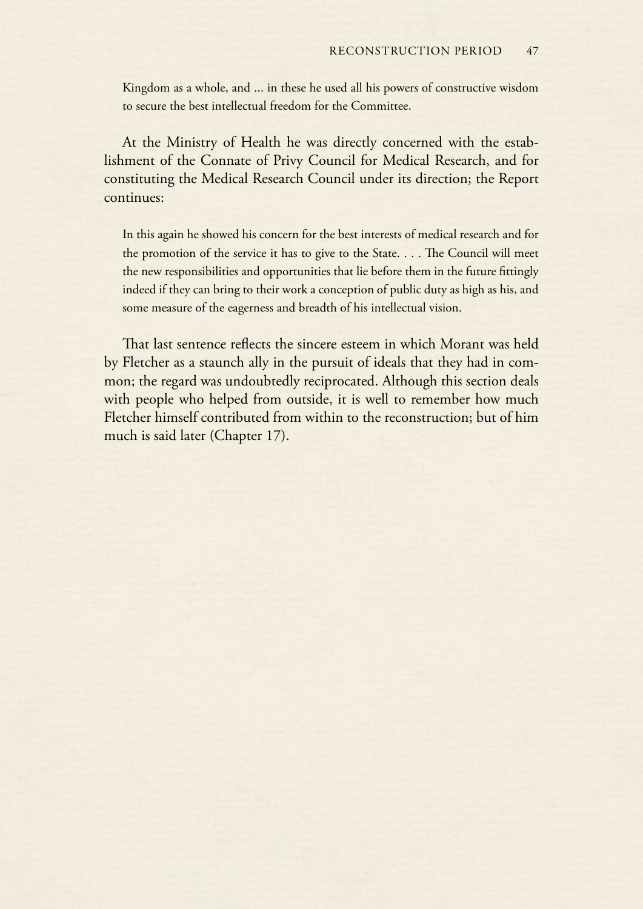Kingdom as a whole, and ... in these he used all his powers of constructive wisdom to secure the best intellectual freedom for the Committee.

At the Ministry of Health he was directly concerned with the establishment of the Connate of Privy Council for Medical Research, and for constituting the Medical Research Council under its direction; the Report continues:

> In this again he showed his concern for the best interests of medical research and for the promotion of the service it has to give to the State. . . . The Council will meet the new responsibilities and opportunities that lie before them in the future fittingly indeed if they can bring to their work a conception of public duty as high as his, and some measure of the eagerness and breadth of his intellectual vision.

That last sentence reflects the sincere esteem in which Morant was held by Fletcher as a staunch ally in the pursuit of ideals that they had in common; the regard was undoubtedly reciprocated. Although this section deals with people who helped from outside, it is well to remember how much Fletcher himself contributed from within to the reconstruction; but of him much is said later (Chapter 17).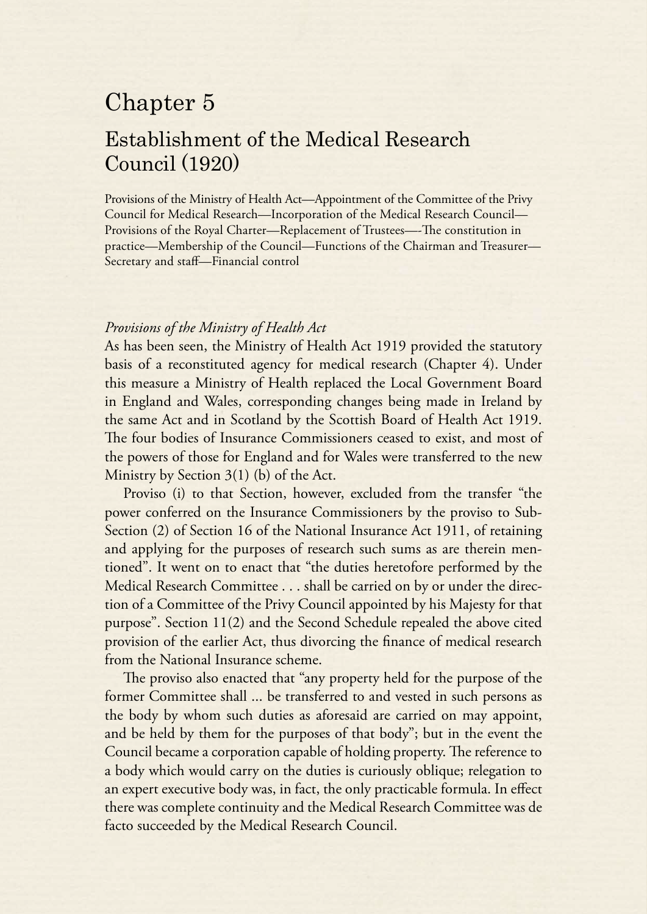# Chapter 5

## Establishment of the Medical Research Council (1920)

Provisions of the Ministry of Health Act—Appointment of the Committee of the Privy Council for Medical Research—Incorporation of the Medical Research Council—Provisions of the Royal Charter—Replacement of Trustees—-The constitution in practice—Membership of the Council—Functions of the Chairman and Treasurer—Secretary and staff—Financial control

*Provisions of the Ministry of Health Act*

As has been seen, the Ministry of Health Act 1919 provided the statutory basis of a reconstituted agency for medical research (Chapter 4). Under this measure a Ministry of Health replaced the Local Government Board in England and Wales, corresponding changes being made in Ireland by the same Act and in Scotland by the Scottish Board of Health Act 1919. The four bodies of Insurance Commissioners ceased to exist, and most of the powers of those for England and for Wales were transferred to the new Ministry by Section 3(1) (b) of the Act.

Proviso (i) to that Section, however, excluded from the transfer "the power conferred on the Insurance Commissioners by the proviso to Sub-Section (2) of Section 16 of the National Insurance Act 1911, of retaining and applying for the purposes of research such sums as are therein mentioned". It went on to enact that "the duties heretofore performed by the Medical Research Committee . . . shall be carried on by or under the direction of a Committee of the Privy Council appointed by his Majesty for that purpose". Section 11(2) and the Second Schedule repealed the above cited provision of the earlier Act, thus divorcing the finance of medical research from the National Insurance scheme.

The proviso also enacted that "any property held for the purpose of the former Committee shall ... be transferred to and vested in such persons as the body by whom such duties as aforesaid are carried on may appoint, and be held by them for the purposes of that body"; but in the event the Council became a corporation capable of holding property. The reference to a body which would carry on the duties is curiously oblique; relegation to an expert executive body was, in fact, the only practicable formula. In effect there was complete continuity and the Medical Research Committee was de facto succeeded by the Medical Research Council.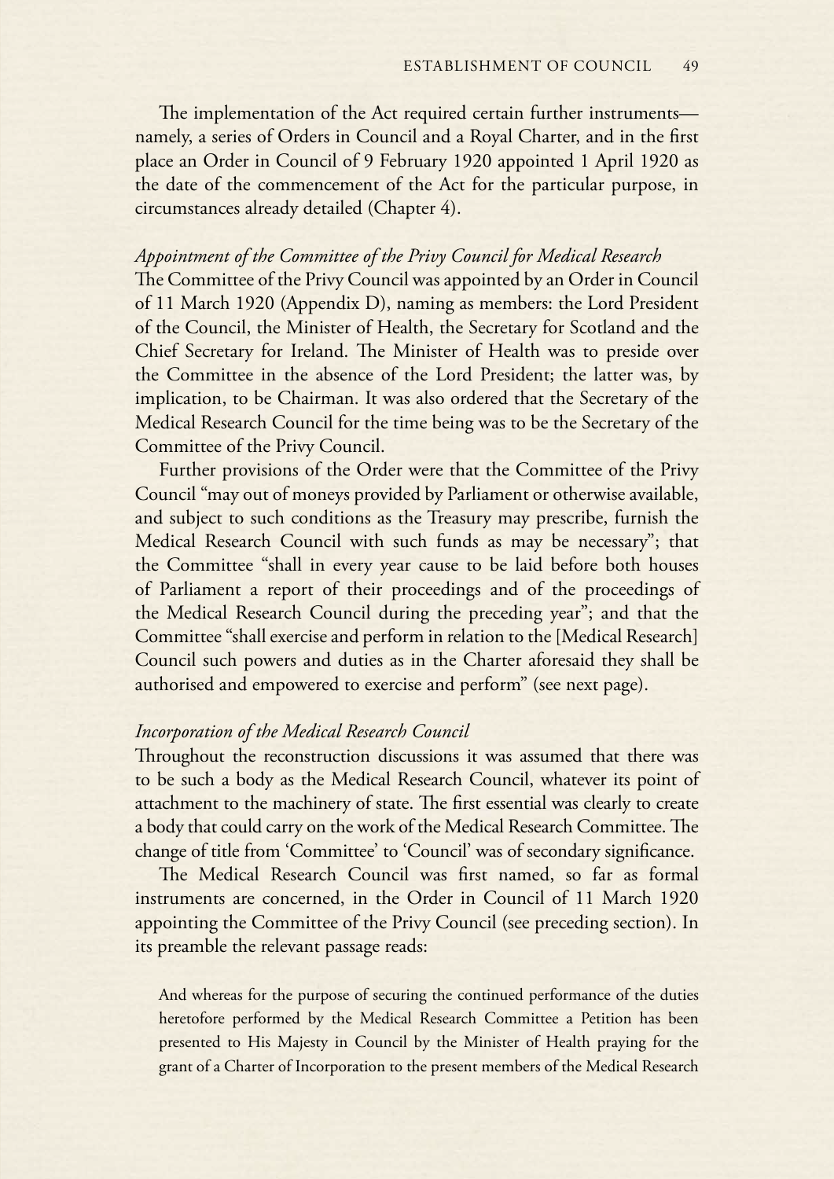The implementation of the Act required certain further instruments—namely, a series of Orders in Council and a Royal Charter, and in the first place an Order in Council of 9 February 1920 appointed 1 April 1920 as the date of the commencement of the Act for the particular purpose, in circumstances already detailed (Chapter 4).

### *Appointment of the Committee of the Privy Council for Medical Research*

The Committee of the Privy Council was appointed by an Order in Council of 11 March 1920 (Appendix D), naming as members: the Lord President of the Council, the Minister of Health, the Secretary for Scotland and the Chief Secretary for Ireland. The Minister of Health was to preside over the Committee in the absence of the Lord President; the latter was, by implication, to be Chairman. It was also ordered that the Secretary of the Medical Research Council for the time being was to be the Secretary of the Committee of the Privy Council.

Further provisions of the Order were that the Committee of the Privy Council "may out of moneys provided by Parliament or otherwise available, and subject to such conditions as the Treasury may prescribe, furnish the Medical Research Council with such funds as may be necessary"; that the Committee "shall in every year cause to be laid before both houses of Parliament a report of their proceedings and of the proceedings of the Medical Research Council during the preceding year"; and that the Committee "shall exercise and perform in relation to the [Medical Research] Council such powers and duties as in the Charter aforesaid they shall be authorised and empowered to exercise and perform" (see next page).

### *Incorporation of the Medical Research Council*

Throughout the reconstruction discussions it was assumed that there was to be such a body as the Medical Research Council, whatever its point of attachment to the machinery of state. The first essential was clearly to create a body that could carry on the work of the Medical Research Committee. The change of title from 'Committee' to 'Council' was of secondary significance.

The Medical Research Council was first named, so far as formal instruments are concerned, in the Order in Council of 11 March 1920 appointing the Committee of the Privy Council (see preceding section). In its preamble the relevant passage reads:

> And whereas for the purpose of securing the continued performance of the duties heretofore performed by the Medical Research Committee a Petition has been presented to His Majesty in Council by the Minister of Health praying for the grant of a Charter of Incorporation to the present members of the Medical Research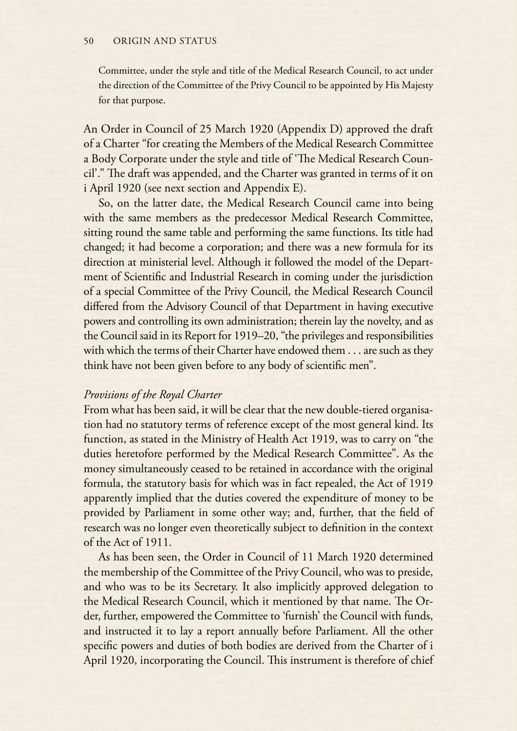Committee, under the style and title of the Medical Research Council, to act under the direction of the Committee of the Privy Council to be appointed by His Majesty for that purpose.

An Order in Council of 25 March 1920 (Appendix D) approved the draft of a Charter "for creating the Members of the Medical Research Committee a Body Corporate under the style and title of 'The Medical Research Council'." The draft was appended, and the Charter was granted in terms of it on i April 1920 (see next section and Appendix E).

So, on the latter date, the Medical Research Council came into being with the same members as the predecessor Medical Research Committee, sitting round the same table and performing the same functions. Its title had changed; it had become a corporation; and there was a new formula for its direction at ministerial level. Although it followed the model of the Department of Scientific and Industrial Research in coming under the jurisdiction of a special Committee of the Privy Council, the Medical Research Council differed from the Advisory Council of that Department in having executive powers and controlling its own administration; therein lay the novelty, and as the Council said in its Report for 1919–20, "the privileges and responsibilities with which the terms of their Charter have endowed them . . . are such as they think have not been given before to any body of scientific men".

*Provisions of the Royal Charter*

From what has been said, it will be clear that the new double-tiered organisation had no statutory terms of reference except of the most general kind. Its function, as stated in the Ministry of Health Act 1919, was to carry on "the duties heretofore performed by the Medical Research Committee". As the money simultaneously ceased to be retained in accordance with the original formula, the statutory basis for which was in fact repealed, the Act of 1919 apparently implied that the duties covered the expenditure of money to be provided by Parliament in some other way; and, further, that the field of research was no longer even theoretically subject to definition in the context of the Act of 1911.

As has been seen, the Order in Council of 11 March 1920 determined the membership of the Committee of the Privy Council, who was to preside, and who was to be its Secretary. It also implicitly approved delegation to the Medical Research Council, which it mentioned by that name. The Order, further, empowered the Committee to 'furnish' the Council with funds, and instructed it to lay a report annually before Parliament. All the other specific powers and duties of both bodies are derived from the Charter of i April 1920, incorporating the Council. This instrument is therefore of chief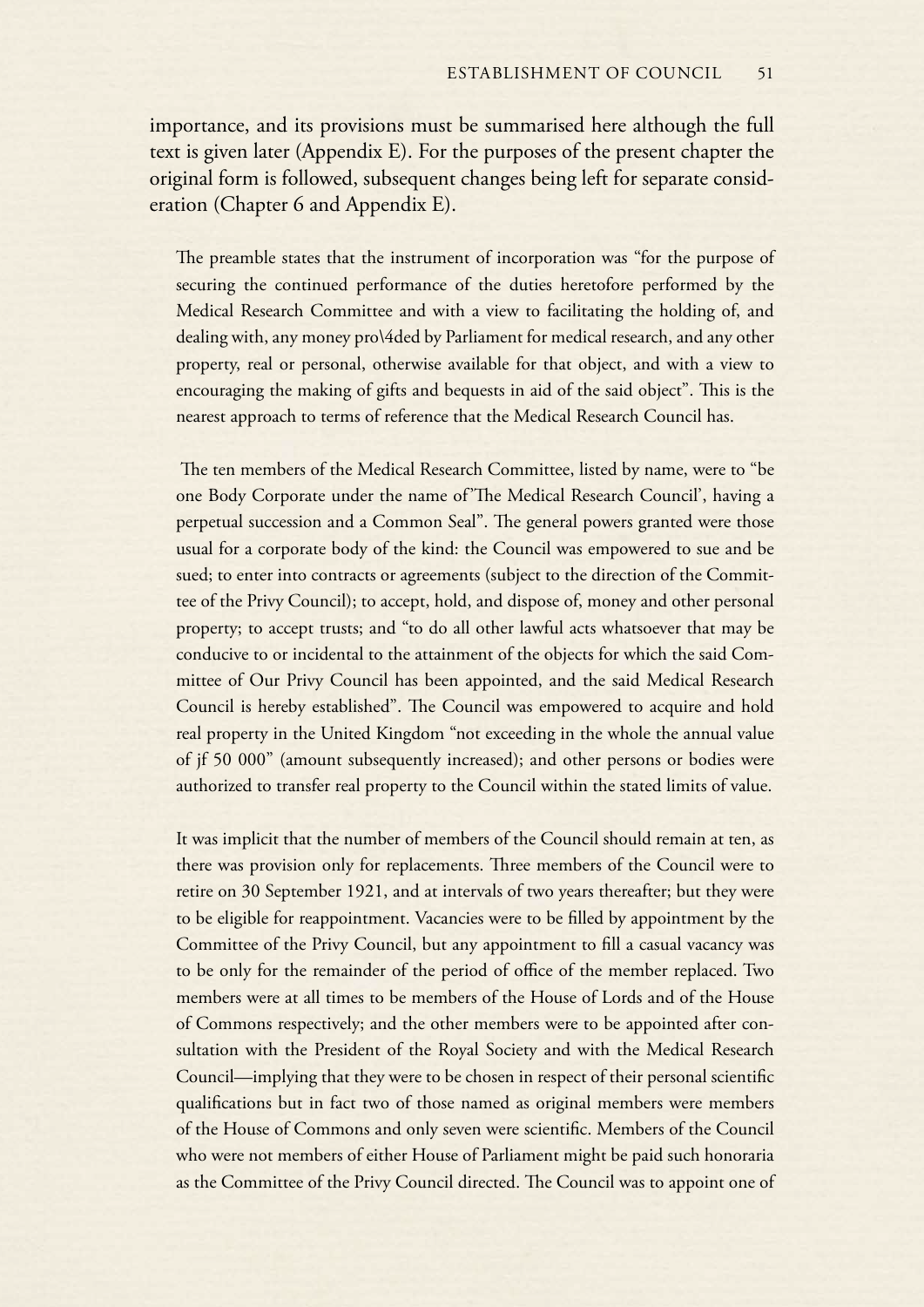importance, and its provisions must be summarised here although the full text is given later (Appendix E). For the purposes of the present chapter the original form is followed, subsequent changes being left for separate consideration (Chapter 6 and Appendix E).

The preamble states that the instrument of incorporation was "for the purpose of securing the continued performance of the duties heretofore performed by the Medical Research Committee and with a view to facilitating the holding of, and dealing with, any money pro\4ded by Parliament for medical research, and any other property, real or personal, otherwise available for that object, and with a view to encouraging the making of gifts and bequests in aid of the said object". This is the nearest approach to terms of reference that the Medical Research Council has.

The ten members of the Medical Research Committee, listed by name, were to "be one Body Corporate under the name of'The Medical Research Council', having a perpetual succession and a Common Seal". The general powers granted were those usual for a corporate body of the kind: the Council was empowered to sue and be sued; to enter into contracts or agreements (subject to the direction of the Committee of the Privy Council); to accept, hold, and dispose of, money and other personal property; to accept trusts; and "to do all other lawful acts whatsoever that may be conducive to or incidental to the attainment of the objects for which the said Committee of Our Privy Council has been appointed, and the said Medical Research Council is hereby established". The Council was empowered to acquire and hold real property in the United Kingdom "not exceeding in the whole the annual value of jf 50 000" (amount subsequently increased); and other persons or bodies were authorized to transfer real property to the Council within the stated limits of value.

It was implicit that the number of members of the Council should remain at ten, as there was provision only for replacements. Three members of the Council were to retire on 30 September 1921, and at intervals of two years thereafter; but they were to be eligible for reappointment. Vacancies were to be filled by appointment by the Committee of the Privy Council, but any appointment to fill a casual vacancy was to be only for the remainder of the period of office of the member replaced. Two members were at all times to be members of the House of Lords and of the House of Commons respectively; and the other members were to be appointed after consultation with the President of the Royal Society and with the Medical Research Council—implying that they were to be chosen in respect of their personal scientific qualifications but in fact two of those named as original members were members of the House of Commons and only seven were scientific. Members of the Council who were not members of either House of Parliament might be paid such honoraria as the Committee of the Privy Council directed. The Council was to appoint one of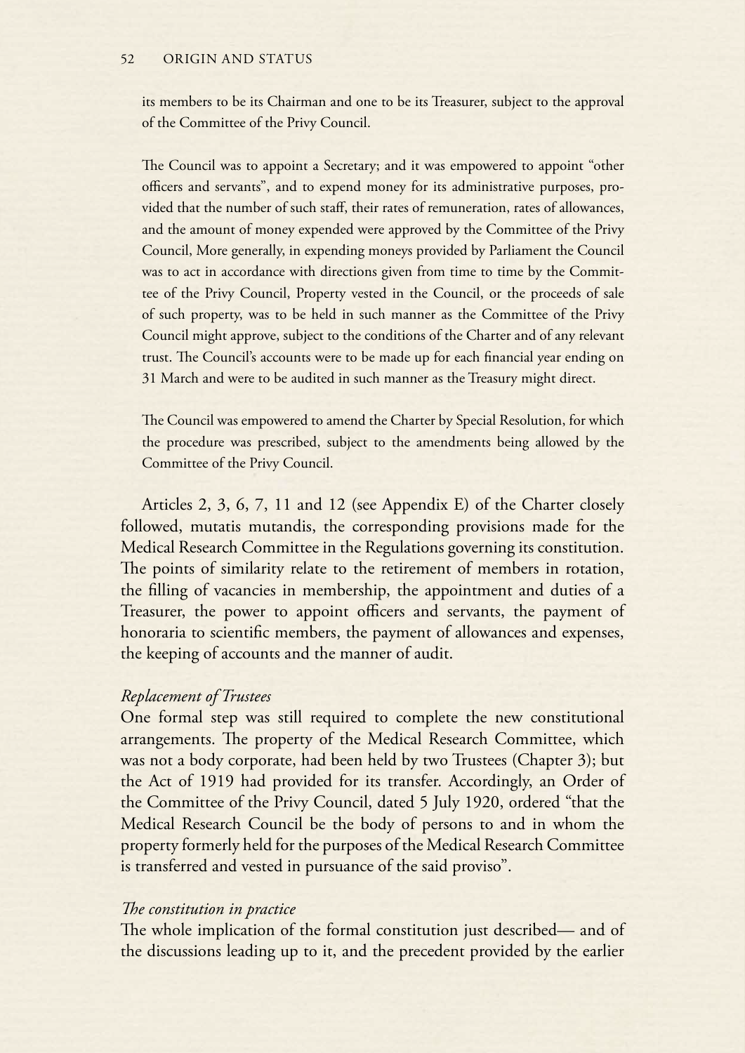its members to be its Chairman and one to be its Treasurer, subject to the approval of the Committee of the Privy Council.

The Council was to appoint a Secretary; and it was empowered to appoint "other officers and servants", and to expend money for its administrative purposes, provided that the number of such staff, their rates of remuneration, rates of allowances, and the amount of money expended were approved by the Committee of the Privy Council, More generally, in expending moneys provided by Parliament the Council was to act in accordance with directions given from time to time by the Committee of the Privy Council, Property vested in the Council, or the proceeds of sale of such property, was to be held in such manner as the Committee of the Privy Council might approve, subject to the conditions of the Charter and of any relevant trust. The Council's accounts were to be made up for each financial year ending on 31 March and were to be audited in such manner as the Treasury might direct.

The Council was empowered to amend the Charter by Special Resolution, for which the procedure was prescribed, subject to the amendments being allowed by the Committee of the Privy Council.

Articles 2, 3, 6, 7, 11 and 12 (see Appendix E) of the Charter closely followed, mutatis mutandis, the corresponding provisions made for the Medical Research Committee in the Regulations governing its constitution. The points of similarity relate to the retirement of members in rotation, the filling of vacancies in membership, the appointment and duties of a Treasurer, the power to appoint officers and servants, the payment of honoraria to scientific members, the payment of allowances and expenses, the keeping of accounts and the manner of audit.

*Replacement of Trustees*

One formal step was still required to complete the new constitutional arrangements. The property of the Medical Research Committee, which was not a body corporate, had been held by two Trustees (Chapter 3); but the Act of 1919 had provided for its transfer. Accordingly, an Order of the Committee of the Privy Council, dated 5 July 1920, ordered "that the Medical Research Council be the body of persons to and in whom the property formerly held for the purposes of the Medical Research Committee is transferred and vested in pursuance of the said proviso".

*The constitution in practice*

The whole implication of the formal constitution just described— and of the discussions leading up to it, and the precedent provided by the earlier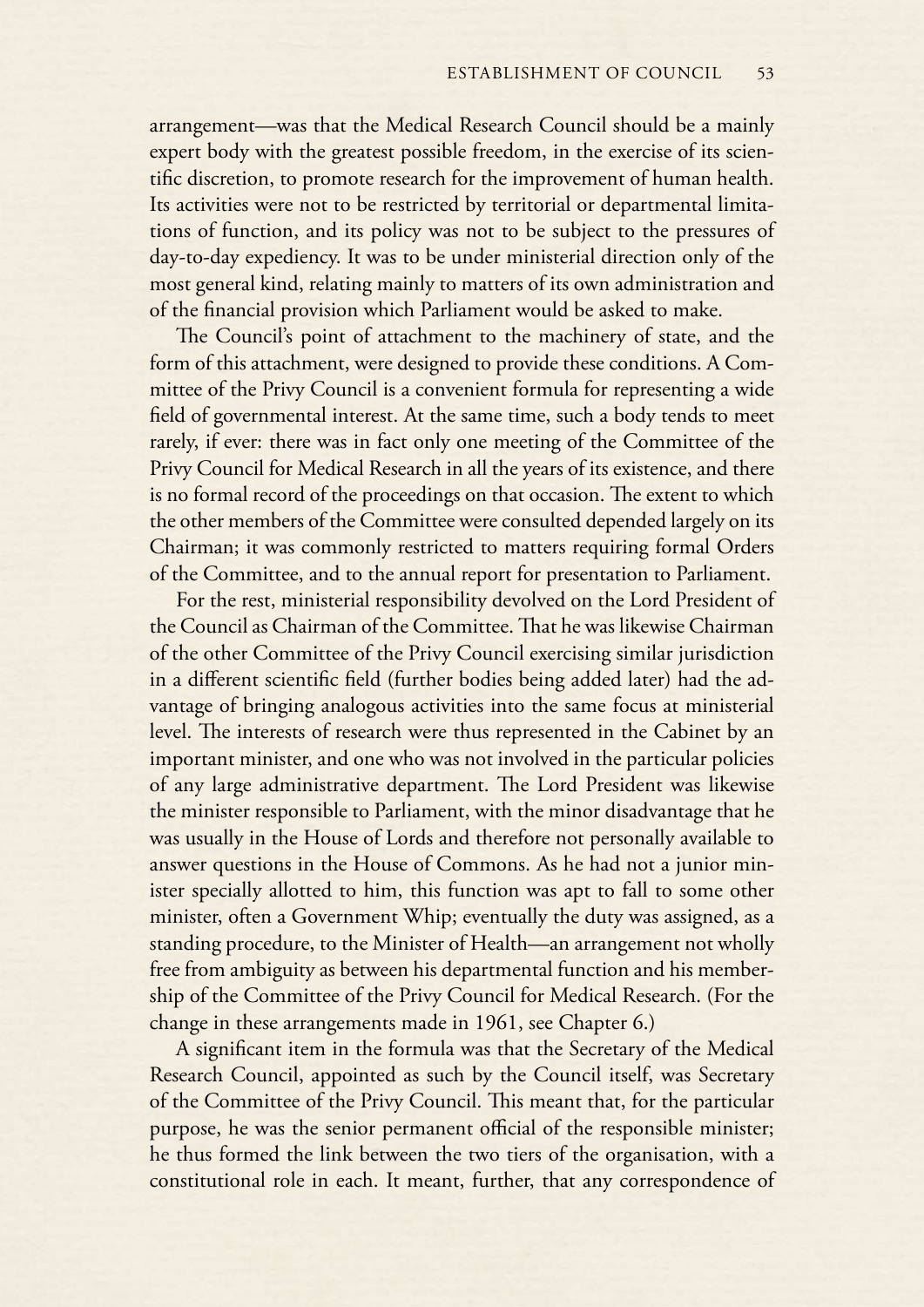arrangement—was that the Medical Research Council should be a mainly expert body with the greatest possible freedom, in the exercise of its scientific discretion, to promote research for the improvement of human health. Its activities were not to be restricted by territorial or departmental limitations of function, and its policy was not to be subject to the pressures of day-to-day expediency. It was to be under ministerial direction only of the most general kind, relating mainly to matters of its own administration and of the financial provision which Parliament would be asked to make.

The Council's point of attachment to the machinery of state, and the form of this attachment, were designed to provide these conditions. A Committee of the Privy Council is a convenient formula for representing a wide field of governmental interest. At the same time, such a body tends to meet rarely, if ever: there was in fact only one meeting of the Committee of the Privy Council for Medical Research in all the years of its existence, and there is no formal record of the proceedings on that occasion. The extent to which the other members of the Committee were consulted depended largely on its Chairman; it was commonly restricted to matters requiring formal Orders of the Committee, and to the annual report for presentation to Parliament.

For the rest, ministerial responsibility devolved on the Lord President of the Council as Chairman of the Committee. That he was likewise Chairman of the other Committee of the Privy Council exercising similar jurisdiction in a different scientific field (further bodies being added later) had the advantage of bringing analogous activities into the same focus at ministerial level. The interests of research were thus represented in the Cabinet by an important minister, and one who was not involved in the particular policies of any large administrative department. The Lord President was likewise the minister responsible to Parliament, with the minor disadvantage that he was usually in the House of Lords and therefore not personally available to answer questions in the House of Commons. As he had not a junior minister specially allotted to him, this function was apt to fall to some other minister, often a Government Whip; eventually the duty was assigned, as a standing procedure, to the Minister of Health—an arrangement not wholly free from ambiguity as between his departmental function and his membership of the Committee of the Privy Council for Medical Research. (For the change in these arrangements made in 1961, see Chapter 6.)

A significant item in the formula was that the Secretary of the Medical Research Council, appointed as such by the Council itself, was Secretary of the Committee of the Privy Council. This meant that, for the particular purpose, he was the senior permanent official of the responsible minister; he thus formed the link between the two tiers of the organisation, with a constitutional role in each. It meant, further, that any correspondence of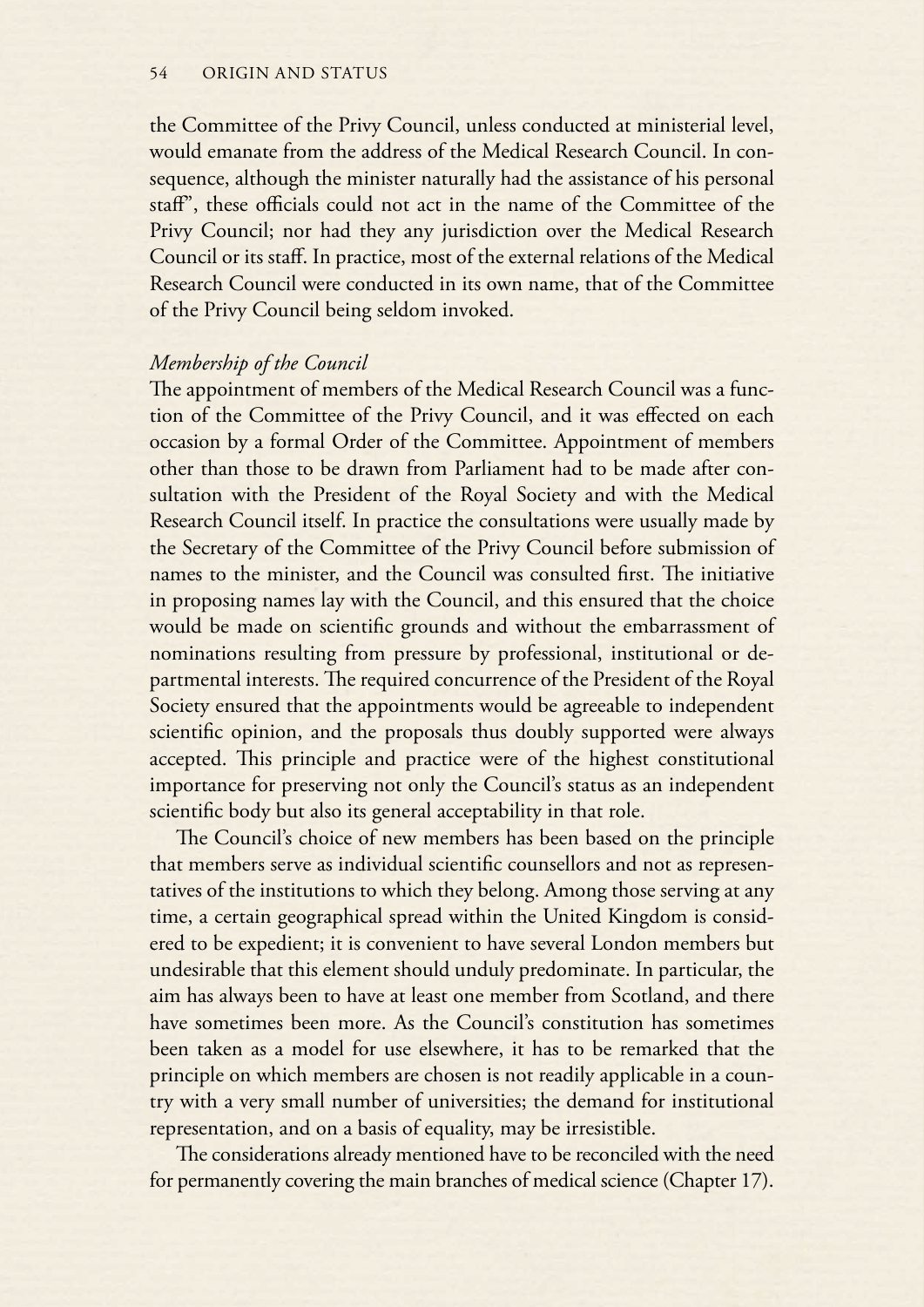the Committee of the Privy Council, unless conducted at ministerial level, would emanate from the address of the Medical Research Council. In consequence, although the minister naturally had the assistance of his personal staff", these officials could not act in the name of the Committee of the Privy Council; nor had they any jurisdiction over the Medical Research Council or its staff. In practice, most of the external relations of the Medical Research Council were conducted in its own name, that of the Committee of the Privy Council being seldom invoked.

### *Membership of the Council*

The appointment of members of the Medical Research Council was a function of the Committee of the Privy Council, and it was effected on each occasion by a formal Order of the Committee. Appointment of members other than those to be drawn from Parliament had to be made after consultation with the President of the Royal Society and with the Medical Research Council itself. In practice the consultations were usually made by the Secretary of the Committee of the Privy Council before submission of names to the minister, and the Council was consulted first. The initiative in proposing names lay with the Council, and this ensured that the choice would be made on scientific grounds and without the embarrassment of nominations resulting from pressure by professional, institutional or departmental interests. The required concurrence of the President of the Royal Society ensured that the appointments would be agreeable to independent scientific opinion, and the proposals thus doubly supported were always accepted. This principle and practice were of the highest constitutional importance for preserving not only the Council's status as an independent scientific body but also its general acceptability in that role.

The Council's choice of new members has been based on the principle that members serve as individual scientific counsellors and not as representatives of the institutions to which they belong. Among those serving at any time, a certain geographical spread within the United Kingdom is considered to be expedient; it is convenient to have several London members but undesirable that this element should unduly predominate. In particular, the aim has always been to have at least one member from Scotland, and there have sometimes been more. As the Council's constitution has sometimes been taken as a model for use elsewhere, it has to be remarked that the principle on which members are chosen is not readily applicable in a country with a very small number of universities; the demand for institutional representation, and on a basis of equality, may be irresistible.

The considerations already mentioned have to be reconciled with the need for permanently covering the main branches of medical science (Chapter 17).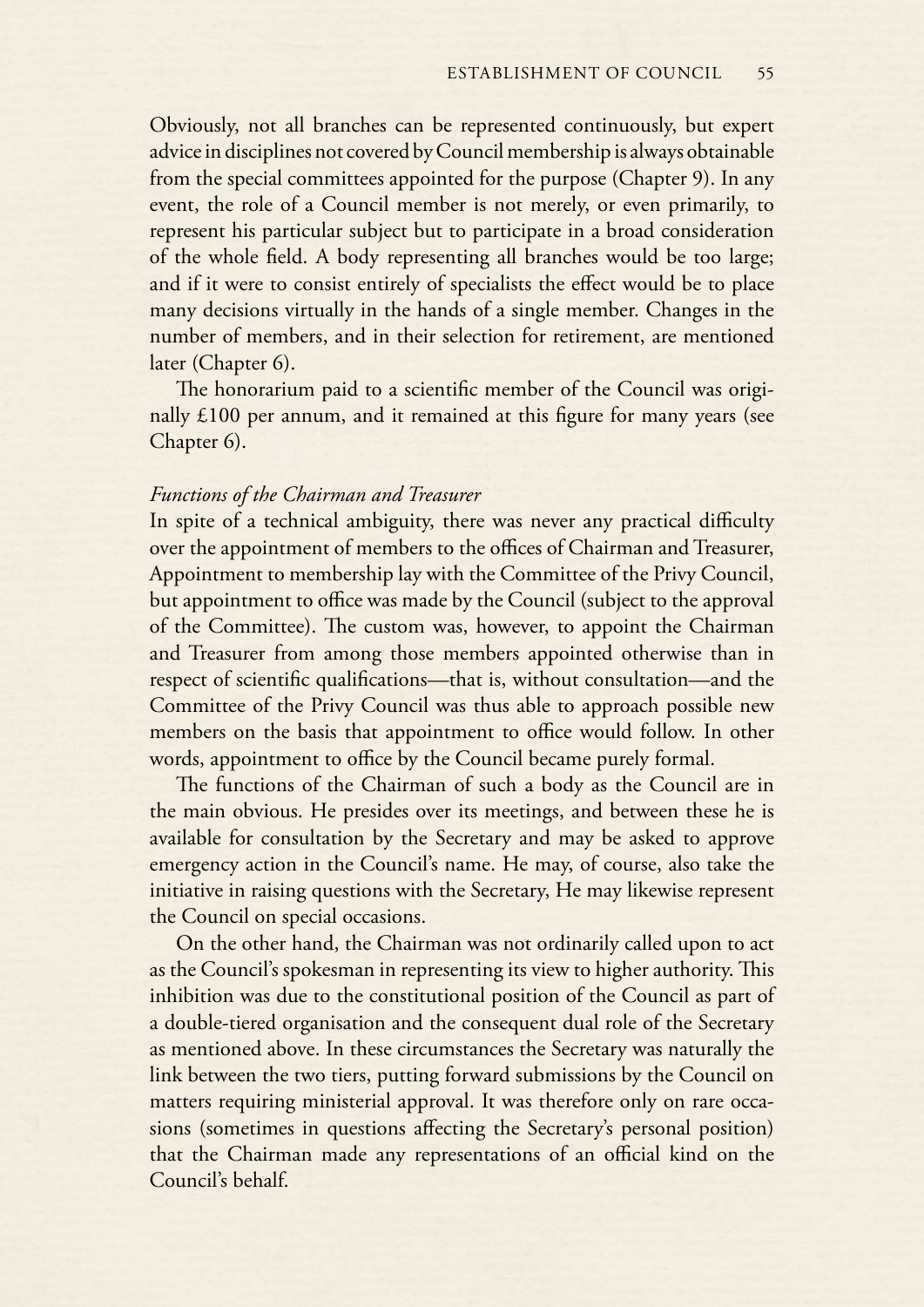Obviously, not all branches can be represented continuously, but expert advice in disciplines not covered by Council membership is always obtainable from the special committees appointed for the purpose (Chapter 9). In any event, the role of a Council member is not merely, or even primarily, to represent his particular subject but to participate in a broad consideration of the whole field. A body representing all branches would be too large; and if it were to consist entirely of specialists the effect would be to place many decisions virtually in the hands of a single member. Changes in the number of members, and in their selection for retirement, are mentioned later (Chapter 6).

The honorarium paid to a scientific member of the Council was originally £100 per annum, and it remained at this figure for many years (see Chapter 6).

*Functions of the Chairman and Treasurer*

In spite of a technical ambiguity, there was never any practical difficulty over the appointment of members to the offices of Chairman and Treasurer, Appointment to membership lay with the Committee of the Privy Council, but appointment to office was made by the Council (subject to the approval of the Committee). The custom was, however, to appoint the Chairman and Treasurer from among those members appointed otherwise than in respect of scientific qualifications—that is, without consultation—and the Committee of the Privy Council was thus able to approach possible new members on the basis that appointment to office would follow. In other words, appointment to office by the Council became purely formal.

The functions of the Chairman of such a body as the Council are in the main obvious. He presides over its meetings, and between these he is available for consultation by the Secretary and may be asked to approve emergency action in the Council's name. He may, of course, also take the initiative in raising questions with the Secretary, He may likewise represent the Council on special occasions.

On the other hand, the Chairman was not ordinarily called upon to act as the Council's spokesman in representing its view to higher authority. This inhibition was due to the constitutional position of the Council as part of a double-tiered organisation and the consequent dual role of the Secretary as mentioned above. In these circumstances the Secretary was naturally the link between the two tiers, putting forward submissions by the Council on matters requiring ministerial approval. It was therefore only on rare occasions (sometimes in questions affecting the Secretary's personal position) that the Chairman made any representations of an official kind on the Council's behalf.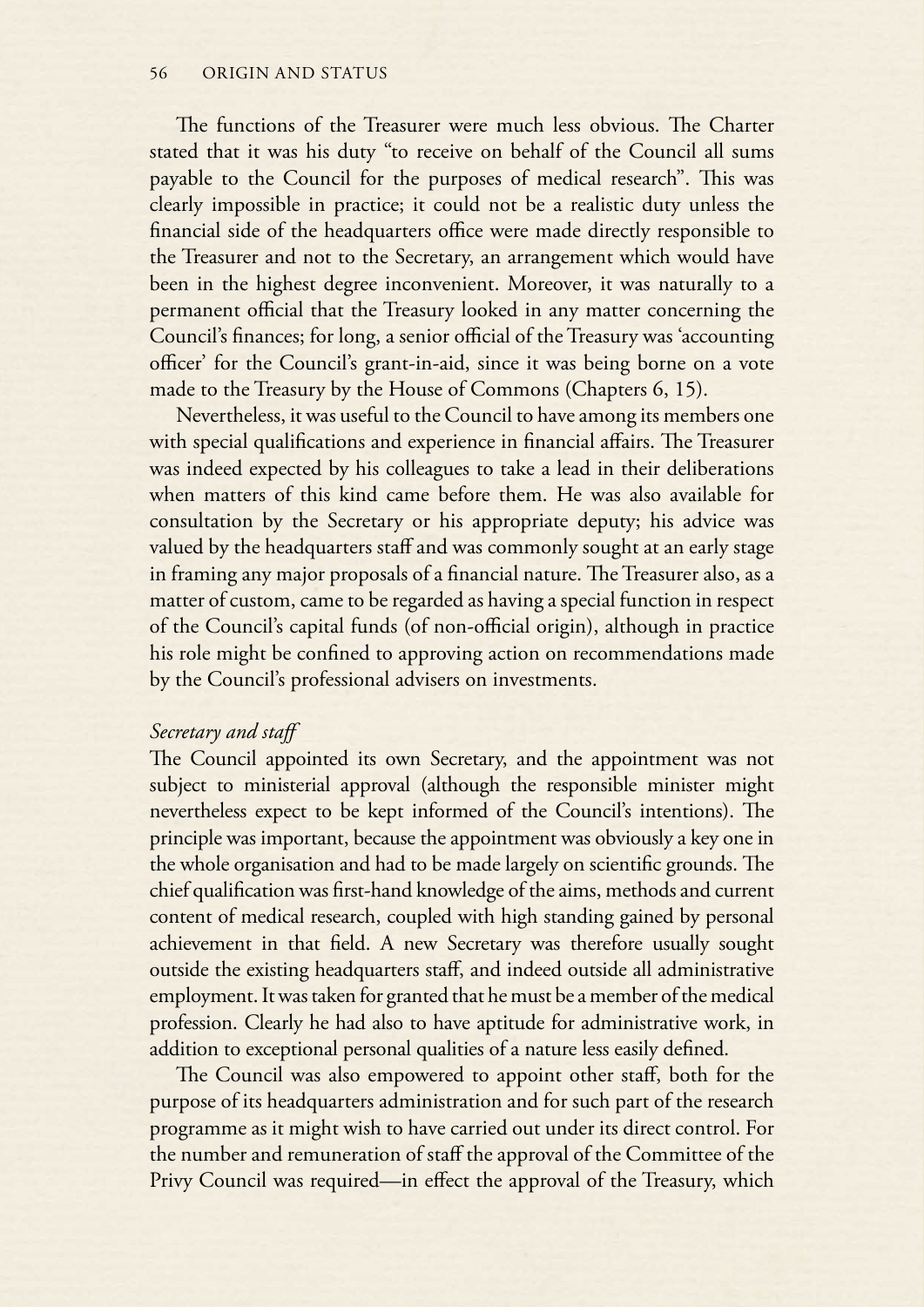The functions of the Treasurer were much less obvious. The Charter stated that it was his duty "to receive on behalf of the Council all sums payable to the Council for the purposes of medical research". This was clearly impossible in practice; it could not be a realistic duty unless the financial side of the headquarters office were made directly responsible to the Treasurer and not to the Secretary, an arrangement which would have been in the highest degree inconvenient. Moreover, it was naturally to a permanent official that the Treasury looked in any matter concerning the Council's finances; for long, a senior official of the Treasury was 'accounting officer' for the Council's grant-in-aid, since it was being borne on a vote made to the Treasury by the House of Commons (Chapters 6, 15).

Nevertheless, it was useful to the Council to have among its members one with special qualifications and experience in financial affairs. The Treasurer was indeed expected by his colleagues to take a lead in their deliberations when matters of this kind came before them. He was also available for consultation by the Secretary or his appropriate deputy; his advice was valued by the headquarters staff and was commonly sought at an early stage in framing any major proposals of a financial nature. The Treasurer also, as a matter of custom, came to be regarded as having a special function in respect of the Council's capital funds (of non-official origin), although in practice his role might be confined to approving action on recommendations made by the Council's professional advisers on investments.

*Secretary and staff*

The Council appointed its own Secretary, and the appointment was not subject to ministerial approval (although the responsible minister might nevertheless expect to be kept informed of the Council's intentions). The principle was important, because the appointment was obviously a key one in the whole organisation and had to be made largely on scientific grounds. The chief qualification was first-hand knowledge of the aims, methods and current content of medical research, coupled with high standing gained by personal achievement in that field. A new Secretary was therefore usually sought outside the existing headquarters staff, and indeed outside all administrative employment. It was taken for granted that he must be a member of the medical profession. Clearly he had also to have aptitude for administrative work, in addition to exceptional personal qualities of a nature less easily defined.

The Council was also empowered to appoint other staff, both for the purpose of its headquarters administration and for such part of the research programme as it might wish to have carried out under its direct control. For the number and remuneration of staff the approval of the Committee of the Privy Council was required—in effect the approval of the Treasury, which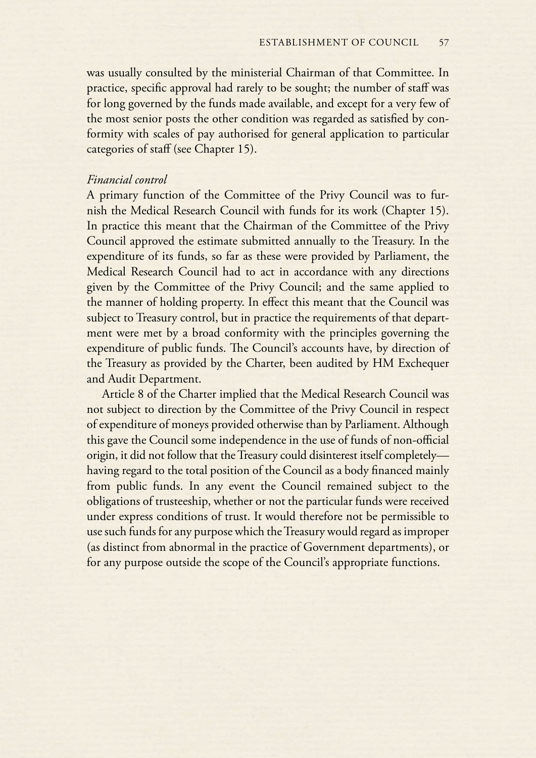was usually consulted by the ministerial Chairman of that Committee. In practice, specific approval had rarely to be sought; the number of staff was for long governed by the funds made available, and except for a very few of the most senior posts the other condition was regarded as satisfied by conformity with scales of pay authorised for general application to particular categories of staff (see Chapter 15).

*Financial control*

A primary function of the Committee of the Privy Council was to furnish the Medical Research Council with funds for its work (Chapter 15). In practice this meant that the Chairman of the Committee of the Privy Council approved the estimate submitted annually to the Treasury. In the expenditure of its funds, so far as these were provided by Parliament, the Medical Research Council had to act in accordance with any directions given by the Committee of the Privy Council; and the same applied to the manner of holding property. In effect this meant that the Council was subject to Treasury control, but in practice the requirements of that department were met by a broad conformity with the principles governing the expenditure of public funds. The Council's accounts have, by direction of the Treasury as provided by the Charter, been audited by HM Exchequer and Audit Department.

Article 8 of the Charter implied that the Medical Research Council was not subject to direction by the Committee of the Privy Council in respect of expenditure of moneys provided otherwise than by Parliament. Although this gave the Council some independence in the use of funds of non-official origin, it did not follow that the Treasury could disinterest itself completely—having regard to the total position of the Council as a body financed mainly from public funds. In any event the Council remained subject to the obligations of trusteeship, whether or not the particular funds were received under express conditions of trust. It would therefore not be permissible to use such funds for any purpose which the Treasury would regard as improper (as distinct from abnormal in the practice of Government departments), or for any purpose outside the scope of the Council's appropriate functions.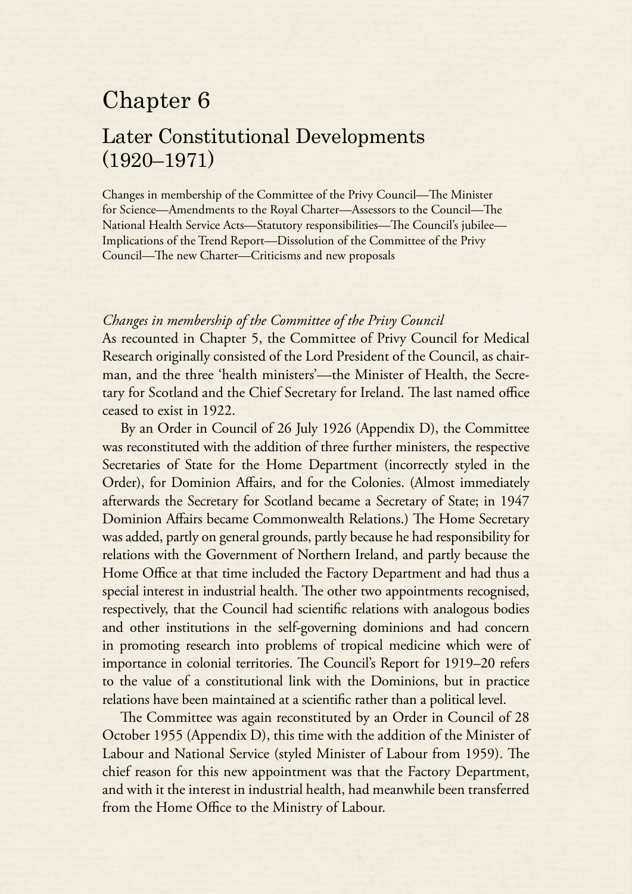# Chapter 6

## Later Constitutional Developments (1920–1971)

Changes in membership of the Committee of the Privy Council—The Minister for Science—Amendments to the Royal Charter—Assessors to the Council—The National Health Service Acts—Statutory responsibilities—The Council's jubilee—Implications of the Trend Report—Dissolution of the Committee of the Privy Council—The new Charter—Criticisms and new proposals

*Changes in membership of the Committee of the Privy Council*

As recounted in Chapter 5, the Committee of Privy Council for Medical Research originally consisted of the Lord President of the Council, as chairman, and the three 'health ministers'—the Minister of Health, the Secretary for Scotland and the Chief Secretary for Ireland. The last named office ceased to exist in 1922.

By an Order in Council of 26 July 1926 (Appendix D), the Committee was reconstituted with the addition of three further ministers, the respective Secretaries of State for the Home Department (incorrectly styled in the Order), for Dominion Affairs, and for the Colonies. (Almost immediately afterwards the Secretary for Scotland became a Secretary of State; in 1947 Dominion Affairs became Commonwealth Relations.) The Home Secretary was added, partly on general grounds, partly because he had responsibility for relations with the Government of Northern Ireland, and partly because the Home Office at that time included the Factory Department and had thus a special interest in industrial health. The other two appointments recognised, respectively, that the Council had scientific relations with analogous bodies and other institutions in the self-governing dominions and had concern in promoting research into problems of tropical medicine which were of importance in colonial territories. The Council's Report for 1919–20 refers to the value of a constitutional link with the Dominions, but in practice relations have been maintained at a scientific rather than a political level.

The Committee was again reconstituted by an Order in Council of 28 October 1955 (Appendix D), this time with the addition of the Minister of Labour and National Service (styled Minister of Labour from 1959). The chief reason for this new appointment was that the Factory Department, and with it the interest in industrial health, had meanwhile been transferred from the Home Office to the Ministry of Labour.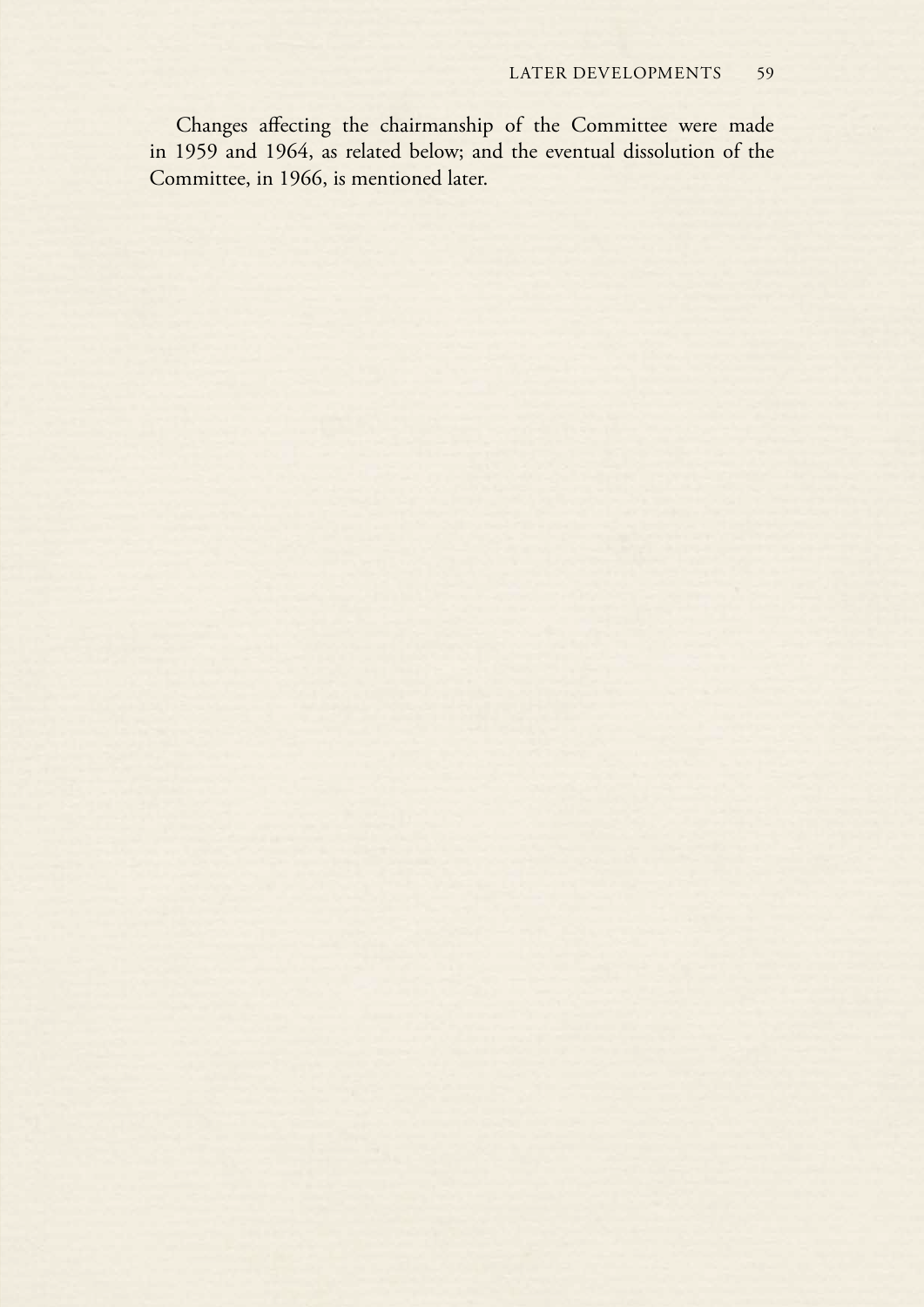Changes affecting the chairmanship of the Committee were made in 1959 and 1964, as related below; and the eventual dissolution of the Committee, in 1966, is mentioned later.